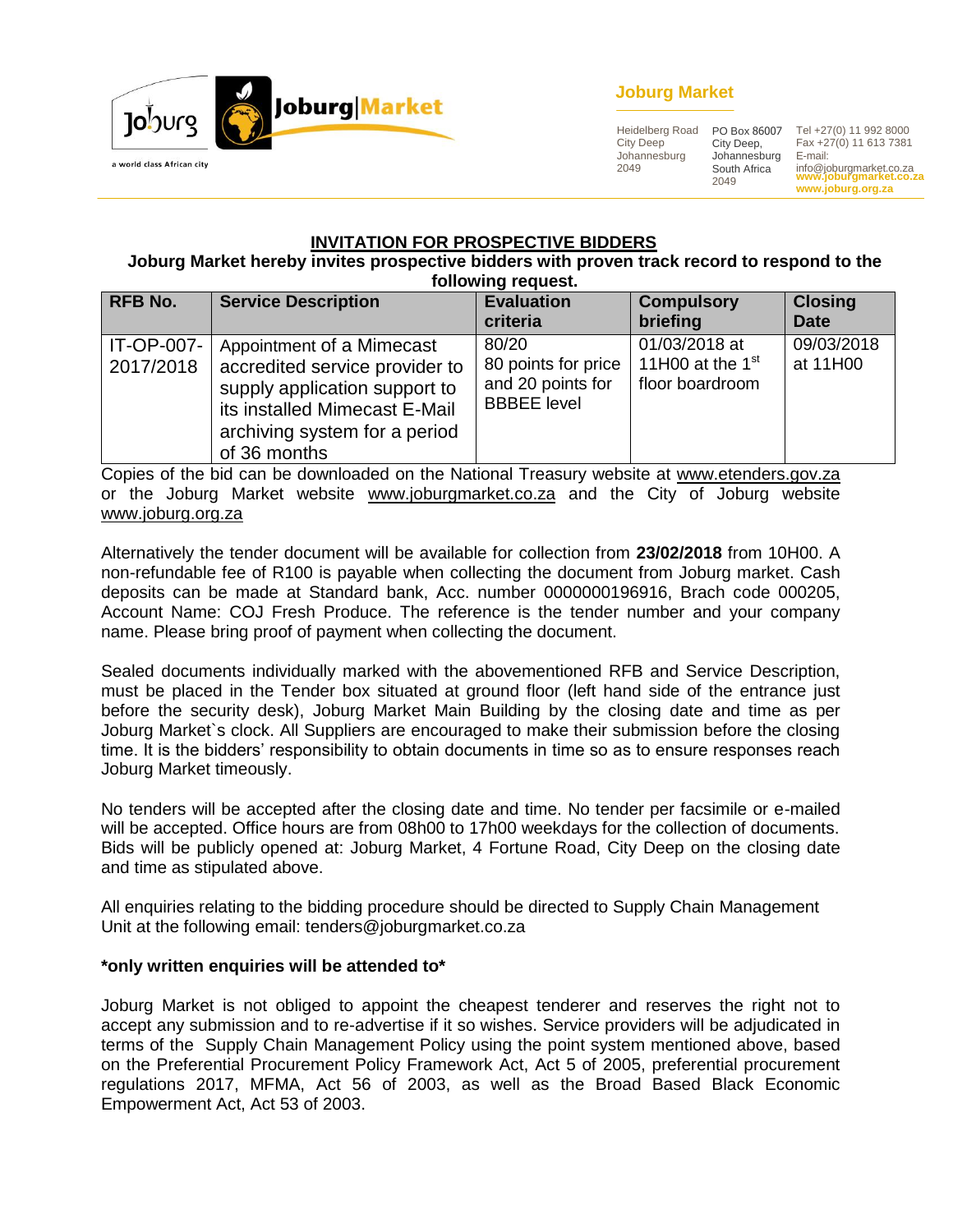**Joburg Market**

Heidelberg Road
City Deep
Johannesburg
2049

PO Box 86007
City Deep,
Johannesburg
South Africa
2049

Tel +27(0) 11 992 8000
Fax +27(0) 11 613 7381
E-mail:
info@joburgmarket.co.za
www.joburgmarket.co.za
www.joburg.org.za

## INVITATION FOR PROSPECTIVE BIDDERS

**Joburg Market hereby invites prospective bidders with proven track record to respond to the following request.**

| RFB No. | Service Description | Evaluation criteria | Compulsory briefing | Closing Date |
|---|---|---|---|---|
| IT-OP-007-2017/2018 | Appointment of a Mimecast accredited service provider to supply application support to its installed Mimecast E-Mail archiving system for a period of 36 months | 80/20 80 points for price and 20 points for BBBEE level | 01/03/2018 at 11H00 at the 1st floor boardroom | 09/03/2018 at 11H00 |

Copies of the bid can be downloaded on the National Treasury website at www.etenders.gov.za or the Joburg Market website www.joburgmarket.co.za and the City of Joburg website www.joburg.org.za

Alternatively the tender document will be available for collection from **23/02/2018** from 10H00. A non-refundable fee of R100 is payable when collecting the document from Joburg market. Cash deposits can be made at Standard bank, Acc. number 0000000196916, Brach code 000205, Account Name: COJ Fresh Produce. The reference is the tender number and your company name. Please bring proof of payment when collecting the document.

Sealed documents individually marked with the abovementioned RFB and Service Description, must be placed in the Tender box situated at ground floor (left hand side of the entrance just before the security desk), Joburg Market Main Building by the closing date and time as per Joburg Market`s clock. All Suppliers are encouraged to make their submission before the closing time. It is the bidders' responsibility to obtain documents in time so as to ensure responses reach Joburg Market timeously.

No tenders will be accepted after the closing date and time. No tender per facsimile or e-mailed will be accepted. Office hours are from 08h00 to 17h00 weekdays for the collection of documents. Bids will be publicly opened at: Joburg Market, 4 Fortune Road, City Deep on the closing date and time as stipulated above.

All enquiries relating to the bidding procedure should be directed to Supply Chain Management Unit at the following email: tenders@joburgmarket.co.za

**\*only written enquiries will be attended to\***

Joburg Market is not obliged to appoint the cheapest tenderer and reserves the right not to accept any submission and to re-advertise if it so wishes. Service providers will be adjudicated in terms of the Supply Chain Management Policy using the point system mentioned above, based on the Preferential Procurement Policy Framework Act, Act 5 of 2005, preferential procurement regulations 2017, MFMA, Act 56 of 2003, as well as the Broad Based Black Economic Empowerment Act, Act 53 of 2003.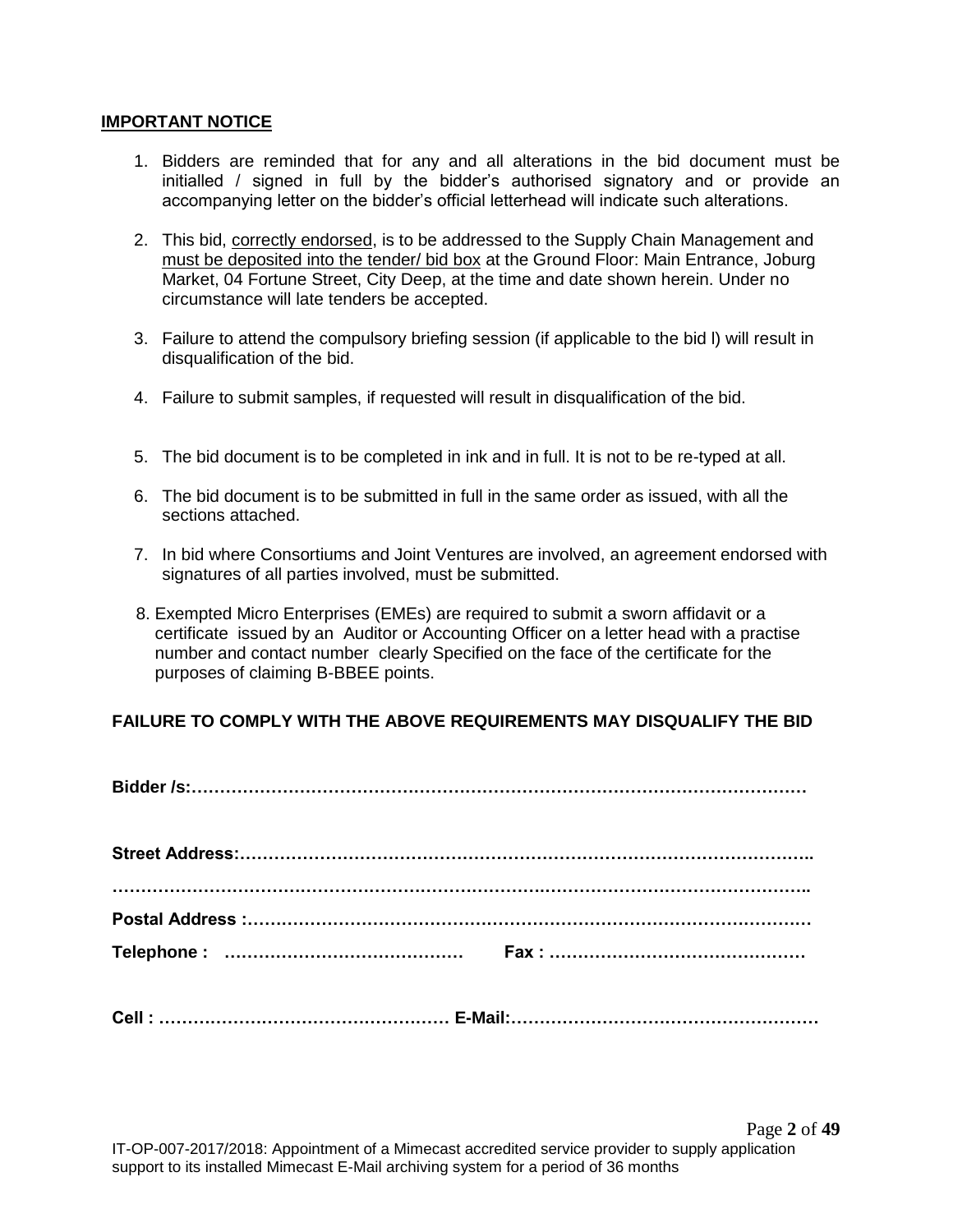## IMPORTANT NOTICE

1. Bidders are reminded that for any and all alterations in the bid document must be initialled / signed in full by the bidder's authorised signatory and or provide an accompanying letter on the bidder's official letterhead will indicate such alterations.

2. This bid, correctly endorsed, is to be addressed to the Supply Chain Management and must be deposited into the tender/ bid box at the Ground Floor: Main Entrance, Joburg Market, 04 Fortune Street, City Deep, at the time and date shown herein. Under no circumstance will late tenders be accepted.

3. Failure to attend the compulsory briefing session (if applicable to the bid l) will result in disqualification of the bid.

4. Failure to submit samples, if requested will result in disqualification of the bid.

5. The bid document is to be completed in ink and in full. It is not to be re-typed at all.

6. The bid document is to be submitted in full in the same order as issued, with all the sections attached.

7. In bid where Consortiums and Joint Ventures are involved, an agreement endorsed with signatures of all parties involved, must be submitted.

8. Exempted Micro Enterprises (EMEs) are required to submit a sworn affidavit or a certificate issued by an Auditor or Accounting Officer on a letter head with a practise number and contact number clearly Specified on the face of the certificate for the purposes of claiming B-BBEE points.

**FAILURE TO COMPLY WITH THE ABOVE REQUIREMENTS MAY DISQUALIFY THE BID**

**Bidder /s:………………………………………………………………………………………………**

**Street Address:…………………………………………………………………………………………..**

**……………………………………………………………………………………………………………..**

**Postal Address :………………………………………………………………………………………**

**Telephone : …………………………………… Fax : ………………………………………**

**Cell : …………………………………………… E-Mail:………………………………………………**

IT-OP-007-2017/2018: Appointment of a Mimecast accredited service provider to supply application support to its installed Mimecast E-Mail archiving system for a period of 36 months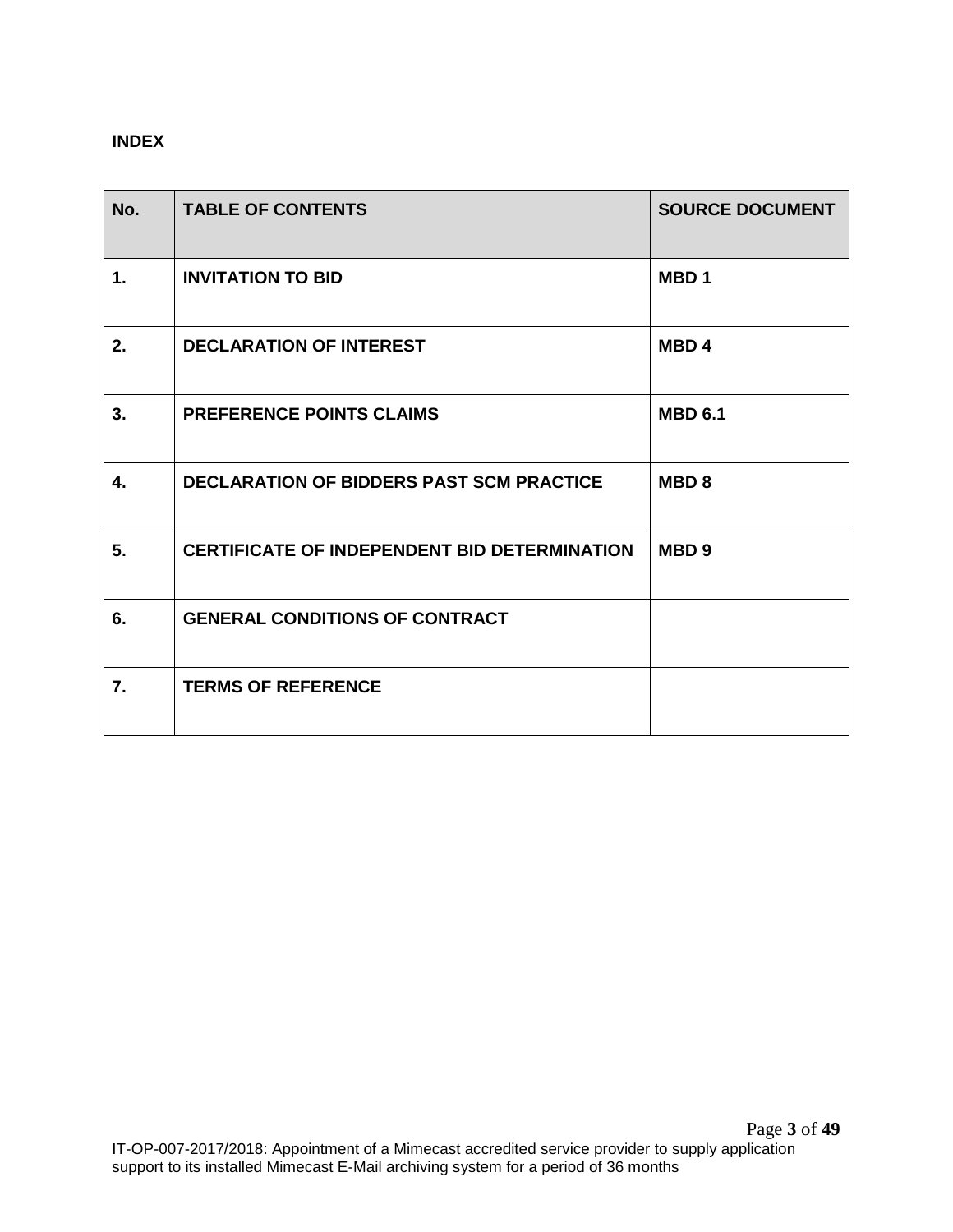**INDEX**

| No. | TABLE OF CONTENTS | SOURCE DOCUMENT |
|---|---|---|
| 1. | INVITATION TO BID | MBD 1 |
| 2. | DECLARATION OF INTEREST | MBD 4 |
| 3. | PREFERENCE POINTS CLAIMS | MBD 6.1 |
| 4. | DECLARATION OF BIDDERS PAST SCM PRACTICE | MBD 8 |
| 5. | CERTIFICATE OF INDEPENDENT BID DETERMINATION | MBD 9 |
| 6. | GENERAL CONDITIONS OF CONTRACT | |
| 7. | TERMS OF REFERENCE | |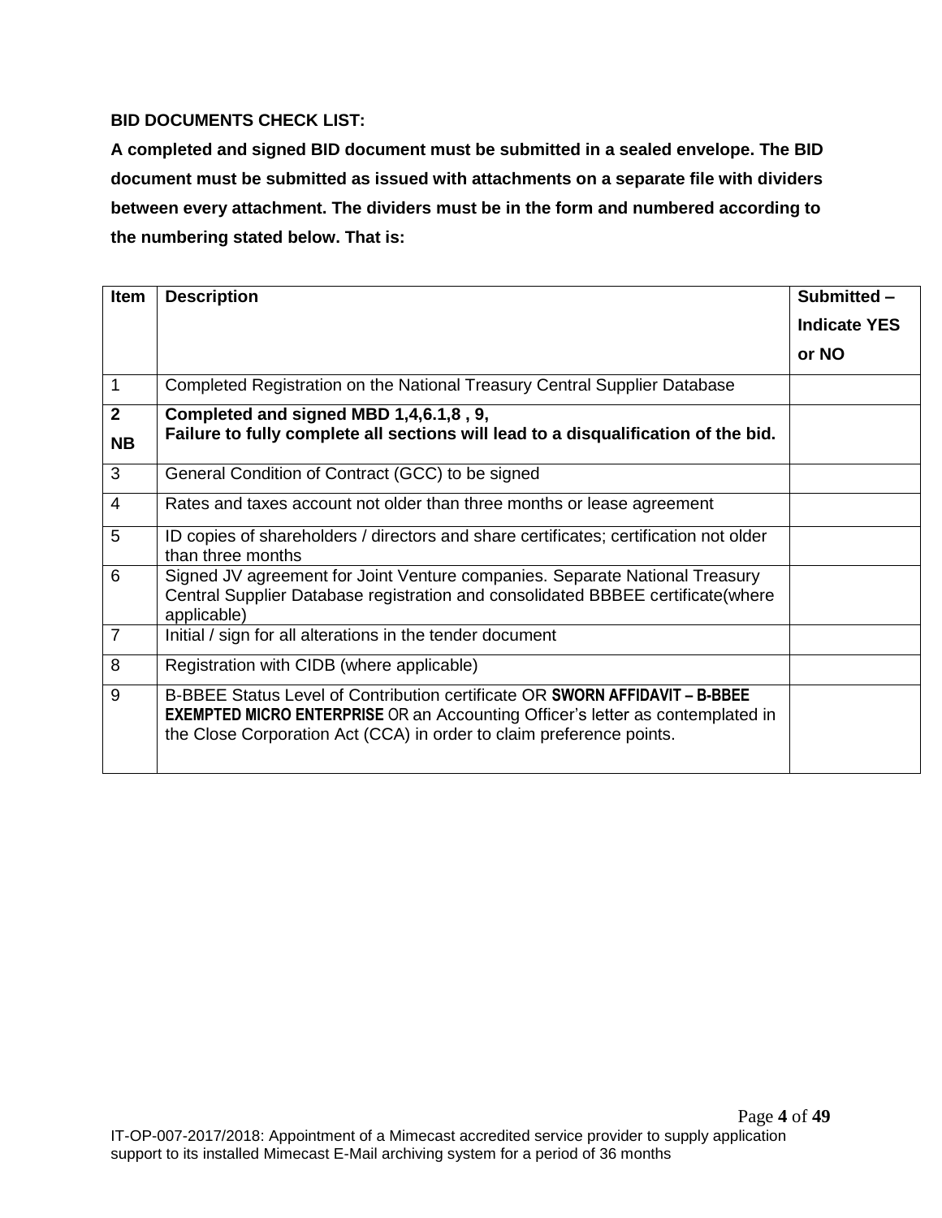**BID DOCUMENTS CHECK LIST:**

**A completed and signed BID document must be submitted in a sealed envelope. The BID document must be submitted as issued with attachments on a separate file with dividers between every attachment. The dividers must be in the form and numbered according to the numbering stated below. That is:**

| Item | Description | Submitted – Indicate YES or NO |
|---|---|---|
| 1 | Completed Registration on the National Treasury Central Supplier Database | |
| **2** **NB** | **Completed and signed MBD 1,4,6.1,8 , 9,** **Failure to fully complete all sections will lead to a disqualification of the bid.** | |
| 3 | General Condition of Contract (GCC) to be signed | |
| 4 | Rates and taxes account not older than three months or lease agreement | |
| 5 | ID copies of shareholders / directors and share certificates; certification not older than three months | |
| 6 | Signed JV agreement for Joint Venture companies. Separate National Treasury Central Supplier Database registration and consolidated BBBEE certificate(where applicable) | |
| 7 | Initial / sign for all alterations in the tender document | |
| 8 | Registration with CIDB (where applicable) | |
| 9 | B-BBEE Status Level of Contribution certificate OR **SWORN AFFIDAVIT – B-BBEE EXEMPTED MICRO ENTERPRISE** OR an Accounting Officer's letter as contemplated in the Close Corporation Act (CCA) in order to claim preference points. | |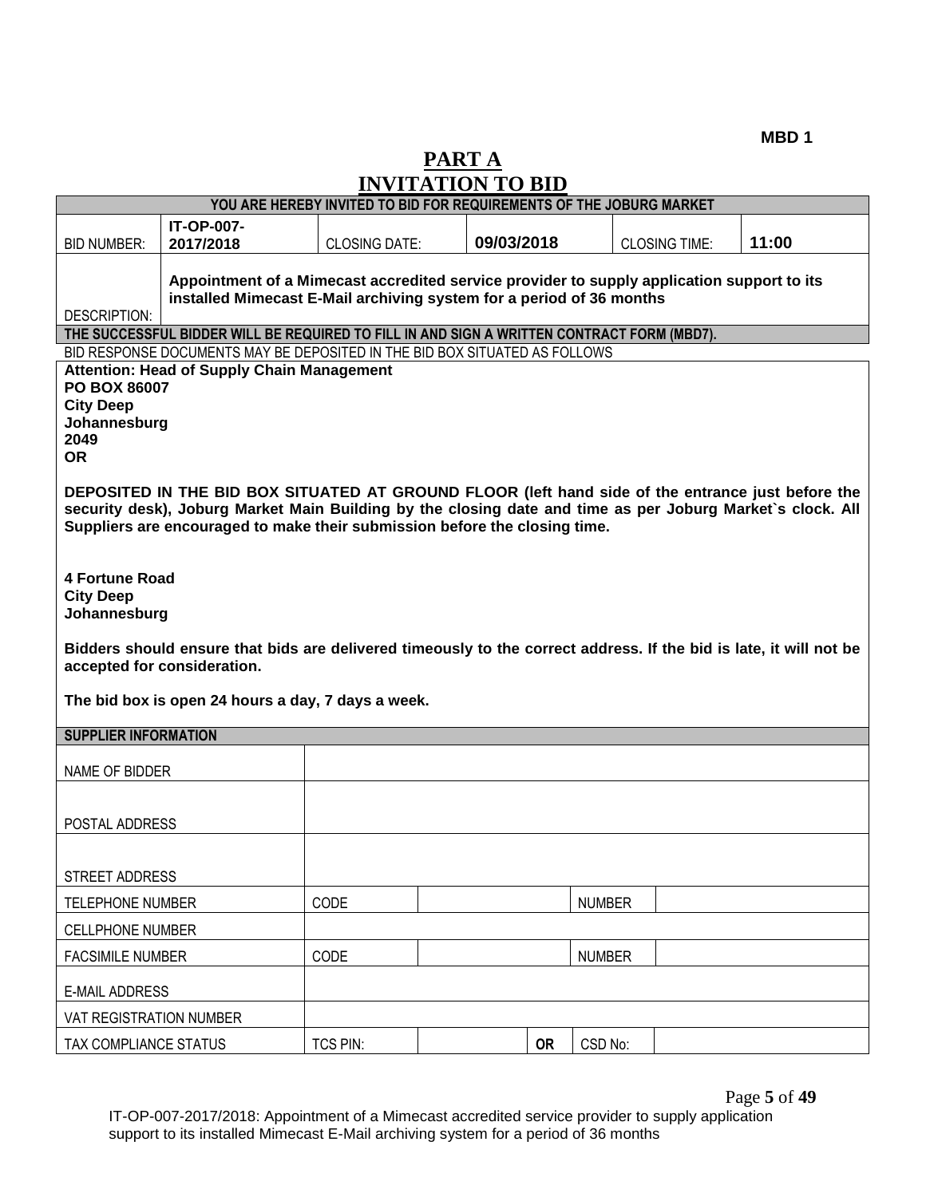MBD 1

# PART A
# INVITATION TO BID

| YOU ARE HEREBY INVITED TO BID FOR REQUIREMENTS OF THE JOBURG MARKET | | | | | |
|---|---|---|---|---|---|
| BID NUMBER: | **IT-OP-007-2017/2018** | CLOSING DATE: | **09/03/2018** | CLOSING TIME: | **11:00** |
| DESCRIPTION: | **Appointment of a Mimecast accredited service provider to supply application support to its installed Mimecast E-Mail archiving system for a period of 36 months** | | | | |

**THE SUCCESSFUL BIDDER WILL BE REQUIRED TO FILL IN AND SIGN A WRITTEN CONTRACT FORM (MBD7).**

BID RESPONSE DOCUMENTS MAY BE DEPOSITED IN THE BID BOX SITUATED AS FOLLOWS

**Attention: Head of Supply Chain Management**
**PO BOX 86007**
**City Deep**
**Johannesburg**
**2049**
**OR**

**DEPOSITED IN THE BID BOX SITUATED AT GROUND FLOOR (left hand side of the entrance just before the security desk), Joburg Market Main Building by the closing date and time as per Joburg Market`s clock. All Suppliers are encouraged to make their submission before the closing time.**

**4 Fortune Road**
**City Deep**
**Johannesburg**

**Bidders should ensure that bids are delivered timeously to the correct address. If the bid is late, it will not be accepted for consideration.**

**The bid box is open 24 hours a day, 7 days a week.**

| SUPPLIER INFORMATION | | | | | |
|---|---|---|---|---|---|
| NAME OF BIDDER | | | | | |
| POSTAL ADDRESS | | | | | |
| STREET ADDRESS | | | | | |
| TELEPHONE NUMBER | CODE | | | NUMBER | |
| CELLPHONE NUMBER | | | | | |
| FACSIMILE NUMBER | CODE | | | NUMBER | |
| E-MAIL ADDRESS | | | | | |
| VAT REGISTRATION NUMBER | | | | | |
| TAX COMPLIANCE STATUS | TCS PIN: | | **OR** | CSD No: | |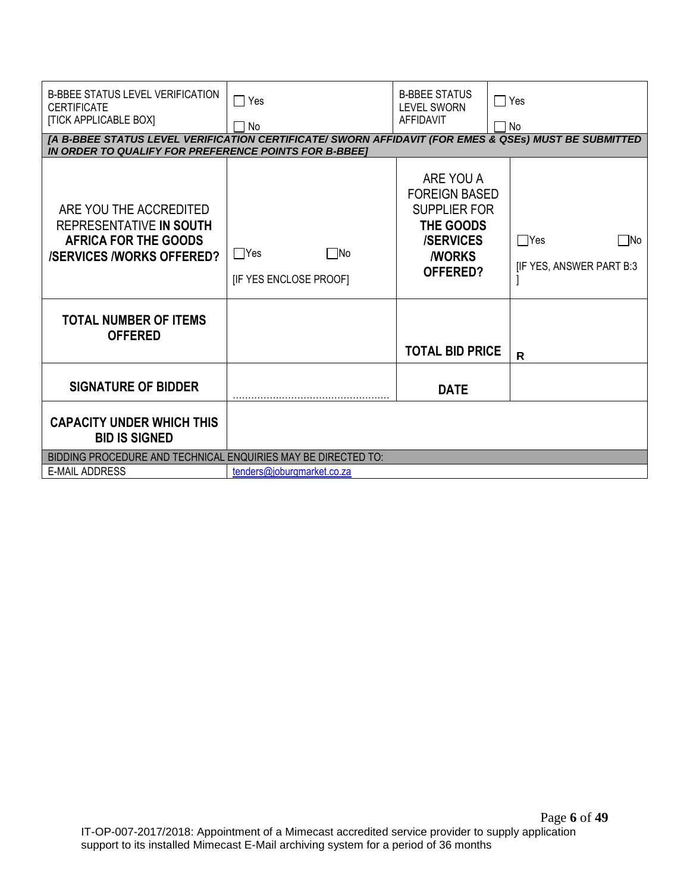| B-BBEE STATUS LEVEL VERIFICATION CERTIFICATE [TICK APPLICABLE BOX] | ☐ Yes ☐ No | B-BBEE STATUS LEVEL SWORN AFFIDAVIT | ☐ Yes ☐ No |
|---|---|---|---|
| ***[A B-BBEE STATUS LEVEL VERIFICATION CERTIFICATE/ SWORN AFFIDAVIT (FOR EMES & QSEs) MUST BE SUBMITTED IN ORDER TO QUALIFY FOR PREFERENCE POINTS FOR B-BBEE]*** | | | |
| ARE YOU THE ACCREDITED REPRESENTATIVE **IN SOUTH AFRICA FOR THE GOODS /SERVICES /WORKS OFFERED?** | ☐Yes ☐No [IF YES ENCLOSE PROOF] | ARE YOU A FOREIGN BASED SUPPLIER FOR **THE GOODS /SERVICES /WORKS OFFERED?** | ☐Yes ☐No [IF YES, ANSWER PART B:3 ] |
| **TOTAL NUMBER OF ITEMS OFFERED** | | **TOTAL BID PRICE** | **R** |
| **SIGNATURE OF BIDDER** | ……………………………… | **DATE** | |
| **CAPACITY UNDER WHICH THIS BID IS SIGNED** | | | |
| BIDDING PROCEDURE AND TECHNICAL ENQUIRIES MAY BE DIRECTED TO: | | | |
| E-MAIL ADDRESS | tenders@joburgmarket.co.za | | |

IT-OP-007-2017/2018: Appointment of a Mimecast accredited service provider to supply application support to its installed Mimecast E-Mail archiving system for a period of 36 months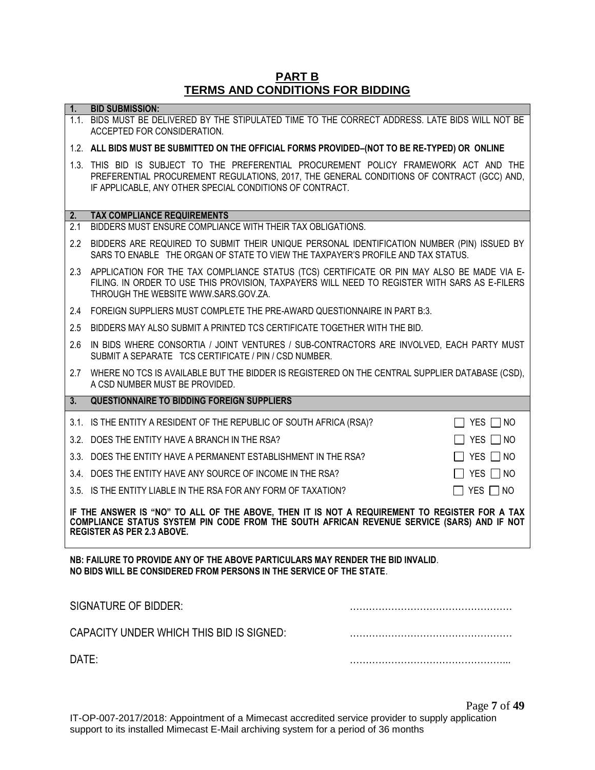## PART B
## TERMS AND CONDITIONS FOR BIDDING

**1. BID SUBMISSION:**

1.1. BIDS MUST BE DELIVERED BY THE STIPULATED TIME TO THE CORRECT ADDRESS. LATE BIDS WILL NOT BE ACCEPTED FOR CONSIDERATION.

1.2. **ALL BIDS MUST BE SUBMITTED ON THE OFFICIAL FORMS PROVIDED–(NOT TO BE RE-TYPED) OR ONLINE**

1.3. THIS BID IS SUBJECT TO THE PREFERENTIAL PROCUREMENT POLICY FRAMEWORK ACT AND THE PREFERENTIAL PROCUREMENT REGULATIONS, 2017, THE GENERAL CONDITIONS OF CONTRACT (GCC) AND, IF APPLICABLE, ANY OTHER SPECIAL CONDITIONS OF CONTRACT.

**2. TAX COMPLIANCE REQUIREMENTS**

2.1 BIDDERS MUST ENSURE COMPLIANCE WITH THEIR TAX OBLIGATIONS.

2.2 BIDDERS ARE REQUIRED TO SUBMIT THEIR UNIQUE PERSONAL IDENTIFICATION NUMBER (PIN) ISSUED BY SARS TO ENABLE THE ORGAN OF STATE TO VIEW THE TAXPAYER'S PROFILE AND TAX STATUS.

2.3 APPLICATION FOR THE TAX COMPLIANCE STATUS (TCS) CERTIFICATE OR PIN MAY ALSO BE MADE VIA E-FILING. IN ORDER TO USE THIS PROVISION, TAXPAYERS WILL NEED TO REGISTER WITH SARS AS E-FILERS THROUGH THE WEBSITE WWW.SARS.GOV.ZA.

2.4 FOREIGN SUPPLIERS MUST COMPLETE THE PRE-AWARD QUESTIONNAIRE IN PART B:3.

2.5 BIDDERS MAY ALSO SUBMIT A PRINTED TCS CERTIFICATE TOGETHER WITH THE BID.

2.6 IN BIDS WHERE CONSORTIA / JOINT VENTURES / SUB-CONTRACTORS ARE INVOLVED, EACH PARTY MUST SUBMIT A SEPARATE TCS CERTIFICATE / PIN / CSD NUMBER.

2.7 WHERE NO TCS IS AVAILABLE BUT THE BIDDER IS REGISTERED ON THE CENTRAL SUPPLIER DATABASE (CSD), A CSD NUMBER MUST BE PROVIDED.

**3. QUESTIONNAIRE TO BIDDING FOREIGN SUPPLIERS**

| | | |
|---|---|---|
| 3.1. | IS THE ENTITY A RESIDENT OF THE REPUBLIC OF SOUTH AFRICA (RSA)? | ☐ YES ☐ NO |
| 3.2. | DOES THE ENTITY HAVE A BRANCH IN THE RSA? | ☐ YES ☐ NO |
| 3.3. | DOES THE ENTITY HAVE A PERMANENT ESTABLISHMENT IN THE RSA? | ☐ YES ☐ NO |
| 3.4. | DOES THE ENTITY HAVE ANY SOURCE OF INCOME IN THE RSA? | ☐ YES ☐ NO |
| 3.5. | IS THE ENTITY LIABLE IN THE RSA FOR ANY FORM OF TAXATION? | ☐ YES ☐ NO |

**IF THE ANSWER IS "NO" TO ALL OF THE ABOVE, THEN IT IS NOT A REQUIREMENT TO REGISTER FOR A TAX COMPLIANCE STATUS SYSTEM PIN CODE FROM THE SOUTH AFRICAN REVENUE SERVICE (SARS) AND IF NOT REGISTER AS PER 2.3 ABOVE.**

**NB: FAILURE TO PROVIDE ANY OF THE ABOVE PARTICULARS MAY RENDER THE BID INVALID**.
**NO BIDS WILL BE CONSIDERED FROM PERSONS IN THE SERVICE OF THE STATE**.

SIGNATURE OF BIDDER: ……………………………………………

CAPACITY UNDER WHICH THIS BID IS SIGNED: ……………………………………………

DATE: …………………………………………..

IT-OP-007-2017/2018: Appointment of a Mimecast accredited service provider to supply application support to its installed Mimecast E-Mail archiving system for a period of 36 months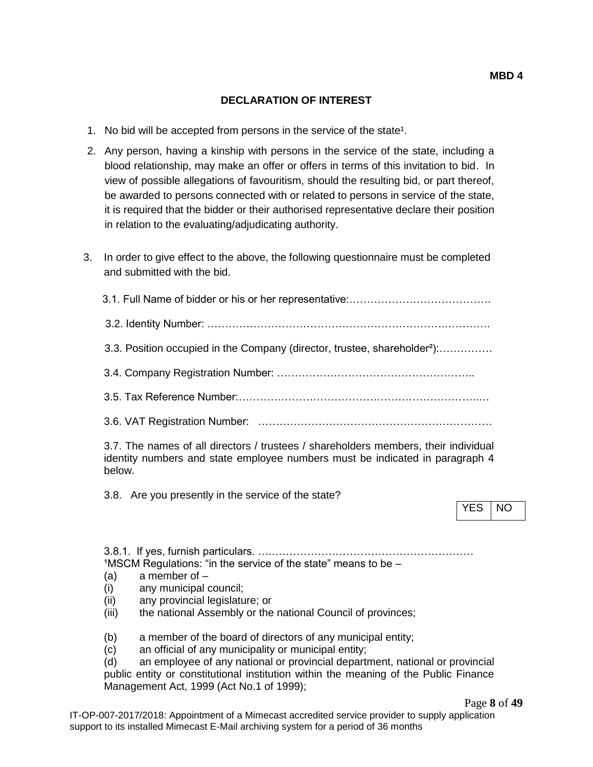**MBD 4**

## DECLARATION OF INTEREST

1. No bid will be accepted from persons in the service of the state[1].
2. Any person, having a kinship with persons in the service of the state, including a blood relationship, may make an offer or offers in terms of this invitation to bid. In view of possible allegations of favouritism, should the resulting bid, or part thereof, be awarded to persons connected with or related to persons in service of the state, it is required that the bidder or their authorised representative declare their position in relation to the evaluating/adjudicating authority.
3. In order to give effect to the above, the following questionnaire must be completed and submitted with the bid.

   3.1. Full Name of bidder or his or her representative:………………………………….

   3.2. Identity Number: ……………………………………………………………………….

   3.3. Position occupied in the Company (director, trustee, shareholder[2]):……………

   3.4. Company Registration Number: ……………………………………………..

   3.5. Tax Reference Number:…………………………………………………………..…

   3.6. VAT Registration Number: …………………………………………………………

   3.7. The names of all directors / trustees / shareholders members, their individual identity numbers and state employee numbers must be indicated in paragraph 4 below.

   3.8. Are you presently in the service of the state?

| YES | NO |
|---|---|

   3.8.1. If yes, furnish particulars. ….…………………………………………………

[1]MSCM Regulations: "in the service of the state" means to be –
(a) a member of –
(i) any municipal council;
(ii) any provincial legislature; or
(iii) the national Assembly or the national Council of provinces;

(b) a member of the board of directors of any municipal entity;
(c) an official of any municipality or municipal entity;
(d) an employee of any national or provincial department, national or provincial public entity or constitutional institution within the meaning of the Public Finance Management Act, 1999 (Act No.1 of 1999);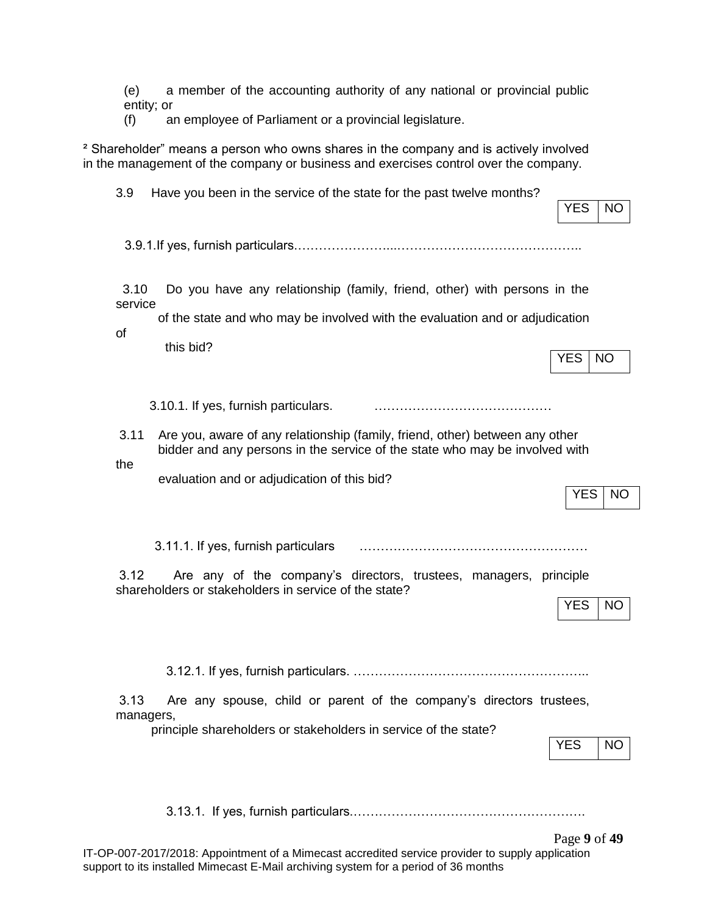(e) a member of the accounting authority of any national or provincial public entity; or

(f) an employee of Parliament or a provincial legislature.

² Shareholder" means a person who owns shares in the company and is actively involved in the management of the company or business and exercises control over the company.

3.9 Have you been in the service of the state for the past twelve months?

| YES | NO |
|---|---|

3.9.1. If yes, furnish particulars……………………...……………………………………..

3.10 Do you have any relationship (family, friend, other) with persons in the service of the state and who may be involved with the evaluation and or adjudication of this bid?

| YES | NO |
|---|---|

3.10.1. If yes, furnish particulars. ……………………………………

3.11 Are you, aware of any relationship (family, friend, other) between any other bidder and any persons in the service of the state who may be involved with the evaluation and or adjudication of this bid?

| YES | NO |
|---|---|

3.11.1. If yes, furnish particulars ………………………………………………

3.12 Are any of the company's directors, trustees, managers, principle shareholders or stakeholders in service of the state?

| YES | NO |
|---|---|

3.12.1. If yes, furnish particulars. ………………………………………………..

3.13 Are any spouse, child or parent of the company's directors trustees, managers, principle shareholders or stakeholders in service of the state?

| YES | NO |
|---|---|

3.13.1. If yes, furnish particulars.……………………………………………….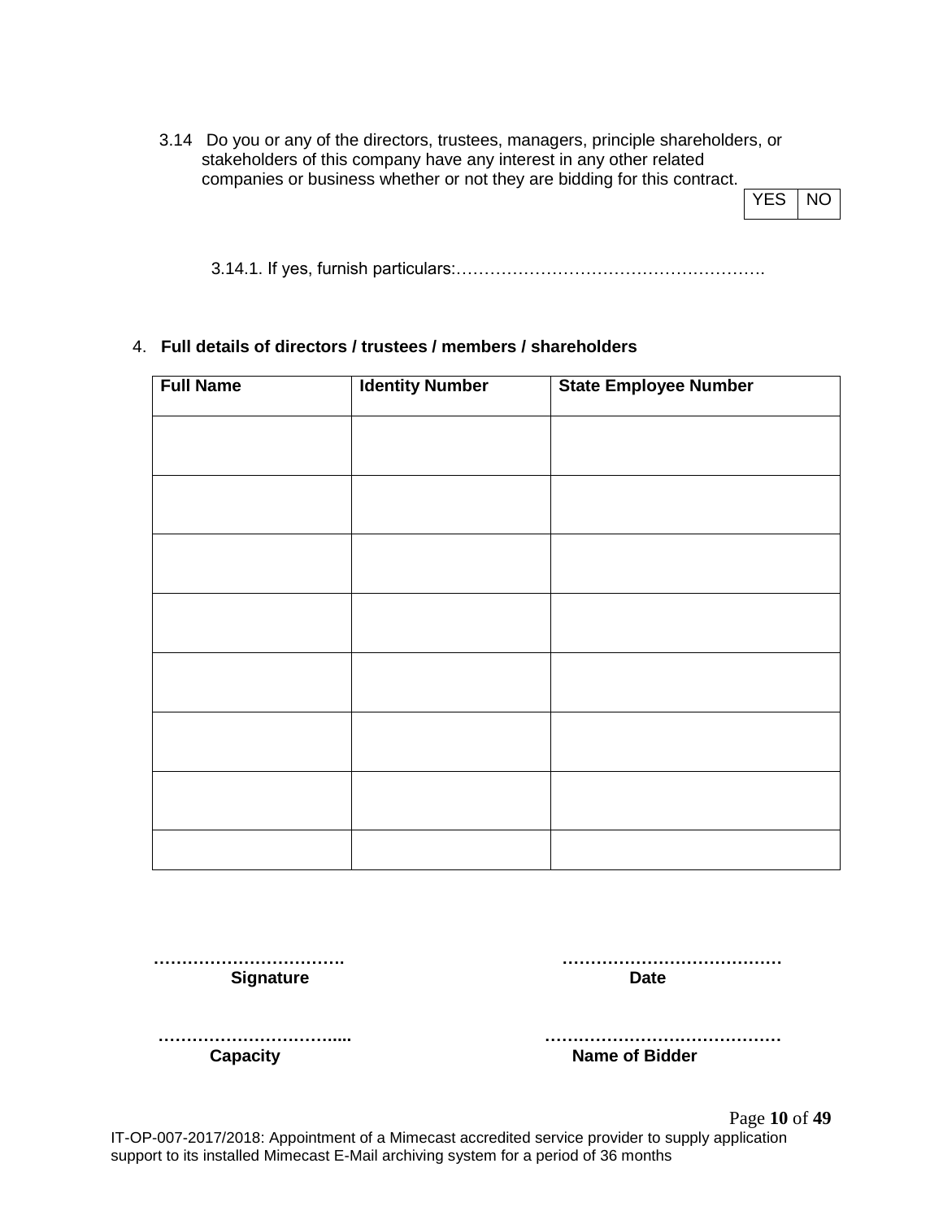3.14 Do you or any of the directors, trustees, managers, principle shareholders, or stakeholders of this company have any interest in any other related companies or business whether or not they are bidding for this contract.

| YES | NO |
|---|---|

3.14.1. If yes, furnish particulars:……………………………………………….

4. **Full details of directors / trustees / members / shareholders**

| Full Name | Identity Number | State Employee Number |
|---|---|---|
| | | |
| | | |
| | | |
| | | |
| | | |
| | | |
| | | |
| | | |

…………………………….
**Signature**

…………………………………
**Date**

…………………………....
**Capacity**

……………………………………
**Name of Bidder**

IT-OP-007-2017/2018: Appointment of a Mimecast accredited service provider to supply application support to its installed Mimecast E-Mail archiving system for a period of 36 months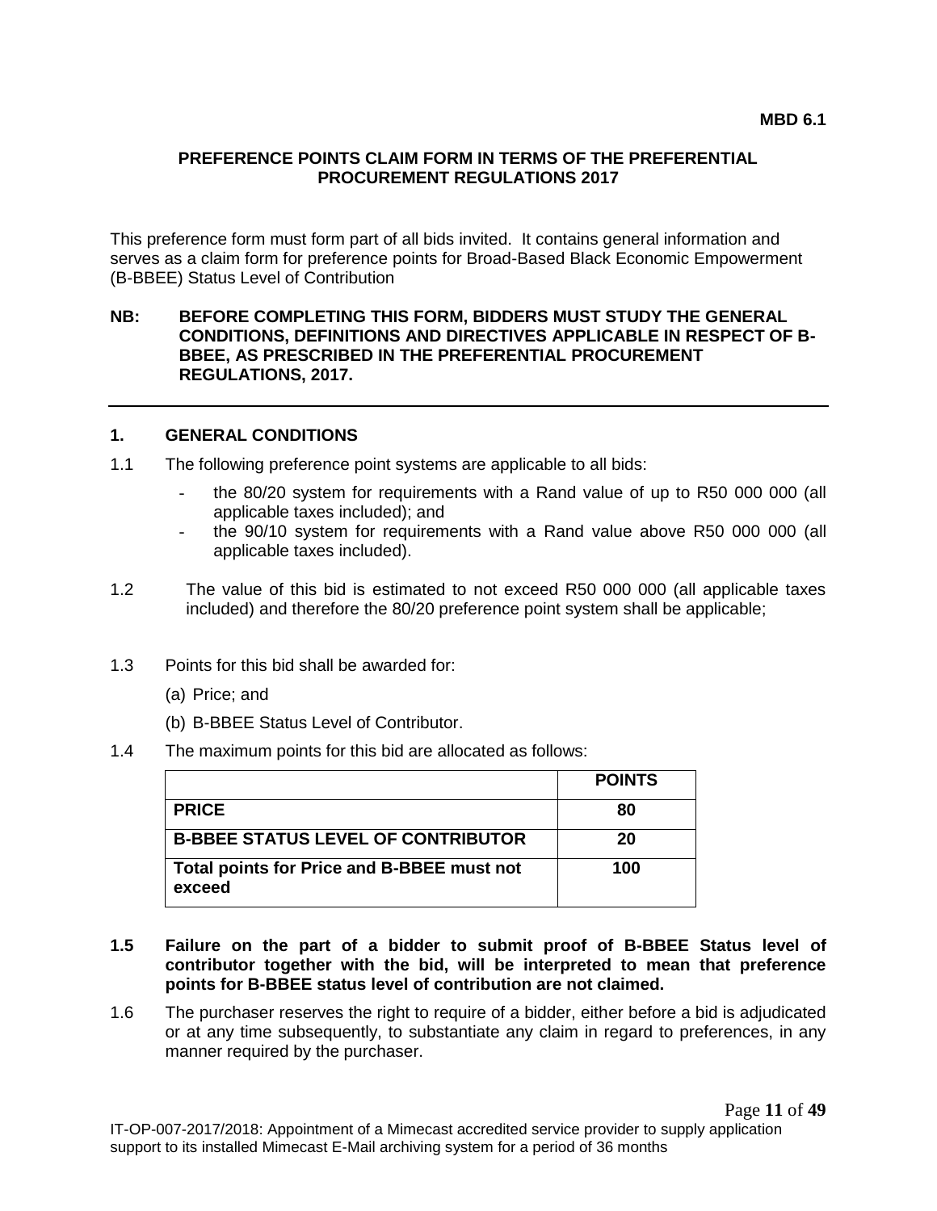**MBD 6.1**

## PREFERENCE POINTS CLAIM FORM IN TERMS OF THE PREFERENTIAL PROCUREMENT REGULATIONS 2017

This preference form must form part of all bids invited. It contains general information and serves as a claim form for preference points for Broad-Based Black Economic Empowerment (B-BBEE) Status Level of Contribution

**NB: BEFORE COMPLETING THIS FORM, BIDDERS MUST STUDY THE GENERAL CONDITIONS, DEFINITIONS AND DIRECTIVES APPLICABLE IN RESPECT OF B-BBEE, AS PRESCRIBED IN THE PREFERENTIAL PROCUREMENT REGULATIONS, 2017.**

---

### 1. GENERAL CONDITIONS

1.1 The following preference point systems are applicable to all bids:

- the 80/20 system for requirements with a Rand value of up to R50 000 000 (all applicable taxes included); and
- the 90/10 system for requirements with a Rand value above R50 000 000 (all applicable taxes included).

1.2 The value of this bid is estimated to not exceed R50 000 000 (all applicable taxes included) and therefore the 80/20 preference point system shall be applicable;

1.3 Points for this bid shall be awarded for:

(a) Price; and

(b) B-BBEE Status Level of Contributor.

1.4 The maximum points for this bid are allocated as follows:

| | **POINTS** |
|---|---|
| **PRICE** | **80** |
| **B-BBEE STATUS LEVEL OF CONTRIBUTOR** | **20** |
| **Total points for Price and B-BBEE must not exceed** | **100** |

**1.5 Failure on the part of a bidder to submit proof of B-BBEE Status level of contributor together with the bid, will be interpreted to mean that preference points for B-BBEE status level of contribution are not claimed.**

1.6 The purchaser reserves the right to require of a bidder, either before a bid is adjudicated or at any time subsequently, to substantiate any claim in regard to preferences, in any manner required by the purchaser.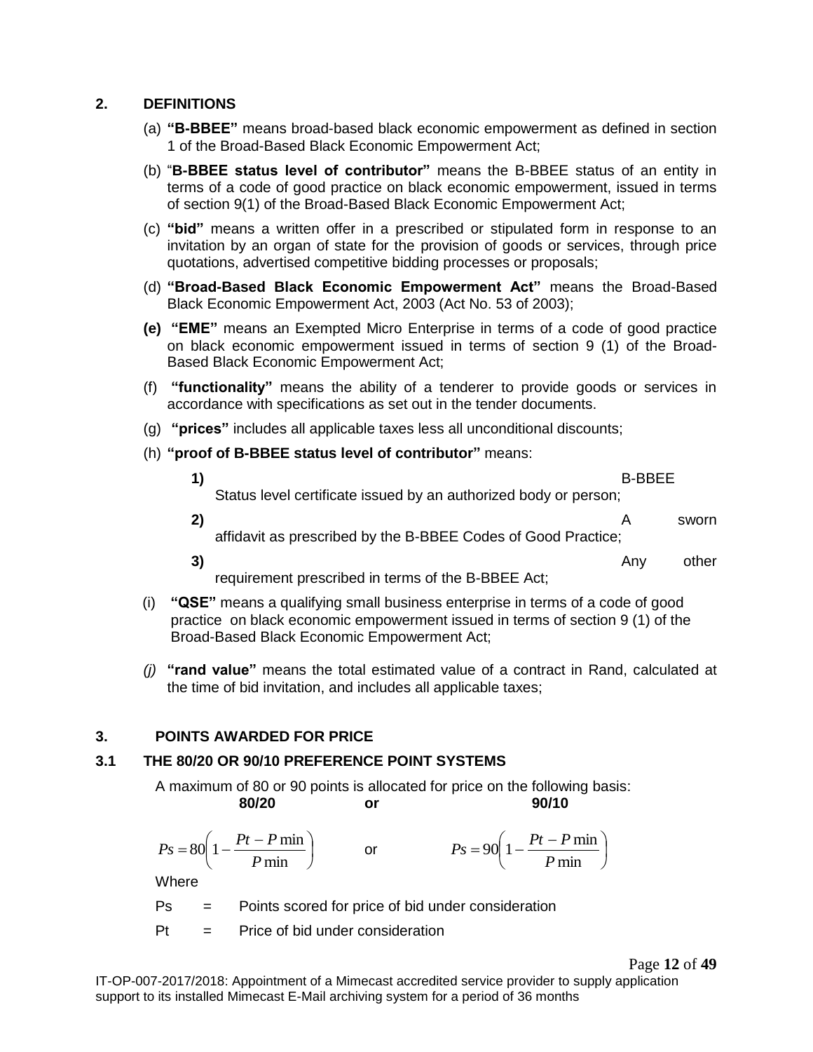## 2. DEFINITIONS

(a) **"B-BBEE"** means broad-based black economic empowerment as defined in section 1 of the Broad-Based Black Economic Empowerment Act;

(b) "**B-BBEE status level of contributor**" means the B-BBEE status of an entity in terms of a code of good practice on black economic empowerment, issued in terms of section 9(1) of the Broad-Based Black Economic Empowerment Act;

(c) **"bid"** means a written offer in a prescribed or stipulated form in response to an invitation by an organ of state for the provision of goods or services, through price quotations, advertised competitive bidding processes or proposals;

(d) **"Broad-Based Black Economic Empowerment Act"** means the Broad-Based Black Economic Empowerment Act, 2003 (Act No. 53 of 2003);

**(e)** **"EME"** means an Exempted Micro Enterprise in terms of a code of good practice on black economic empowerment issued in terms of section 9 (1) of the Broad-Based Black Economic Empowerment Act;

(f) **"functionality"** means the ability of a tenderer to provide goods or services in accordance with specifications as set out in the tender documents.

(g) **"prices"** includes all applicable taxes less all unconditional discounts;

(h) **"proof of B-BBEE status level of contributor"** means:

**1)** B-BBEE Status level certificate issued by an authorized body or person;

**2)** A sworn affidavit as prescribed by the B-BBEE Codes of Good Practice;

**3)** Any other requirement prescribed in terms of the B-BBEE Act;

(i) **"QSE"** means a qualifying small business enterprise in terms of a code of good practice on black economic empowerment issued in terms of section 9 (1) of the Broad-Based Black Economic Empowerment Act;

*(j)* **"rand value"** means the total estimated value of a contract in Rand, calculated at the time of bid invitation, and includes all applicable taxes;

## 3. POINTS AWARDED FOR PRICE

### 3.1 THE 80/20 OR 90/10 PREFERENCE POINT SYSTEMS

A maximum of 80 or 90 points is allocated for price on the following basis:

**80/20** **or** **90/10**

$$Ps = 80\left(1 - \frac{Pt - P\min}{P\min}\right) \quad \text{or} \quad Ps = 90\left(1 - \frac{Pt - P\min}{P\min}\right)$$

Where

Ps = Points scored for price of bid under consideration

Pt = Price of bid under consideration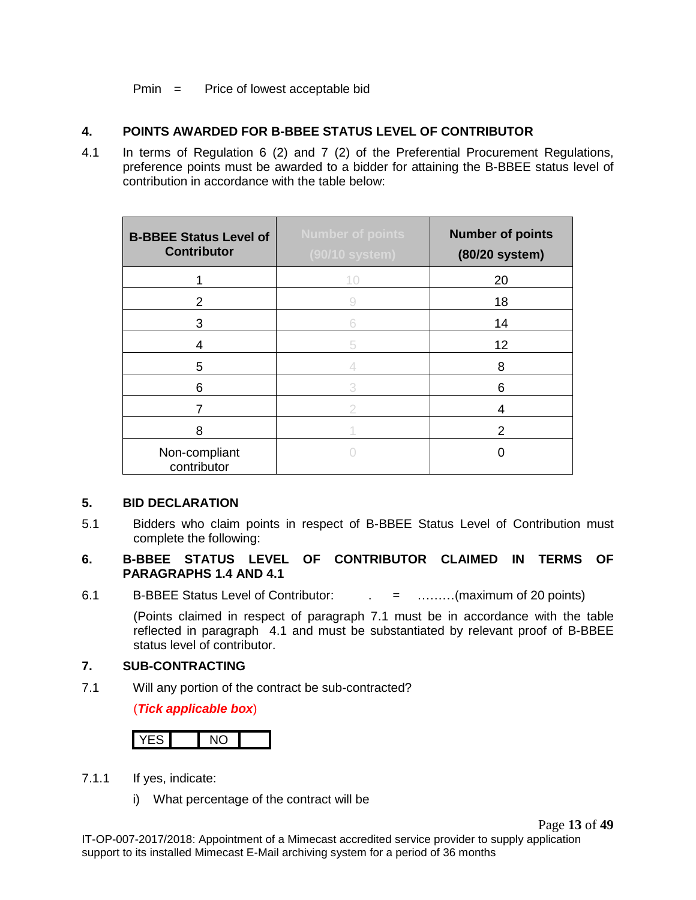Pmin = Price of lowest acceptable bid

## 4. POINTS AWARDED FOR B-BBEE STATUS LEVEL OF CONTRIBUTOR

4.1 In terms of Regulation 6 (2) and 7 (2) of the Preferential Procurement Regulations, preference points must be awarded to a bidder for attaining the B-BBEE status level of contribution in accordance with the table below:

| B-BBEE Status Level of Contributor | Number of points (90/10 system) | Number of points (80/20 system) |
|---|---|---|
| 1 | 10 | 20 |
| 2 | 9 | 18 |
| 3 | 6 | 14 |
| 4 | 5 | 12 |
| 5 | 4 | 8 |
| 6 | 3 | 6 |
| 7 | 2 | 4 |
| 8 | 1 | 2 |
| Non-compliant contributor | 0 | 0 |

## 5. BID DECLARATION

5.1 Bidders who claim points in respect of B-BBEE Status Level of Contribution must complete the following:

## 6. B-BBEE STATUS LEVEL OF CONTRIBUTOR CLAIMED IN TERMS OF PARAGRAPHS 1.4 AND 4.1

6.1 B-BBEE Status Level of Contributor: . = ………(maximum of 20 points)

(Points claimed in respect of paragraph 7.1 must be in accordance with the table reflected in paragraph 4.1 and must be substantiated by relevant proof of B-BBEE status level of contributor.

## 7. SUB-CONTRACTING

7.1 Will any portion of the contract be sub-contracted?

(***Tick applicable box***)

| YES | | NO | |
|---|---|---|---|

7.1.1 If yes, indicate:

i) What percentage of the contract will be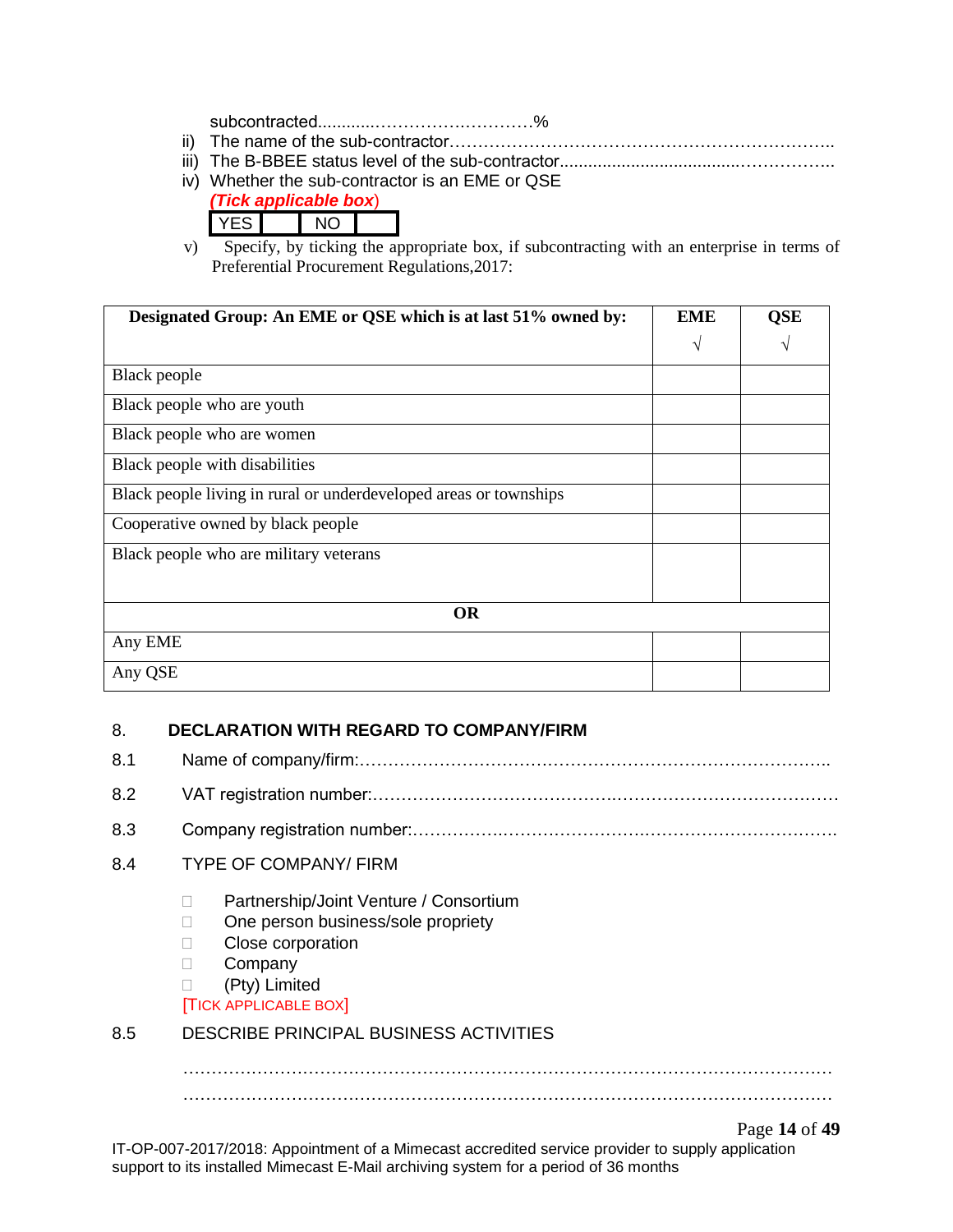subcontracted...........………………………%

ii) The name of the sub-contractor…………………………………………………………..

iii) The B-BBEE status level of the sub-contractor......................................……………..

iv) Whether the sub-contractor is an EME or QSE

***(Tick applicable box)***

| YES | | NO | |
|---|---|---|---|

v) Specify, by ticking the appropriate box, if subcontracting with an enterprise in terms of Preferential Procurement Regulations,2017:

| **Designated Group: An EME or QSE which is at last 51% owned by:** | **EME** √ | **QSE** √ |
|---|---|---|
| Black people | | |
| Black people who are youth | | |
| Black people who are women | | |
| Black people with disabilities | | |
| Black people living in rural or underdeveloped areas or townships | | |
| Cooperative owned by black people | | |
| Black people who are military veterans | | |
| **OR** | | |
| Any EME | | |
| Any QSE | | |

## 8. DECLARATION WITH REGARD TO COMPANY/FIRM

8.1 Name of company/firm:……………………………………………………………………..

8.2 VAT registration number:……………………………………….……………………………

8.3 Company registration number:…………….……………………….…………………………….

8.4 TYPE OF COMPANY/ FIRM

- ☐ Partnership/Joint Venture / Consortium
- ☐ One person business/sole propriety
- ☐ Close corporation
- ☐ Company
- ☐ (Pty) Limited

[TICK APPLICABLE BOX]

8.5 DESCRIBE PRINCIPAL BUSINESS ACTIVITIES

…………………………………………………………………………………………………

…………………………………………………………………………………………………

IT-OP-007-2017/2018: Appointment of a Mimecast accredited service provider to supply application support to its installed Mimecast E-Mail archiving system for a period of 36 months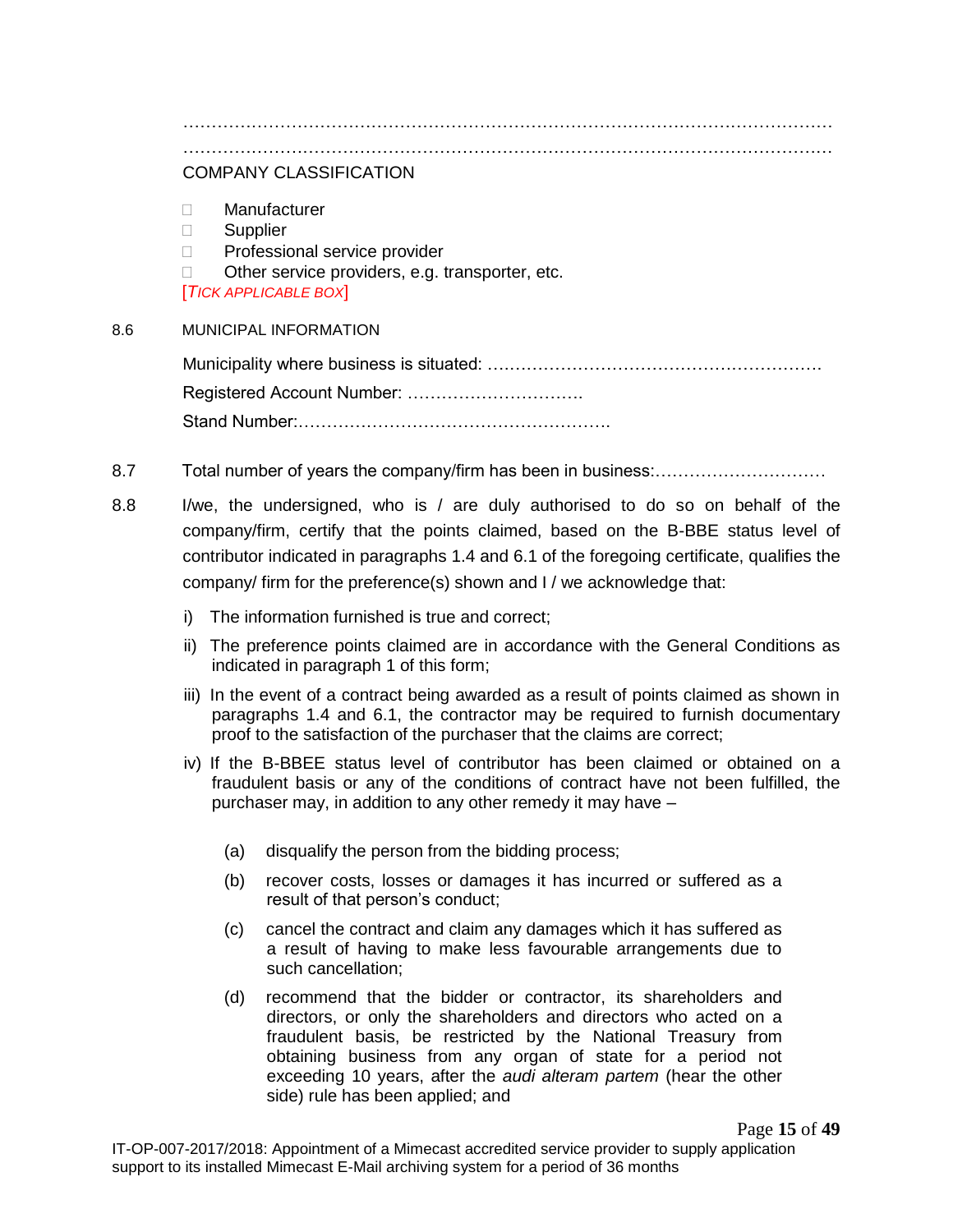…………………………………………………………………………………………………………
…………………………………………………………………………………………………………

COMPANY CLASSIFICATION

- ☐ Manufacturer
- ☐ Supplier
- ☐ Professional service provider
- ☐ Other service providers, e.g. transporter, etc.

[*TICK APPLICABLE BOX*]

8.6 MUNICIPAL INFORMATION

Municipality where business is situated: ……………………………………………………

Registered Account Number: ………………………….

Stand Number:……………………………………………….

8.7 Total number of years the company/firm has been in business:…………………………

8.8 I/we, the undersigned, who is / are duly authorised to do so on behalf of the company/firm, certify that the points claimed, based on the B-BBE status level of contributor indicated in paragraphs 1.4 and 6.1 of the foregoing certificate, qualifies the company/ firm for the preference(s) shown and I / we acknowledge that:

i) The information furnished is true and correct;

ii) The preference points claimed are in accordance with the General Conditions as indicated in paragraph 1 of this form;

iii) In the event of a contract being awarded as a result of points claimed as shown in paragraphs 1.4 and 6.1, the contractor may be required to furnish documentary proof to the satisfaction of the purchaser that the claims are correct;

iv) If the B-BBEE status level of contributor has been claimed or obtained on a fraudulent basis or any of the conditions of contract have not been fulfilled, the purchaser may, in addition to any other remedy it may have –

(a) disqualify the person from the bidding process;

(b) recover costs, losses or damages it has incurred or suffered as a result of that person's conduct;

(c) cancel the contract and claim any damages which it has suffered as a result of having to make less favourable arrangements due to such cancellation;

(d) recommend that the bidder or contractor, its shareholders and directors, or only the shareholders and directors who acted on a fraudulent basis, be restricted by the National Treasury from obtaining business from any organ of state for a period not exceeding 10 years, after the *audi alteram partem* (hear the other side) rule has been applied; and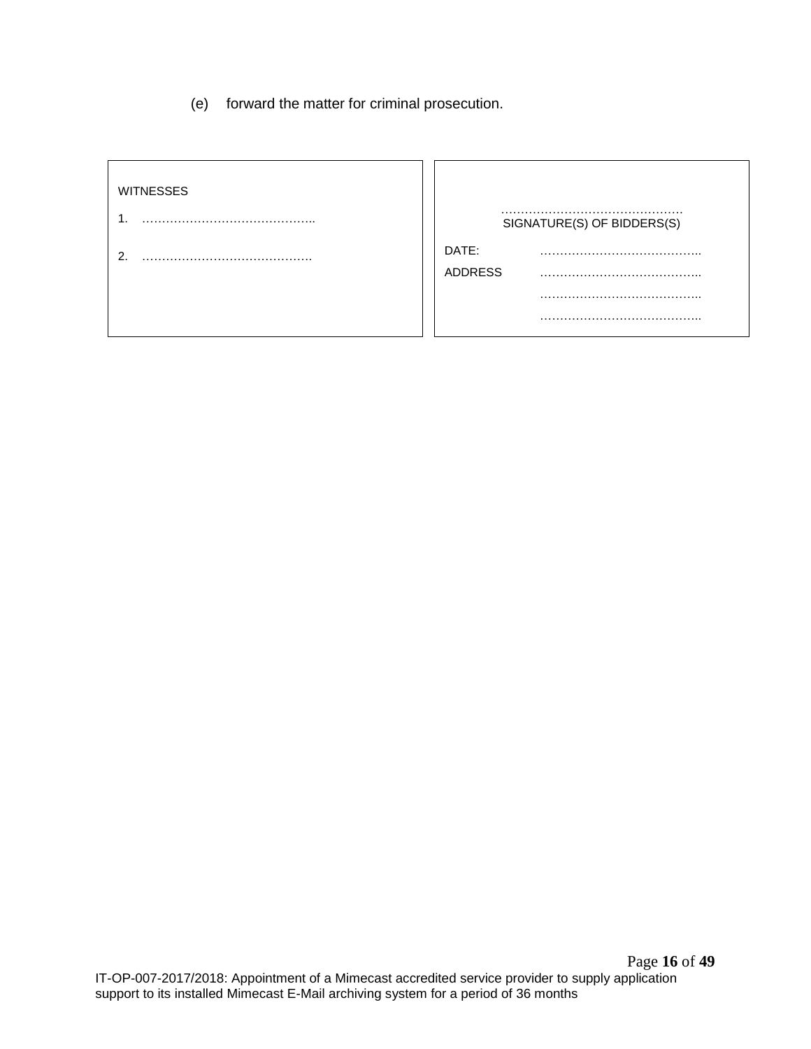(e) forward the matter for criminal prosecution.

| WITNESSES | |
|---|---|
| 1. …………………………………….. | …………………………………………<br>SIGNATURE(S) OF BIDDERS(S) |
| 2. ……………………………………. | DATE: ………………………………….. |
| | ADDRESS ………………………………….. |
| | ………………………………….. |
| | ………………………………….. |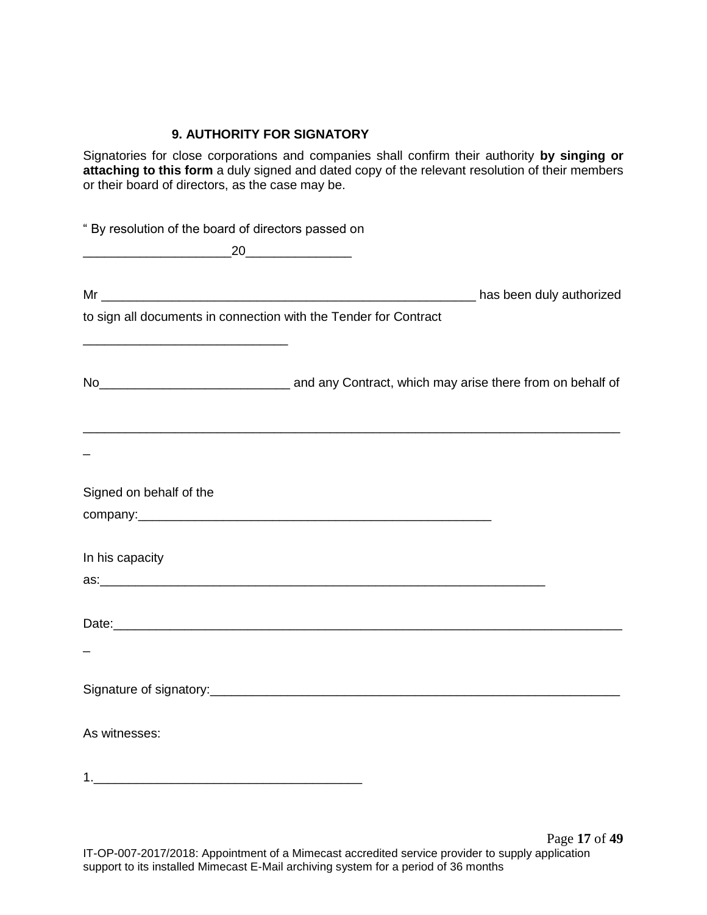### 9. AUTHORITY FOR SIGNATORY

Signatories for close corporations and companies shall confirm their authority **by singing or attaching to this form** a duly signed and dated copy of the relevant resolution of their members or their board of directors, as the case may be.

" By resolution of the board of directors passed on

____________________20______________

Mr _______________________________________________________ has been duly authorized

to sign all documents in connection with the Tender for Contract

____________________________

No___________________________ and any Contract, which may arise there from on behalf of

_____________________________________________________________________________

Signed on behalf of the

company:____________________________________________________

In his capacity

as:________________________________________________________________

Date:_______________________________________________________________________

Signature of signatory:_____________________________________________________________

As witnesses:

1.______________________________________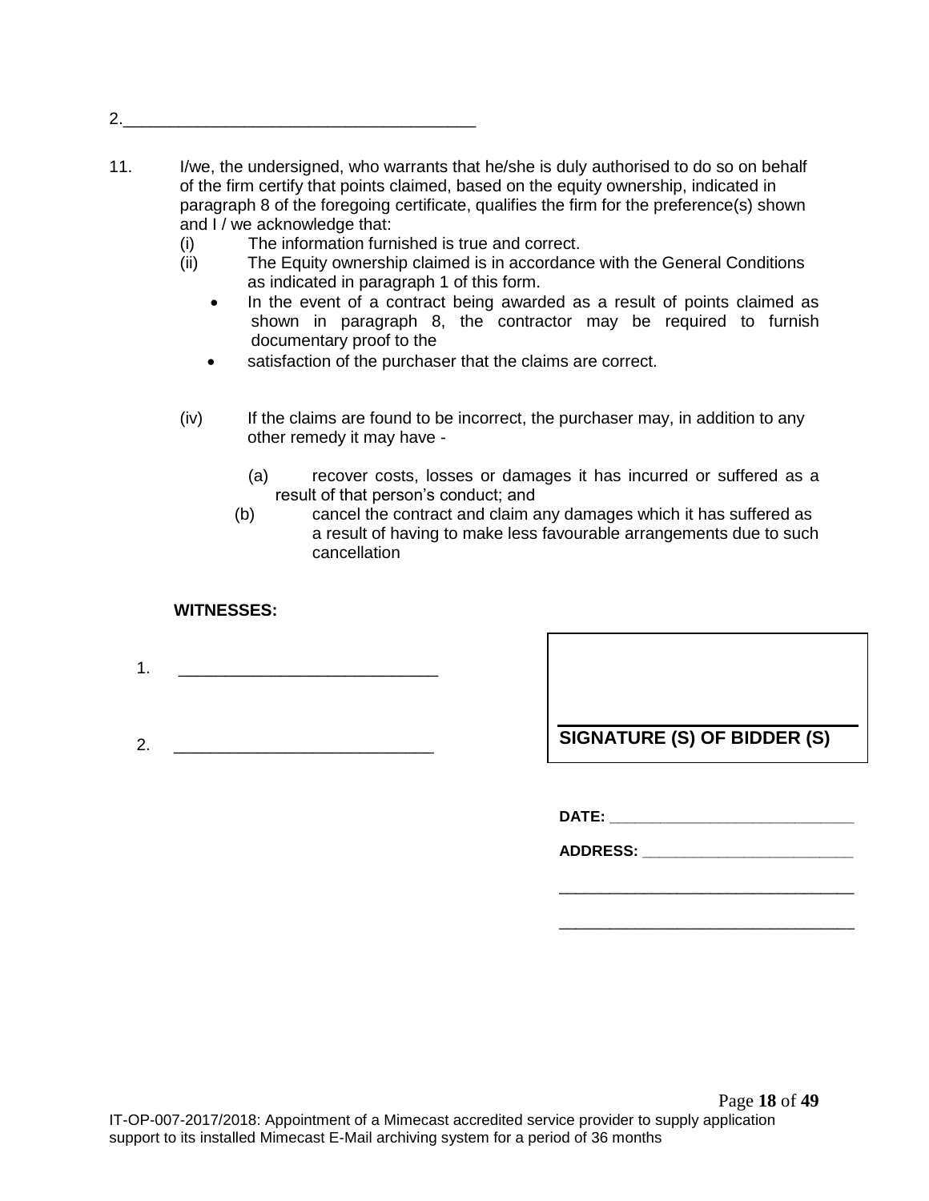2.\_\_\_\_\_\_\_\_\_\_\_\_\_\_\_\_\_\_\_\_\_\_\_\_\_\_\_\_\_\_\_\_\_\_\_\_\_\_

11. I/we, the undersigned, who warrants that he/she is duly authorised to do so on behalf of the firm certify that points claimed, based on the equity ownership, indicated in paragraph 8 of the foregoing certificate, qualifies the firm for the preference(s) shown and I / we acknowledge that:

    (i) The information furnished is true and correct.

    (ii) The Equity ownership claimed is in accordance with the General Conditions as indicated in paragraph 1 of this form.

    - In the event of a contract being awarded as a result of points claimed as shown in paragraph 8, the contractor may be required to furnish documentary proof to the
    - satisfaction of the purchaser that the claims are correct.

    (iv) If the claims are found to be incorrect, the purchaser may, in addition to any other remedy it may have -

    (a) recover costs, losses or damages it has incurred or suffered as a result of that person's conduct; and

    (b) cancel the contract and claim any damages which it has suffered as a result of having to make less favourable arrangements due to such cancellation

**WITNESSES:**

1. \_\_\_\_\_\_\_\_\_\_\_\_\_\_\_\_\_\_\_\_\_\_\_\_\_\_\_\_

2. \_\_\_\_\_\_\_\_\_\_\_\_\_\_\_\_\_\_\_\_\_\_\_\_\_\_\_\_

**SIGNATURE (S) OF BIDDER (S)**

**DATE:** \_\_\_\_\_\_\_\_\_\_\_\_\_\_\_\_\_\_\_\_\_\_\_\_\_\_\_\_\_\_

**ADDRESS:** \_\_\_\_\_\_\_\_\_\_\_\_\_\_\_\_\_\_\_\_\_\_\_\_\_\_

\_\_\_\_\_\_\_\_\_\_\_\_\_\_\_\_\_\_\_\_\_\_\_\_\_\_\_\_\_\_\_\_\_\_\_\_

\_\_\_\_\_\_\_\_\_\_\_\_\_\_\_\_\_\_\_\_\_\_\_\_\_\_\_\_\_\_\_\_\_\_\_\_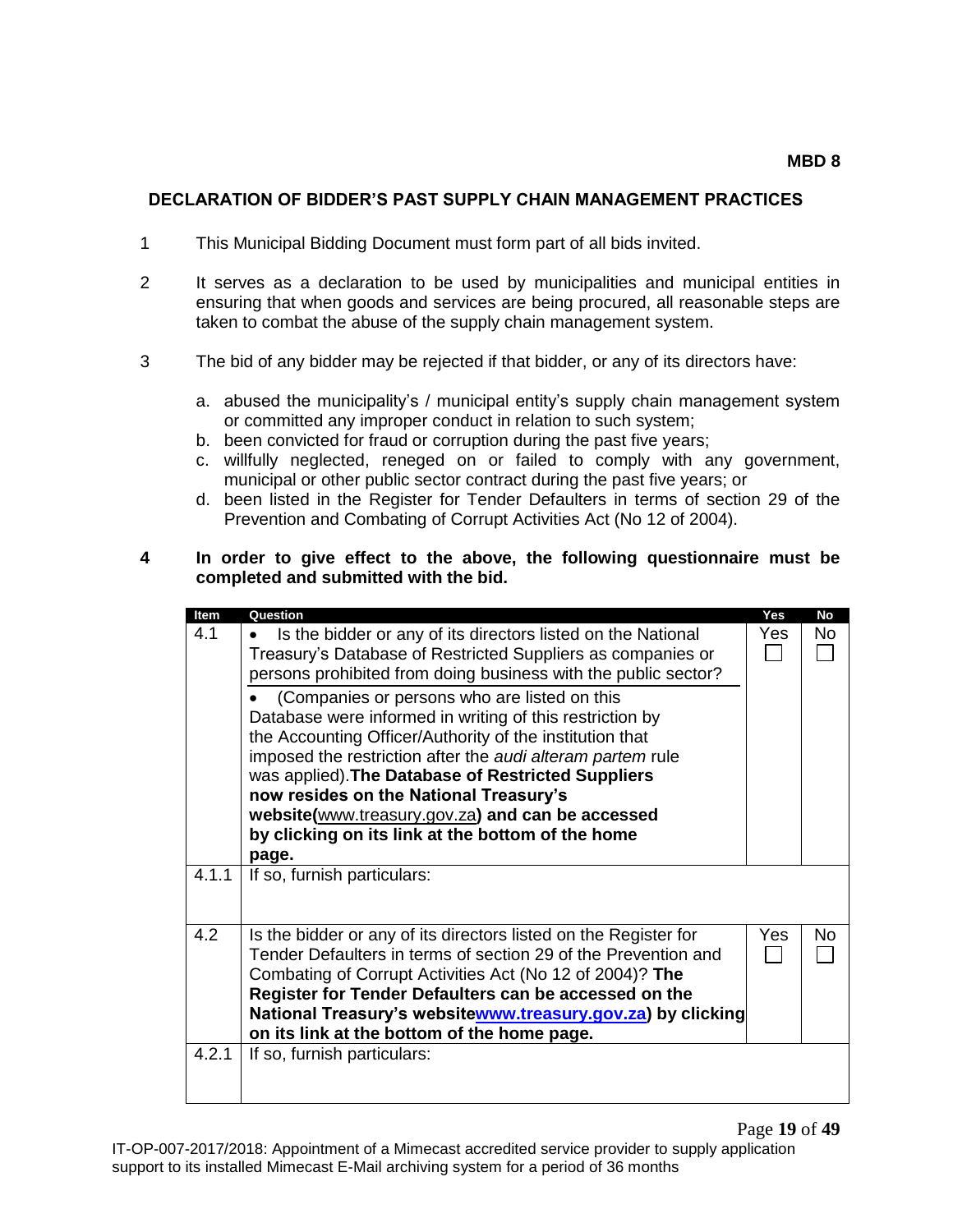**MBD 8**

## DECLARATION OF BIDDER'S PAST SUPPLY CHAIN MANAGEMENT PRACTICES

1. This Municipal Bidding Document must form part of all bids invited.

2. It serves as a declaration to be used by municipalities and municipal entities in ensuring that when goods and services are being procured, all reasonable steps are taken to combat the abuse of the supply chain management system.

3. The bid of any bidder may be rejected if that bidder, or any of its directors have:

   a. abused the municipality's / municipal entity's supply chain management system or committed any improper conduct in relation to such system;
   b. been convicted for fraud or corruption during the past five years;
   c. willfully neglected, reneged on or failed to comply with any government, municipal or other public sector contract during the past five years; or
   d. been listed in the Register for Tender Defaulters in terms of section 29 of the Prevention and Combating of Corrupt Activities Act (No 12 of 2004).

4. **In order to give effect to the above, the following questionnaire must be completed and submitted with the bid.**

| Item | Question | Yes | No |
|---|---|---|---|
| 4.1 | • Is the bidder or any of its directors listed on the National Treasury's Database of Restricted Suppliers as companies or persons prohibited from doing business with the public sector?<br>• (Companies or persons who are listed on this Database were informed in writing of this restriction by the Accounting Officer/Authority of the institution that imposed the restriction after the *audi alteram partem* rule was applied). **The Database of Restricted Suppliers now resides on the National Treasury's website(**www.treasury.gov.za**) and can be accessed by clicking on its link at the bottom of the home page.** | Yes ☐ | No ☐ |
| 4.1.1 | If so, furnish particulars: | | |
| 4.2 | Is the bidder or any of its directors listed on the Register for Tender Defaulters in terms of section 29 of the Prevention and Combating of Corrupt Activities Act (No 12 of 2004)? **The Register for Tender Defaulters can be accessed on the National Treasury's website www.treasury.gov.za) by clicking on its link at the bottom of the home page.** | Yes ☐ | No ☐ |
| 4.2.1 | If so, furnish particulars: | | |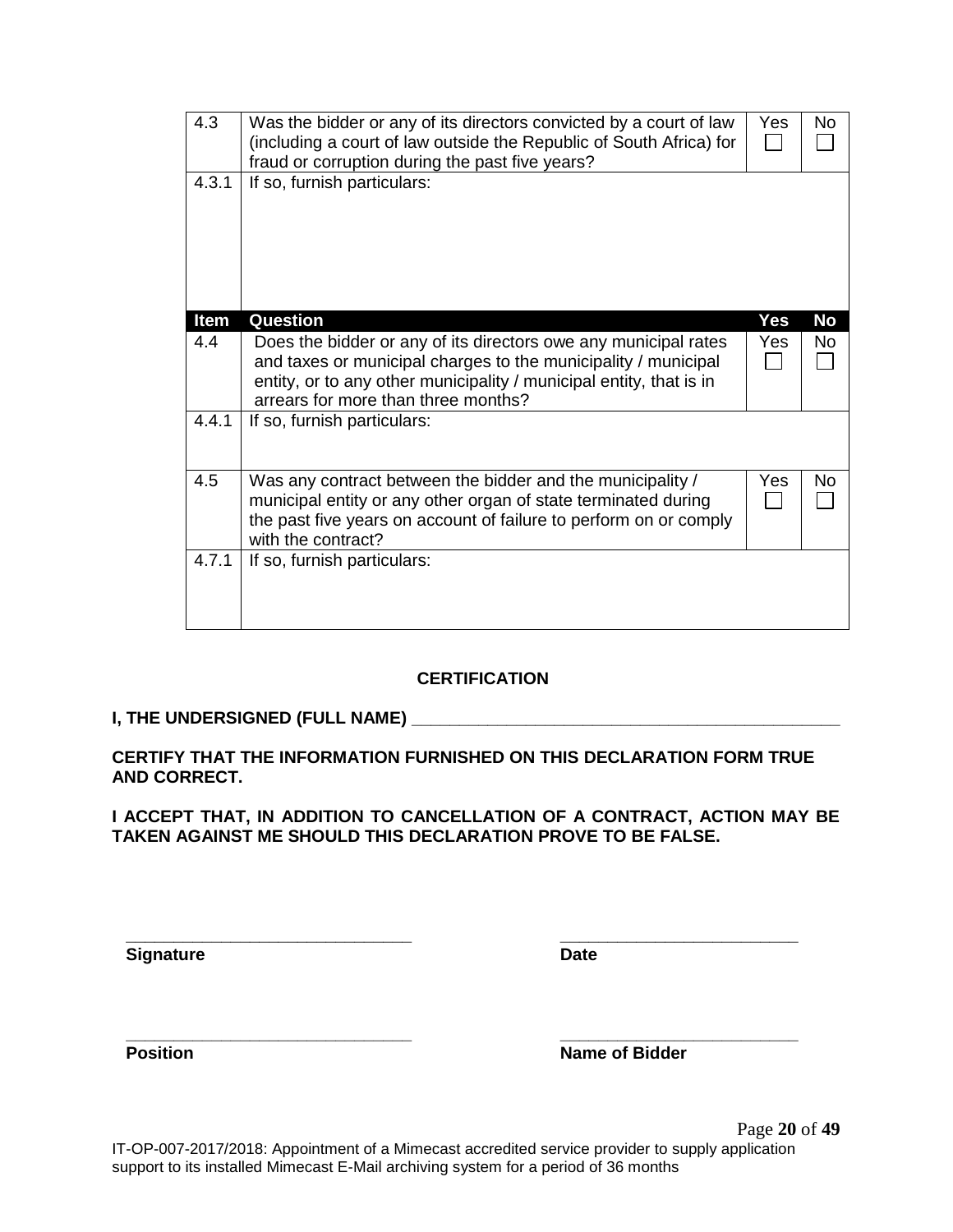| 4.3 | Was the bidder or any of its directors convicted by a court of law (including a court of law outside the Republic of South Africa) for fraud or corruption during the past five years? | Yes ☐ | No ☐ |
|---|---|---|---|
| 4.3.1 | If so, furnish particulars: | | |
| **Item** | **Question** | **Yes** | **No** |
| 4.4 | Does the bidder or any of its directors owe any municipal rates and taxes or municipal charges to the municipality / municipal entity, or to any other municipality / municipal entity, that is in arrears for more than three months? | Yes ☐ | No ☐ |
| 4.4.1 | If so, furnish particulars: | | |
| 4.5 | Was any contract between the bidder and the municipality / municipal entity or any other organ of state terminated during the past five years on account of failure to perform on or comply with the contract? | Yes ☐ | No ☐ |
| 4.7.1 | If so, furnish particulars: | | |

**CERTIFICATION**

**I, THE UNDERSIGNED (FULL NAME) _______________________________________________**

**CERTIFY THAT THE INFORMATION FURNISHED ON THIS DECLARATION FORM TRUE AND CORRECT.**

**I ACCEPT THAT, IN ADDITION TO CANCELLATION OF A CONTRACT, ACTION MAY BE TAKEN AGAINST ME SHOULD THIS DECLARATION PROVE TO BE FALSE.**

_______________________________ &nbsp;&nbsp;&nbsp;&nbsp; __________________________

**Signature** &nbsp;&nbsp;&nbsp;&nbsp; **Date**

_______________________________ &nbsp;&nbsp;&nbsp;&nbsp; __________________________

**Position** &nbsp;&nbsp;&nbsp;&nbsp; **Name of Bidder**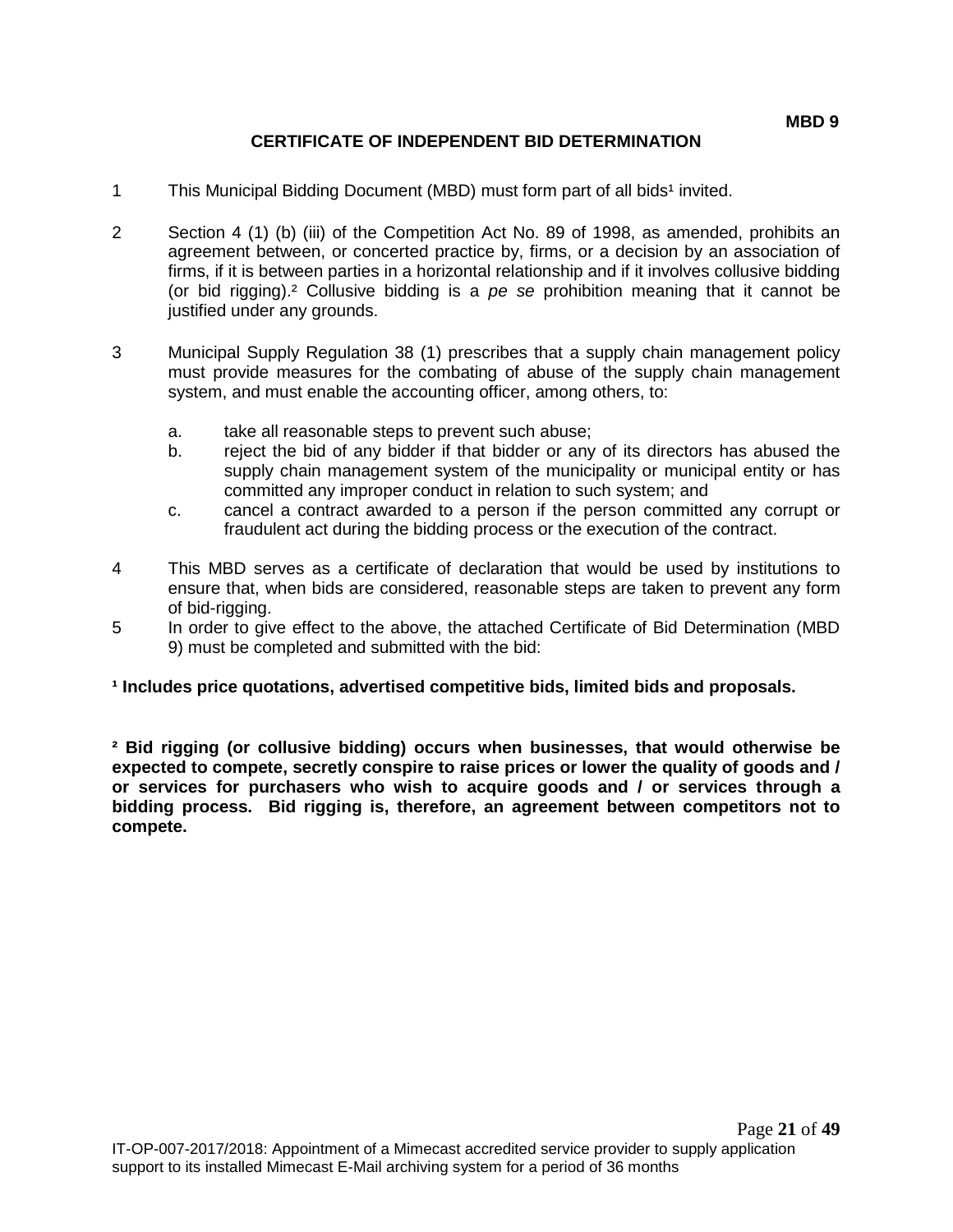**MBD 9**

# CERTIFICATE OF INDEPENDENT BID DETERMINATION

1 This Municipal Bidding Document (MBD) must form part of all bids[1] invited.

2 Section 4 (1) (b) (iii) of the Competition Act No. 89 of 1998, as amended, prohibits an agreement between, or concerted practice by, firms, or a decision by an association of firms, if it is between parties in a horizontal relationship and if it involves collusive bidding (or bid rigging).[2] Collusive bidding is a *pe se* prohibition meaning that it cannot be justified under any grounds.

3 Municipal Supply Regulation 38 (1) prescribes that a supply chain management policy must provide measures for the combating of abuse of the supply chain management system, and must enable the accounting officer, among others, to:

   a. take all reasonable steps to prevent such abuse;
   b. reject the bid of any bidder if that bidder or any of its directors has abused the supply chain management system of the municipality or municipal entity or has committed any improper conduct in relation to such system; and
   c. cancel a contract awarded to a person if the person committed any corrupt or fraudulent act during the bidding process or the execution of the contract.

4 This MBD serves as a certificate of declaration that would be used by institutions to ensure that, when bids are considered, reasonable steps are taken to prevent any form of bid-rigging.

5 In order to give effect to the above, the attached Certificate of Bid Determination (MBD 9) must be completed and submitted with the bid:

**[1] Includes price quotations, advertised competitive bids, limited bids and proposals.**

**[2] Bid rigging (or collusive bidding) occurs when businesses, that would otherwise be expected to compete, secretly conspire to raise prices or lower the quality of goods and / or services for purchasers who wish to acquire goods and / or services through a bidding process. Bid rigging is, therefore, an agreement between competitors not to compete.**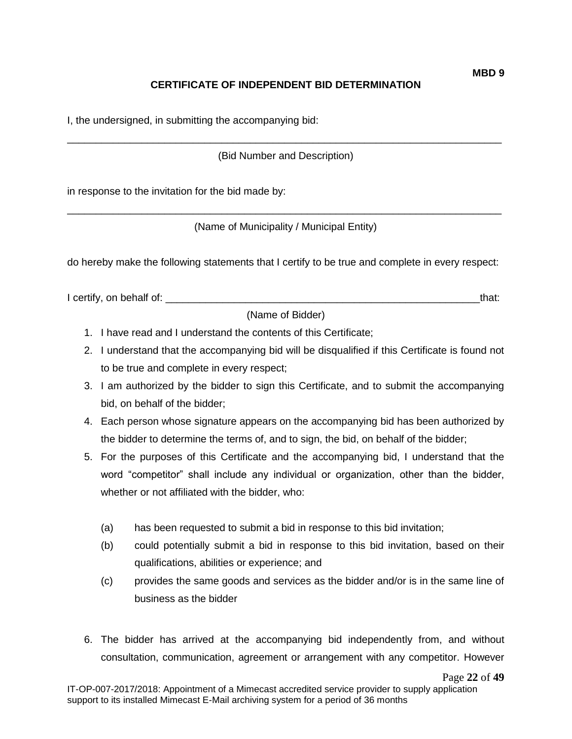**MBD 9**

## CERTIFICATE OF INDEPENDENT BID DETERMINATION

I, the undersigned, in submitting the accompanying bid:

_______________________________________________________________________________

(Bid Number and Description)

in response to the invitation for the bid made by:

_______________________________________________________________________________

(Name of Municipality / Municipal Entity)

do hereby make the following statements that I certify to be true and complete in every respect:

I certify, on behalf of: _________________________________________________________that:

(Name of Bidder)

1. I have read and I understand the contents of this Certificate;
2. I understand that the accompanying bid will be disqualified if this Certificate is found not to be true and complete in every respect;
3. I am authorized by the bidder to sign this Certificate, and to submit the accompanying bid, on behalf of the bidder;
4. Each person whose signature appears on the accompanying bid has been authorized by the bidder to determine the terms of, and to sign, the bid, on behalf of the bidder;
5. For the purposes of this Certificate and the accompanying bid, I understand that the word "competitor" shall include any individual or organization, other than the bidder, whether or not affiliated with the bidder, who:

   (a) has been requested to submit a bid in response to this bid invitation;

   (b) could potentially submit a bid in response to this bid invitation, based on their qualifications, abilities or experience; and

   (c) provides the same goods and services as the bidder and/or is in the same line of business as the bidder

6. The bidder has arrived at the accompanying bid independently from, and without consultation, communication, agreement or arrangement with any competitor. However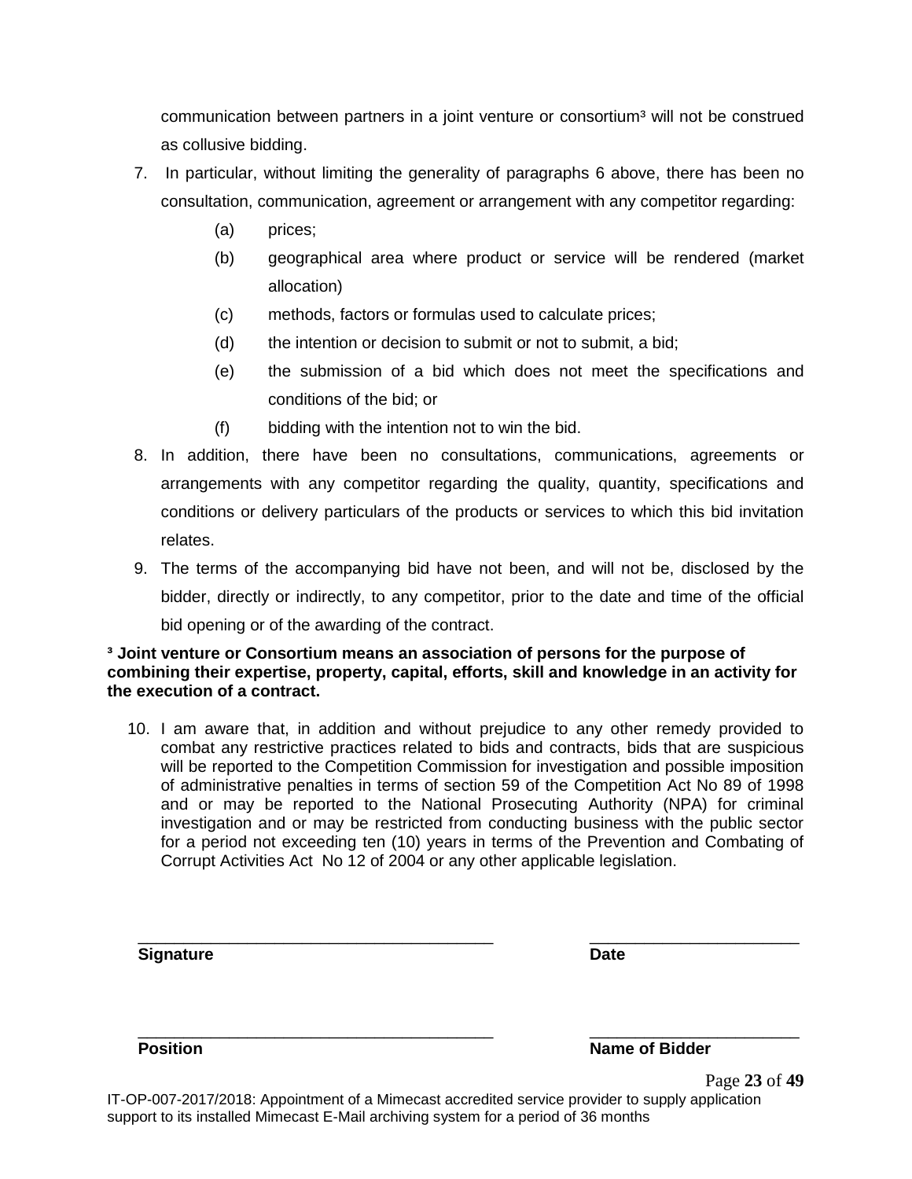communication between partners in a joint venture or consortium[3] will not be construed as collusive bidding.

7. In particular, without limiting the generality of paragraphs 6 above, there has been no consultation, communication, agreement or arrangement with any competitor regarding:
   - (a) prices;
   - (b) geographical area where product or service will be rendered (market allocation)
   - (c) methods, factors or formulas used to calculate prices;
   - (d) the intention or decision to submit or not to submit, a bid;
   - (e) the submission of a bid which does not meet the specifications and conditions of the bid; or
   - (f) bidding with the intention not to win the bid.
8. In addition, there have been no consultations, communications, agreements or arrangements with any competitor regarding the quality, quantity, specifications and conditions or delivery particulars of the products or services to which this bid invitation relates.
9. The terms of the accompanying bid have not been, and will not be, disclosed by the bidder, directly or indirectly, to any competitor, prior to the date and time of the official bid opening or of the awarding of the contract.

**[3] Joint venture or Consortium means an association of persons for the purpose of combining their expertise, property, capital, efforts, skill and knowledge in an activity for the execution of a contract.**

10. I am aware that, in addition and without prejudice to any other remedy provided to combat any restrictive practices related to bids and contracts, bids that are suspicious will be reported to the Competition Commission for investigation and possible imposition of administrative penalties in terms of section 59 of the Competition Act No 89 of 1998 and or may be reported to the National Prosecuting Authority (NPA) for criminal investigation and or may be restricted from conducting business with the public sector for a period not exceeding ten (10) years in terms of the Prevention and Combating of Corrupt Activities Act No 12 of 2004 or any other applicable legislation.

\_\_\_\_\_\_\_\_\_\_\_\_\_\_\_\_\_\_\_\_\_\_\_\_\_\_\_\_\_\_\_\_\_\_\_\_\_\_ \_\_\_\_\_\_\_\_\_\_\_\_\_\_\_\_\_\_\_\_\_\_\_

**Signature** **Date**

\_\_\_\_\_\_\_\_\_\_\_\_\_\_\_\_\_\_\_\_\_\_\_\_\_\_\_\_\_\_\_\_\_\_\_\_\_\_ \_\_\_\_\_\_\_\_\_\_\_\_\_\_\_\_\_\_\_\_\_\_\_

**Position** **Name of Bidder**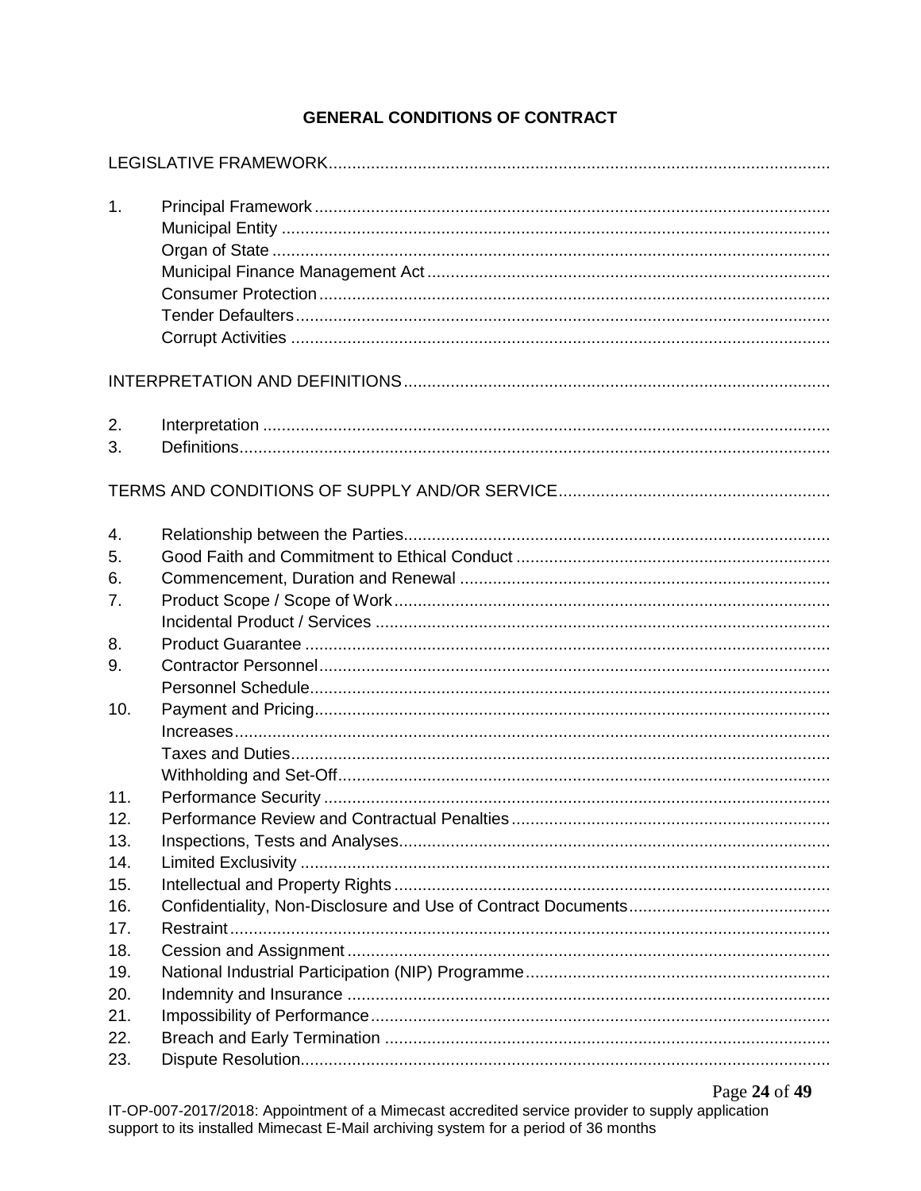# GENERAL CONDITIONS OF CONTRACT

LEGISLATIVE FRAMEWORK

1. Principal Framework
   - Municipal Entity
   - Organ of State
   - Municipal Finance Management Act
   - Consumer Protection
   - Tender Defaulters
   - Corrupt Activities

INTERPRETATION AND DEFINITIONS

2. Interpretation
3. Definitions

TERMS AND CONDITIONS OF SUPPLY AND/OR SERVICE

4. Relationship between the Parties
5. Good Faith and Commitment to Ethical Conduct
6. Commencement, Duration and Renewal
7. Product Scope / Scope of Work
   - Incidental Product / Services
8. Product Guarantee
9. Contractor Personnel
   - Personnel Schedule
10. Payment and Pricing
    - Increases
    - Taxes and Duties
    - Withholding and Set-Off
11. Performance Security
12. Performance Review and Contractual Penalties
13. Inspections, Tests and Analyses
14. Limited Exclusivity
15. Intellectual and Property Rights
16. Confidentiality, Non-Disclosure and Use of Contract Documents
17. Restraint
18. Cession and Assignment
19. National Industrial Participation (NIP) Programme
20. Indemnity and Insurance
21. Impossibility of Performance
22. Breach and Early Termination
23. Dispute Resolution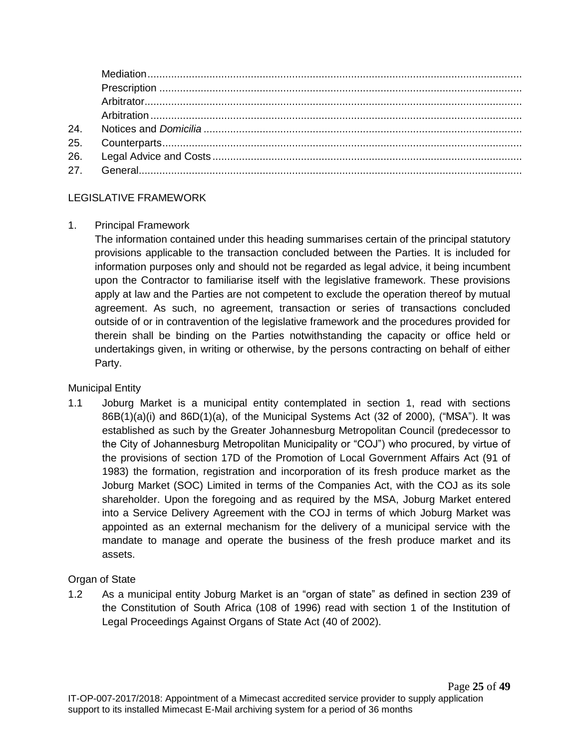Mediation
Prescription
Arbitrator
Arbitration
24. Notices and *Domicilia*
25. Counterparts
26. Legal Advice and Costs
27. General

LEGISLATIVE FRAMEWORK

1. Principal Framework

The information contained under this heading summarises certain of the principal statutory provisions applicable to the transaction concluded between the Parties. It is included for information purposes only and should not be regarded as legal advice, it being incumbent upon the Contractor to familiarise itself with the legislative framework. These provisions apply at law and the Parties are not competent to exclude the operation thereof by mutual agreement. As such, no agreement, transaction or series of transactions concluded outside of or in contravention of the legislative framework and the procedures provided for therein shall be binding on the Parties notwithstanding the capacity or office held or undertakings given, in writing or otherwise, by the persons contracting on behalf of either Party.

Municipal Entity

1.1 Joburg Market is a municipal entity contemplated in section 1, read with sections 86B(1)(a)(i) and 86D(1)(a), of the Municipal Systems Act (32 of 2000), ("MSA"). It was established as such by the Greater Johannesburg Metropolitan Council (predecessor to the City of Johannesburg Metropolitan Municipality or "COJ") who procured, by virtue of the provisions of section 17D of the Promotion of Local Government Affairs Act (91 of 1983) the formation, registration and incorporation of its fresh produce market as the Joburg Market (SOC) Limited in terms of the Companies Act, with the COJ as its sole shareholder. Upon the foregoing and as required by the MSA, Joburg Market entered into a Service Delivery Agreement with the COJ in terms of which Joburg Market was appointed as an external mechanism for the delivery of a municipal service with the mandate to manage and operate the business of the fresh produce market and its assets.

Organ of State

1.2 As a municipal entity Joburg Market is an "organ of state" as defined in section 239 of the Constitution of South Africa (108 of 1996) read with section 1 of the Institution of Legal Proceedings Against Organs of State Act (40 of 2002).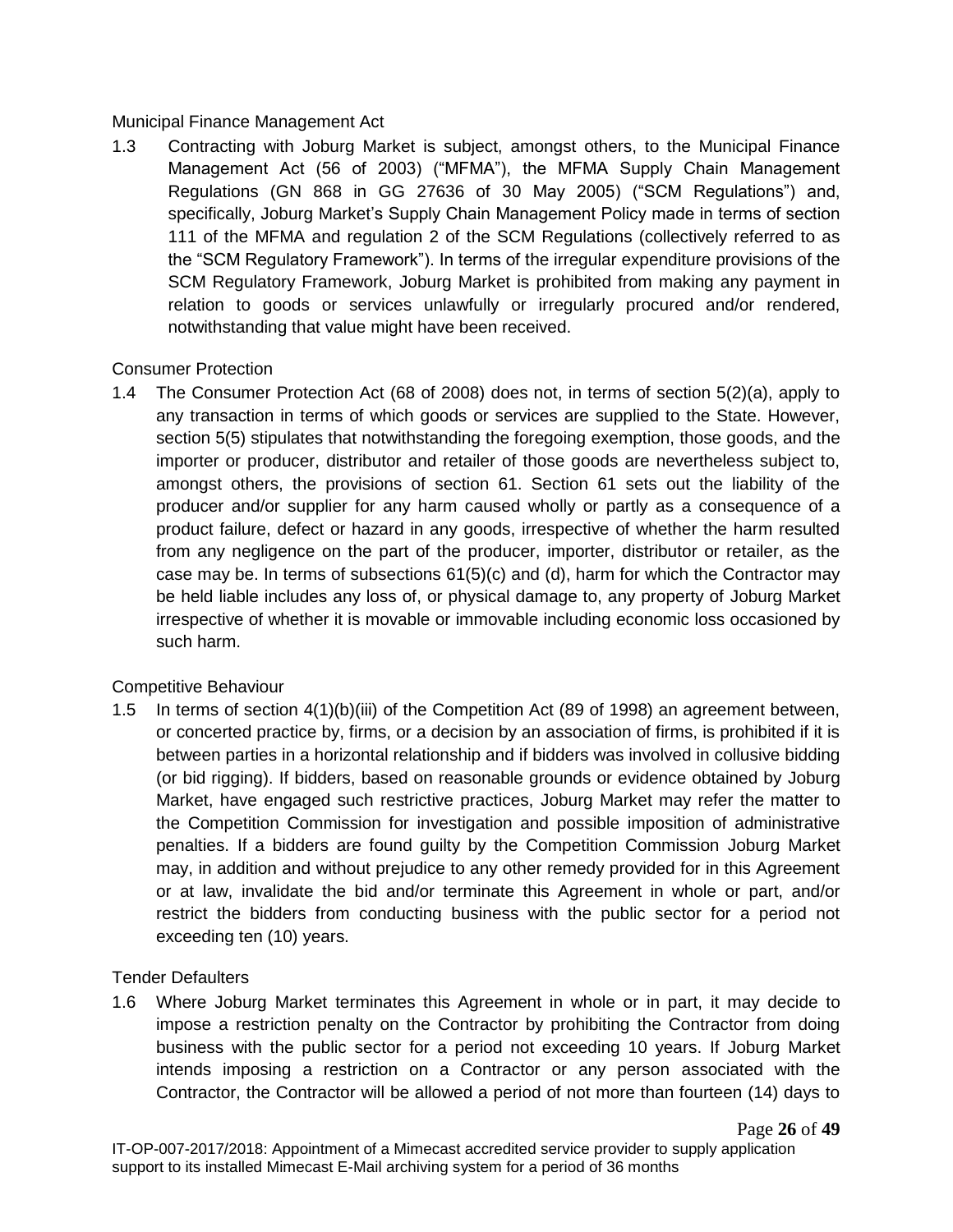Municipal Finance Management Act

1.3 Contracting with Joburg Market is subject, amongst others, to the Municipal Finance Management Act (56 of 2003) ("MFMA"), the MFMA Supply Chain Management Regulations (GN 868 in GG 27636 of 30 May 2005) ("SCM Regulations") and, specifically, Joburg Market's Supply Chain Management Policy made in terms of section 111 of the MFMA and regulation 2 of the SCM Regulations (collectively referred to as the "SCM Regulatory Framework"). In terms of the irregular expenditure provisions of the SCM Regulatory Framework, Joburg Market is prohibited from making any payment in relation to goods or services unlawfully or irregularly procured and/or rendered, notwithstanding that value might have been received.

Consumer Protection

1.4 The Consumer Protection Act (68 of 2008) does not, in terms of section 5(2)(a), apply to any transaction in terms of which goods or services are supplied to the State. However, section 5(5) stipulates that notwithstanding the foregoing exemption, those goods, and the importer or producer, distributor and retailer of those goods are nevertheless subject to, amongst others, the provisions of section 61. Section 61 sets out the liability of the producer and/or supplier for any harm caused wholly or partly as a consequence of a product failure, defect or hazard in any goods, irrespective of whether the harm resulted from any negligence on the part of the producer, importer, distributor or retailer, as the case may be. In terms of subsections 61(5)(c) and (d), harm for which the Contractor may be held liable includes any loss of, or physical damage to, any property of Joburg Market irrespective of whether it is movable or immovable including economic loss occasioned by such harm.

Competitive Behaviour

1.5 In terms of section 4(1)(b)(iii) of the Competition Act (89 of 1998) an agreement between, or concerted practice by, firms, or a decision by an association of firms, is prohibited if it is between parties in a horizontal relationship and if bidders was involved in collusive bidding (or bid rigging). If bidders, based on reasonable grounds or evidence obtained by Joburg Market, have engaged such restrictive practices, Joburg Market may refer the matter to the Competition Commission for investigation and possible imposition of administrative penalties. If a bidders are found guilty by the Competition Commission Joburg Market may, in addition and without prejudice to any other remedy provided for in this Agreement or at law, invalidate the bid and/or terminate this Agreement in whole or part, and/or restrict the bidders from conducting business with the public sector for a period not exceeding ten (10) years.

Tender Defaulters

1.6 Where Joburg Market terminates this Agreement in whole or in part, it may decide to impose a restriction penalty on the Contractor by prohibiting the Contractor from doing business with the public sector for a period not exceeding 10 years. If Joburg Market intends imposing a restriction on a Contractor or any person associated with the Contractor, the Contractor will be allowed a period of not more than fourteen (14) days to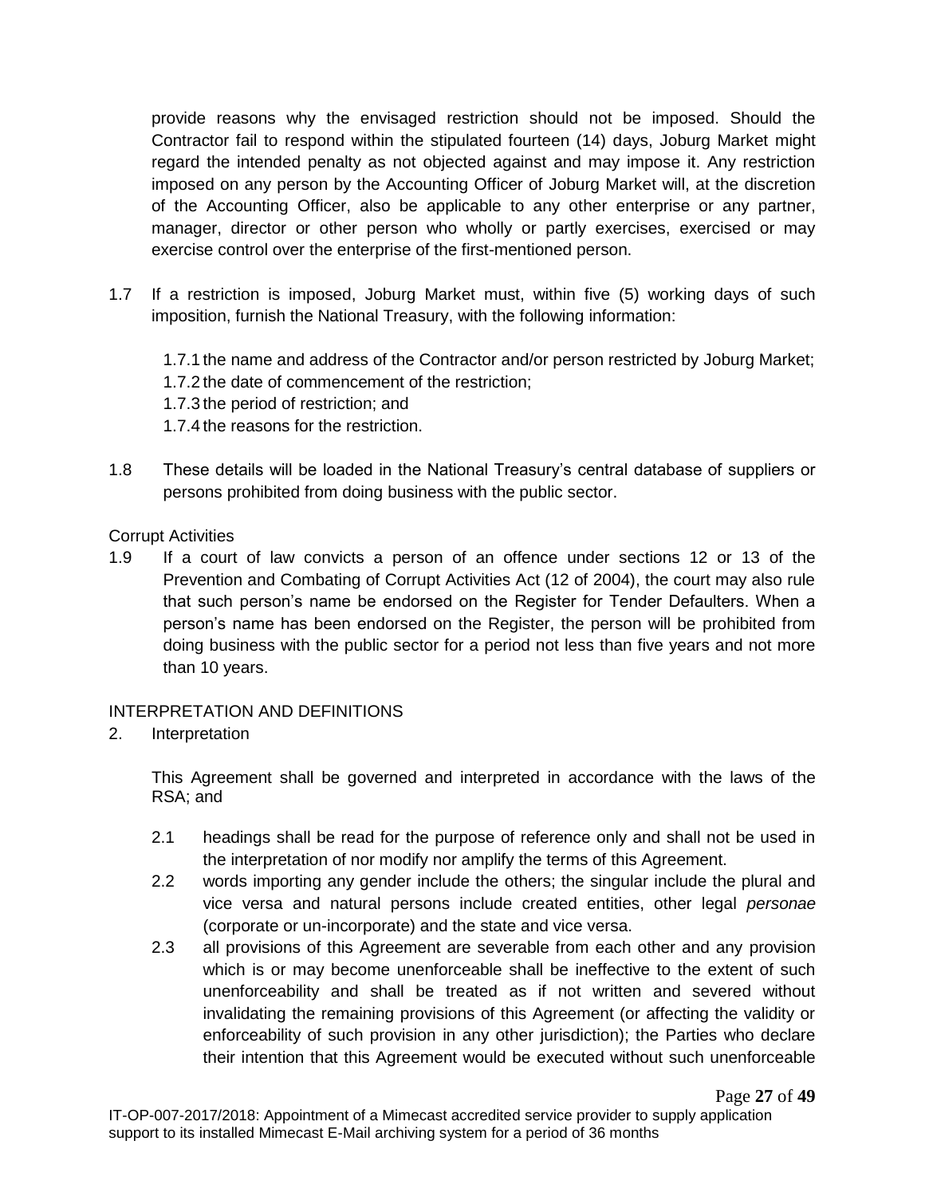provide reasons why the envisaged restriction should not be imposed. Should the Contractor fail to respond within the stipulated fourteen (14) days, Joburg Market might regard the intended penalty as not objected against and may impose it. Any restriction imposed on any person by the Accounting Officer of Joburg Market will, at the discretion of the Accounting Officer, also be applicable to any other enterprise or any partner, manager, director or other person who wholly or partly exercises, exercised or may exercise control over the enterprise of the first-mentioned person.

1.7 If a restriction is imposed, Joburg Market must, within five (5) working days of such imposition, furnish the National Treasury, with the following information:

1.7.1 the name and address of the Contractor and/or person restricted by Joburg Market;
1.7.2 the date of commencement of the restriction;
1.7.3 the period of restriction; and
1.7.4 the reasons for the restriction.

1.8 These details will be loaded in the National Treasury's central database of suppliers or persons prohibited from doing business with the public sector.

Corrupt Activities

1.9 If a court of law convicts a person of an offence under sections 12 or 13 of the Prevention and Combating of Corrupt Activities Act (12 of 2004), the court may also rule that such person's name be endorsed on the Register for Tender Defaulters. When a person's name has been endorsed on the Register, the person will be prohibited from doing business with the public sector for a period not less than five years and not more than 10 years.

INTERPRETATION AND DEFINITIONS

2. Interpretation

This Agreement shall be governed and interpreted in accordance with the laws of the RSA; and

2.1 headings shall be read for the purpose of reference only and shall not be used in the interpretation of nor modify nor amplify the terms of this Agreement.

2.2 words importing any gender include the others; the singular include the plural and vice versa and natural persons include created entities, other legal *personae* (corporate or un-incorporate) and the state and vice versa.

2.3 all provisions of this Agreement are severable from each other and any provision which is or may become unenforceable shall be ineffective to the extent of such unenforceability and shall be treated as if not written and severed without invalidating the remaining provisions of this Agreement (or affecting the validity or enforceability of such provision in any other jurisdiction); the Parties who declare their intention that this Agreement would be executed without such unenforceable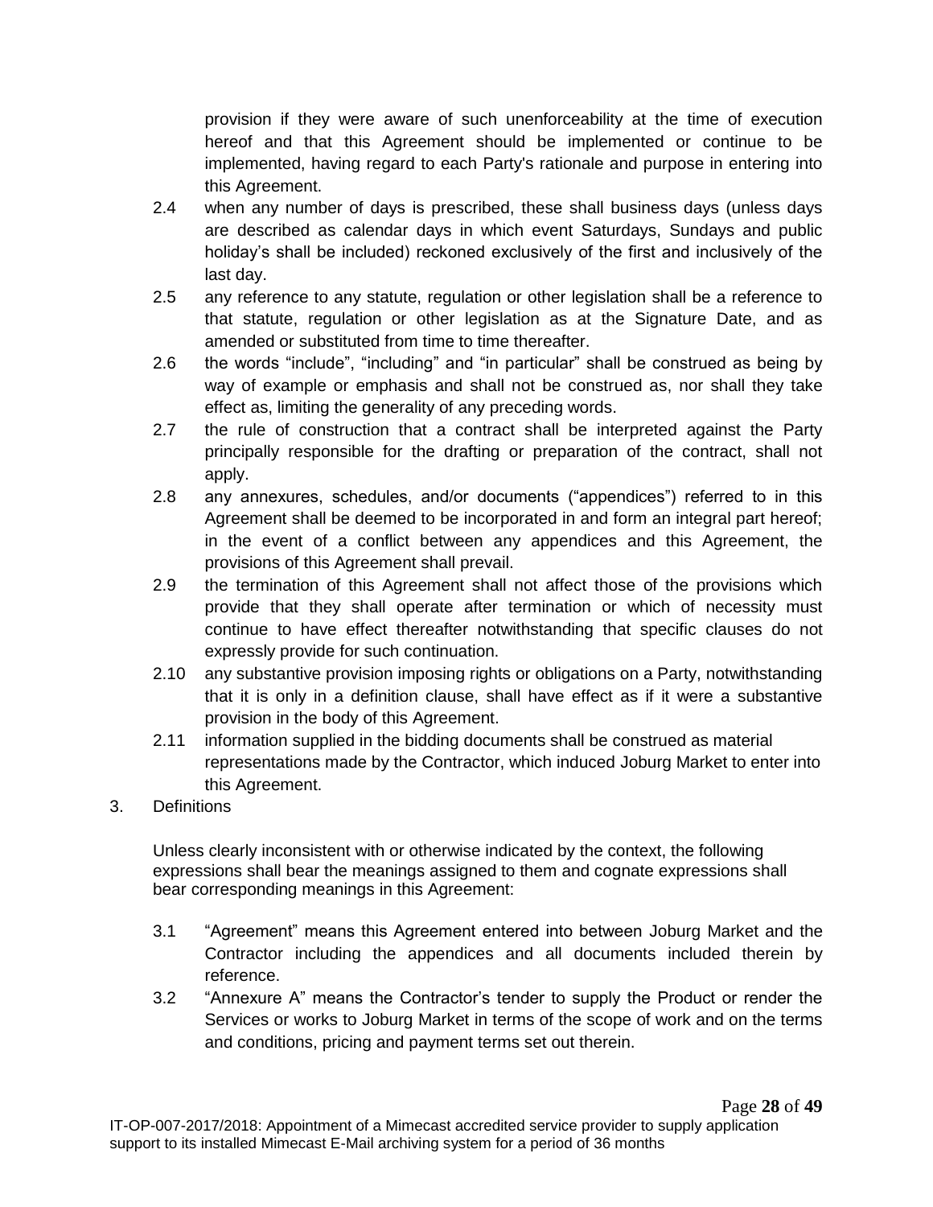provision if they were aware of such unenforceability at the time of execution hereof and that this Agreement should be implemented or continue to be implemented, having regard to each Party's rationale and purpose in entering into this Agreement.

2.4 when any number of days is prescribed, these shall business days (unless days are described as calendar days in which event Saturdays, Sundays and public holiday's shall be included) reckoned exclusively of the first and inclusively of the last day.

2.5 any reference to any statute, regulation or other legislation shall be a reference to that statute, regulation or other legislation as at the Signature Date, and as amended or substituted from time to time thereafter.

2.6 the words "include", "including" and "in particular" shall be construed as being by way of example or emphasis and shall not be construed as, nor shall they take effect as, limiting the generality of any preceding words.

2.7 the rule of construction that a contract shall be interpreted against the Party principally responsible for the drafting or preparation of the contract, shall not apply.

2.8 any annexures, schedules, and/or documents ("appendices") referred to in this Agreement shall be deemed to be incorporated in and form an integral part hereof; in the event of a conflict between any appendices and this Agreement, the provisions of this Agreement shall prevail.

2.9 the termination of this Agreement shall not affect those of the provisions which provide that they shall operate after termination or which of necessity must continue to have effect thereafter notwithstanding that specific clauses do not expressly provide for such continuation.

2.10 any substantive provision imposing rights or obligations on a Party, notwithstanding that it is only in a definition clause, shall have effect as if it were a substantive provision in the body of this Agreement.

2.11 information supplied in the bidding documents shall be construed as material representations made by the Contractor, which induced Joburg Market to enter into this Agreement.

3. Definitions

Unless clearly inconsistent with or otherwise indicated by the context, the following expressions shall bear the meanings assigned to them and cognate expressions shall bear corresponding meanings in this Agreement:

3.1 "Agreement" means this Agreement entered into between Joburg Market and the Contractor including the appendices and all documents included therein by reference.

3.2 "Annexure A" means the Contractor's tender to supply the Product or render the Services or works to Joburg Market in terms of the scope of work and on the terms and conditions, pricing and payment terms set out therein.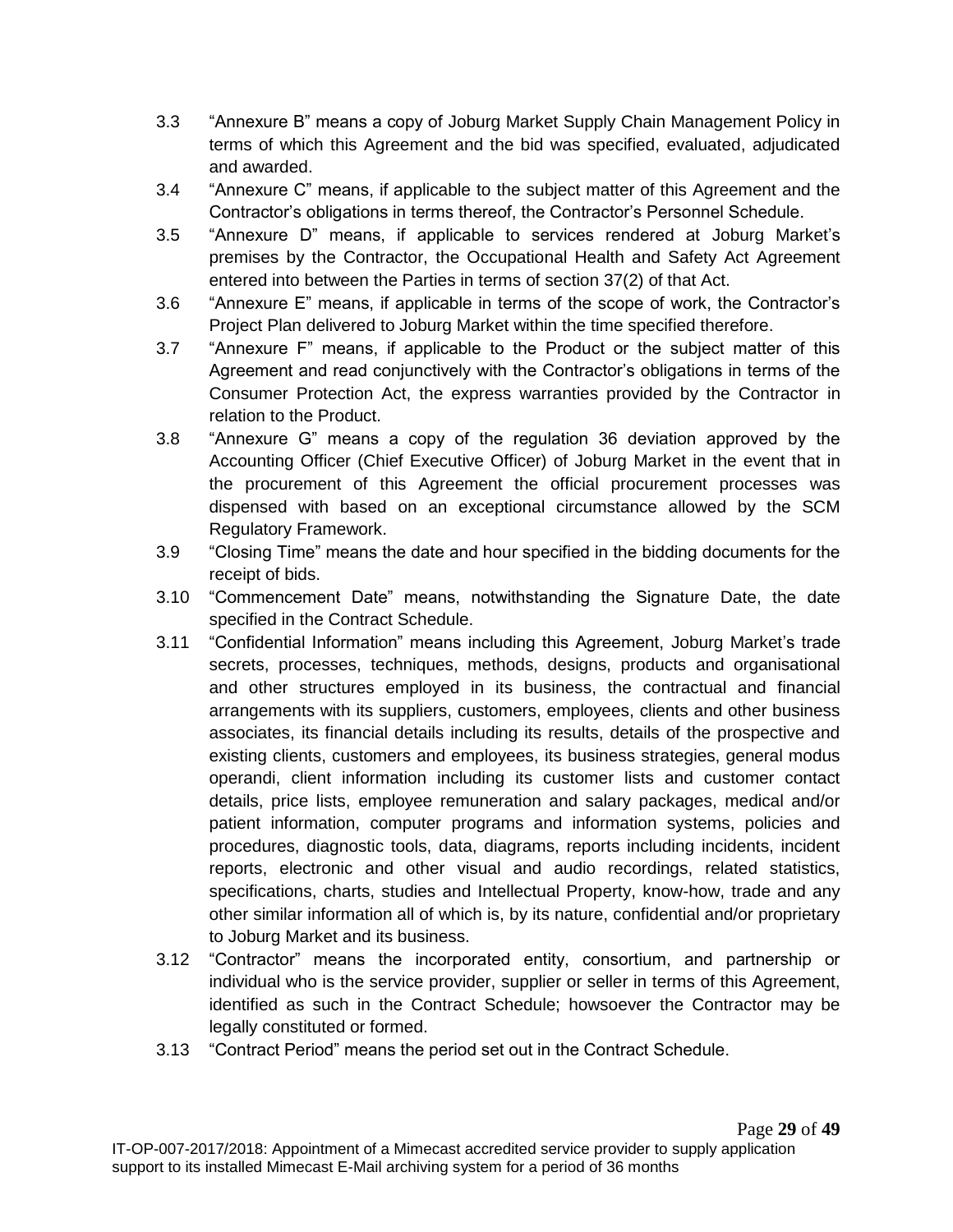3.3 "Annexure B" means a copy of Joburg Market Supply Chain Management Policy in terms of which this Agreement and the bid was specified, evaluated, adjudicated and awarded.

3.4 "Annexure C" means, if applicable to the subject matter of this Agreement and the Contractor's obligations in terms thereof, the Contractor's Personnel Schedule.

3.5 "Annexure D" means, if applicable to services rendered at Joburg Market's premises by the Contractor, the Occupational Health and Safety Act Agreement entered into between the Parties in terms of section 37(2) of that Act.

3.6 "Annexure E" means, if applicable in terms of the scope of work, the Contractor's Project Plan delivered to Joburg Market within the time specified therefore.

3.7 "Annexure F" means, if applicable to the Product or the subject matter of this Agreement and read conjunctively with the Contractor's obligations in terms of the Consumer Protection Act, the express warranties provided by the Contractor in relation to the Product.

3.8 "Annexure G" means a copy of the regulation 36 deviation approved by the Accounting Officer (Chief Executive Officer) of Joburg Market in the event that in the procurement of this Agreement the official procurement processes was dispensed with based on an exceptional circumstance allowed by the SCM Regulatory Framework.

3.9 "Closing Time" means the date and hour specified in the bidding documents for the receipt of bids.

3.10 "Commencement Date" means, notwithstanding the Signature Date, the date specified in the Contract Schedule.

3.11 "Confidential Information" means including this Agreement, Joburg Market's trade secrets, processes, techniques, methods, designs, products and organisational and other structures employed in its business, the contractual and financial arrangements with its suppliers, customers, employees, clients and other business associates, its financial details including its results, details of the prospective and existing clients, customers and employees, its business strategies, general modus operandi, client information including its customer lists and customer contact details, price lists, employee remuneration and salary packages, medical and/or patient information, computer programs and information systems, policies and procedures, diagnostic tools, data, diagrams, reports including incidents, incident reports, electronic and other visual and audio recordings, related statistics, specifications, charts, studies and Intellectual Property, know-how, trade and any other similar information all of which is, by its nature, confidential and/or proprietary to Joburg Market and its business.

3.12 "Contractor" means the incorporated entity, consortium, and partnership or individual who is the service provider, supplier or seller in terms of this Agreement, identified as such in the Contract Schedule; howsoever the Contractor may be legally constituted or formed.

3.13 "Contract Period" means the period set out in the Contract Schedule.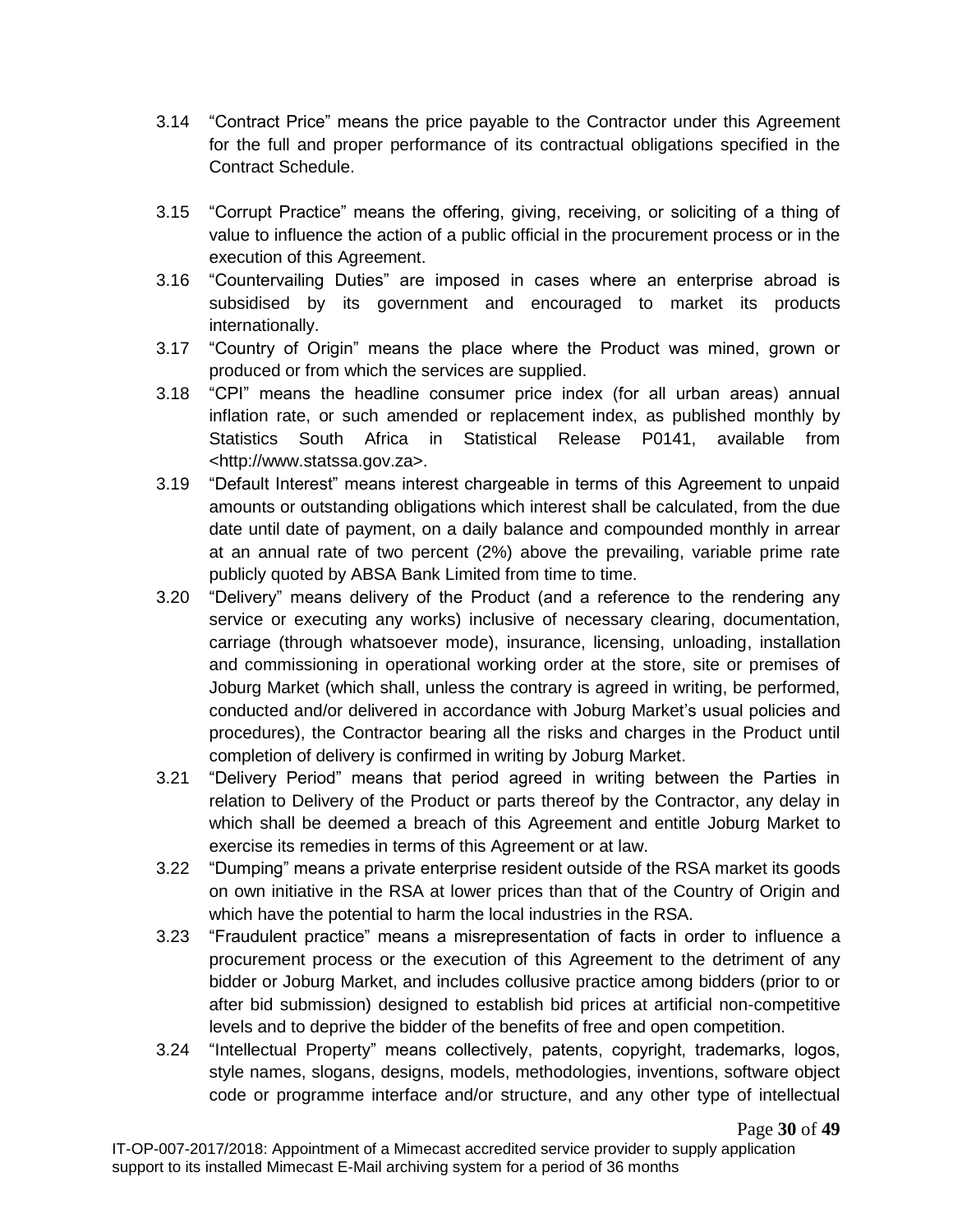3.14 “Contract Price” means the price payable to the Contractor under this Agreement for the full and proper performance of its contractual obligations specified in the Contract Schedule.

3.15 “Corrupt Practice” means the offering, giving, receiving, or soliciting of a thing of value to influence the action of a public official in the procurement process or in the execution of this Agreement.

3.16 “Countervailing Duties” are imposed in cases where an enterprise abroad is subsidised by its government and encouraged to market its products internationally.

3.17 “Country of Origin” means the place where the Product was mined, grown or produced or from which the services are supplied.

3.18 “CPI” means the headline consumer price index (for all urban areas) annual inflation rate, or such amended or replacement index, as published monthly by Statistics South Africa in Statistical Release P0141, available from <http://www.statssa.gov.za>.

3.19 “Default Interest” means interest chargeable in terms of this Agreement to unpaid amounts or outstanding obligations which interest shall be calculated, from the due date until date of payment, on a daily balance and compounded monthly in arrear at an annual rate of two percent (2%) above the prevailing, variable prime rate publicly quoted by ABSA Bank Limited from time to time.

3.20 “Delivery” means delivery of the Product (and a reference to the rendering any service or executing any works) inclusive of necessary clearing, documentation, carriage (through whatsoever mode), insurance, licensing, unloading, installation and commissioning in operational working order at the store, site or premises of Joburg Market (which shall, unless the contrary is agreed in writing, be performed, conducted and/or delivered in accordance with Joburg Market’s usual policies and procedures), the Contractor bearing all the risks and charges in the Product until completion of delivery is confirmed in writing by Joburg Market.

3.21 “Delivery Period” means that period agreed in writing between the Parties in relation to Delivery of the Product or parts thereof by the Contractor, any delay in which shall be deemed a breach of this Agreement and entitle Joburg Market to exercise its remedies in terms of this Agreement or at law.

3.22 “Dumping” means a private enterprise resident outside of the RSA market its goods on own initiative in the RSA at lower prices than that of the Country of Origin and which have the potential to harm the local industries in the RSA.

3.23 “Fraudulent practice” means a misrepresentation of facts in order to influence a procurement process or the execution of this Agreement to the detriment of any bidder or Joburg Market, and includes collusive practice among bidders (prior to or after bid submission) designed to establish bid prices at artificial non-competitive levels and to deprive the bidder of the benefits of free and open competition.

3.24 “Intellectual Property” means collectively, patents, copyright, trademarks, logos, style names, slogans, designs, models, methodologies, inventions, software object code or programme interface and/or structure, and any other type of intellectual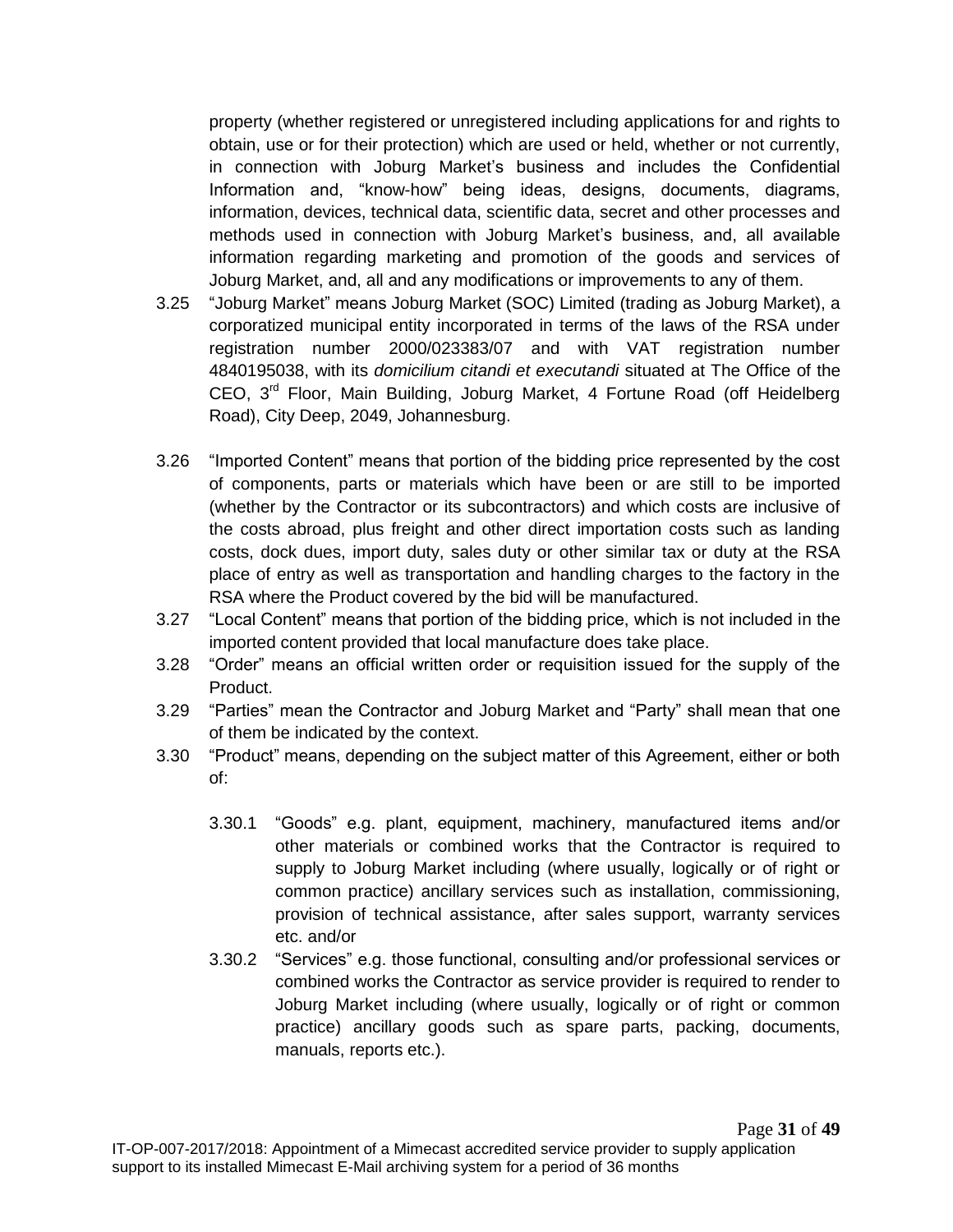property (whether registered or unregistered including applications for and rights to obtain, use or for their protection) which are used or held, whether or not currently, in connection with Joburg Market's business and includes the Confidential Information and, "know-how" being ideas, designs, documents, diagrams, information, devices, technical data, scientific data, secret and other processes and methods used in connection with Joburg Market's business, and, all available information regarding marketing and promotion of the goods and services of Joburg Market, and, all and any modifications or improvements to any of them.

3.25 "Joburg Market" means Joburg Market (SOC) Limited (trading as Joburg Market), a corporatized municipal entity incorporated in terms of the laws of the RSA under registration number 2000/023383/07 and with VAT registration number 4840195038, with its *domicilium citandi et executandi* situated at The Office of the CEO, 3rd Floor, Main Building, Joburg Market, 4 Fortune Road (off Heidelberg Road), City Deep, 2049, Johannesburg.

3.26 "Imported Content" means that portion of the bidding price represented by the cost of components, parts or materials which have been or are still to be imported (whether by the Contractor or its subcontractors) and which costs are inclusive of the costs abroad, plus freight and other direct importation costs such as landing costs, dock dues, import duty, sales duty or other similar tax or duty at the RSA place of entry as well as transportation and handling charges to the factory in the RSA where the Product covered by the bid will be manufactured.

3.27 "Local Content" means that portion of the bidding price, which is not included in the imported content provided that local manufacture does take place.

3.28 "Order" means an official written order or requisition issued for the supply of the Product.

3.29 "Parties" mean the Contractor and Joburg Market and "Party" shall mean that one of them be indicated by the context.

3.30 "Product" means, depending on the subject matter of this Agreement, either or both of:

3.30.1 "Goods" e.g. plant, equipment, machinery, manufactured items and/or other materials or combined works that the Contractor is required to supply to Joburg Market including (where usually, logically or of right or common practice) ancillary services such as installation, commissioning, provision of technical assistance, after sales support, warranty services etc. and/or

3.30.2 "Services" e.g. those functional, consulting and/or professional services or combined works the Contractor as service provider is required to render to Joburg Market including (where usually, logically or of right or common practice) ancillary goods such as spare parts, packing, documents, manuals, reports etc.).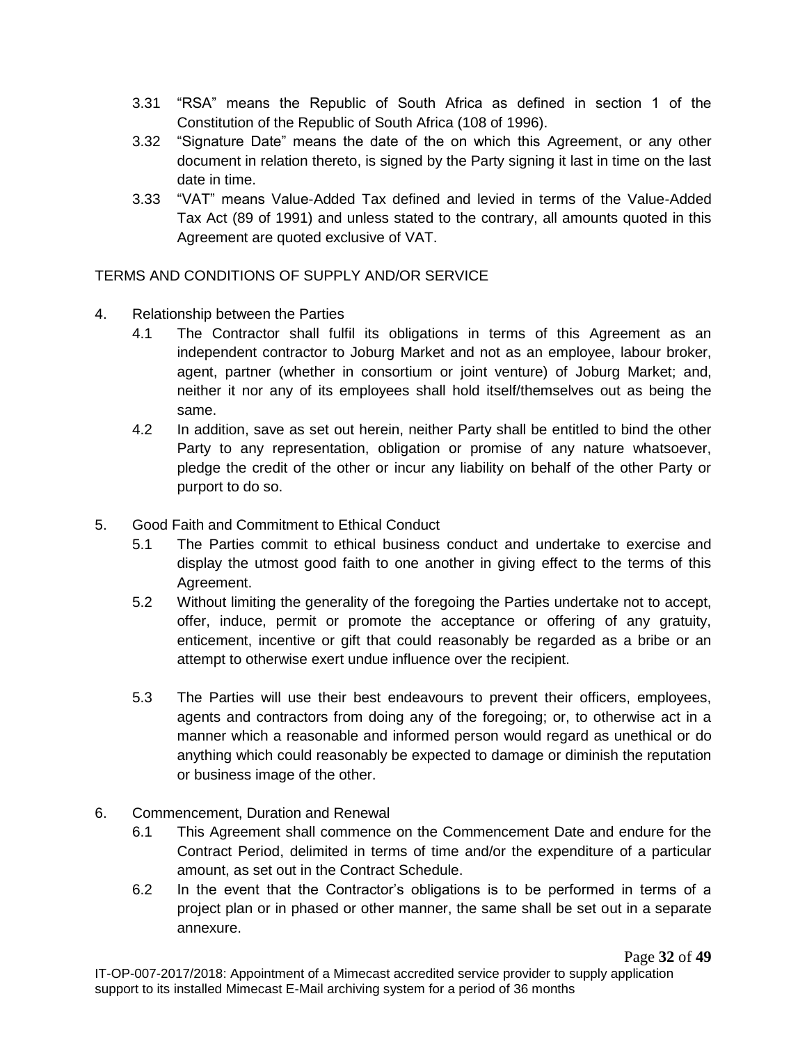3.31 "RSA" means the Republic of South Africa as defined in section 1 of the Constitution of the Republic of South Africa (108 of 1996).

3.32 "Signature Date" means the date of the on which this Agreement, or any other document in relation thereto, is signed by the Party signing it last in time on the last date in time.

3.33 "VAT" means Value-Added Tax defined and levied in terms of the Value-Added Tax Act (89 of 1991) and unless stated to the contrary, all amounts quoted in this Agreement are quoted exclusive of VAT.

## TERMS AND CONDITIONS OF SUPPLY AND/OR SERVICE

### 4. Relationship between the Parties

4.1 The Contractor shall fulfil its obligations in terms of this Agreement as an independent contractor to Joburg Market and not as an employee, labour broker, agent, partner (whether in consortium or joint venture) of Joburg Market; and, neither it nor any of its employees shall hold itself/themselves out as being the same.

4.2 In addition, save as set out herein, neither Party shall be entitled to bind the other Party to any representation, obligation or promise of any nature whatsoever, pledge the credit of the other or incur any liability on behalf of the other Party or purport to do so.

### 5. Good Faith and Commitment to Ethical Conduct

5.1 The Parties commit to ethical business conduct and undertake to exercise and display the utmost good faith to one another in giving effect to the terms of this Agreement.

5.2 Without limiting the generality of the foregoing the Parties undertake not to accept, offer, induce, permit or promote the acceptance or offering of any gratuity, enticement, incentive or gift that could reasonably be regarded as a bribe or an attempt to otherwise exert undue influence over the recipient.

5.3 The Parties will use their best endeavours to prevent their officers, employees, agents and contractors from doing any of the foregoing; or, to otherwise act in a manner which a reasonable and informed person would regard as unethical or do anything which could reasonably be expected to damage or diminish the reputation or business image of the other.

### 6. Commencement, Duration and Renewal

6.1 This Agreement shall commence on the Commencement Date and endure for the Contract Period, delimited in terms of time and/or the expenditure of a particular amount, as set out in the Contract Schedule.

6.2 In the event that the Contractor's obligations is to be performed in terms of a project plan or in phased or other manner, the same shall be set out in a separate annexure.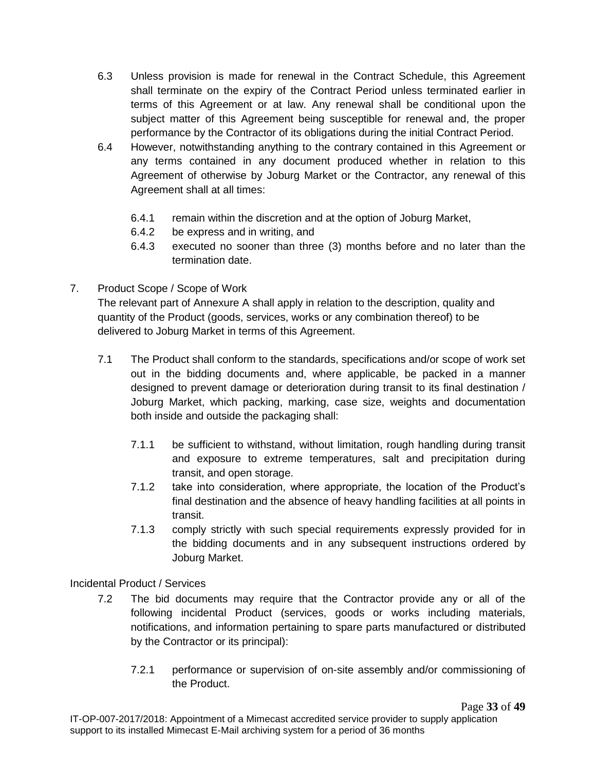6.3 Unless provision is made for renewal in the Contract Schedule, this Agreement shall terminate on the expiry of the Contract Period unless terminated earlier in terms of this Agreement or at law. Any renewal shall be conditional upon the subject matter of this Agreement being susceptible for renewal and, the proper performance by the Contractor of its obligations during the initial Contract Period.

6.4 However, notwithstanding anything to the contrary contained in this Agreement or any terms contained in any document produced whether in relation to this Agreement of otherwise by Joburg Market or the Contractor, any renewal of this Agreement shall at all times:

- 6.4.1 remain within the discretion and at the option of Joburg Market,
- 6.4.2 be express and in writing, and
- 6.4.3 executed no sooner than three (3) months before and no later than the termination date.

7. Product Scope / Scope of Work

The relevant part of Annexure A shall apply in relation to the description, quality and quantity of the Product (goods, services, works or any combination thereof) to be delivered to Joburg Market in terms of this Agreement.

7.1 The Product shall conform to the standards, specifications and/or scope of work set out in the bidding documents and, where applicable, be packed in a manner designed to prevent damage or deterioration during transit to its final destination / Joburg Market, which packing, marking, case size, weights and documentation both inside and outside the packaging shall:

- 7.1.1 be sufficient to withstand, without limitation, rough handling during transit and exposure to extreme temperatures, salt and precipitation during transit, and open storage.
- 7.1.2 take into consideration, where appropriate, the location of the Product's final destination and the absence of heavy handling facilities at all points in transit.
- 7.1.3 comply strictly with such special requirements expressly provided for in the bidding documents and in any subsequent instructions ordered by Joburg Market.

Incidental Product / Services

7.2 The bid documents may require that the Contractor provide any or all of the following incidental Product (services, goods or works including materials, notifications, and information pertaining to spare parts manufactured or distributed by the Contractor or its principal):

- 7.2.1 performance or supervision of on-site assembly and/or commissioning of the Product.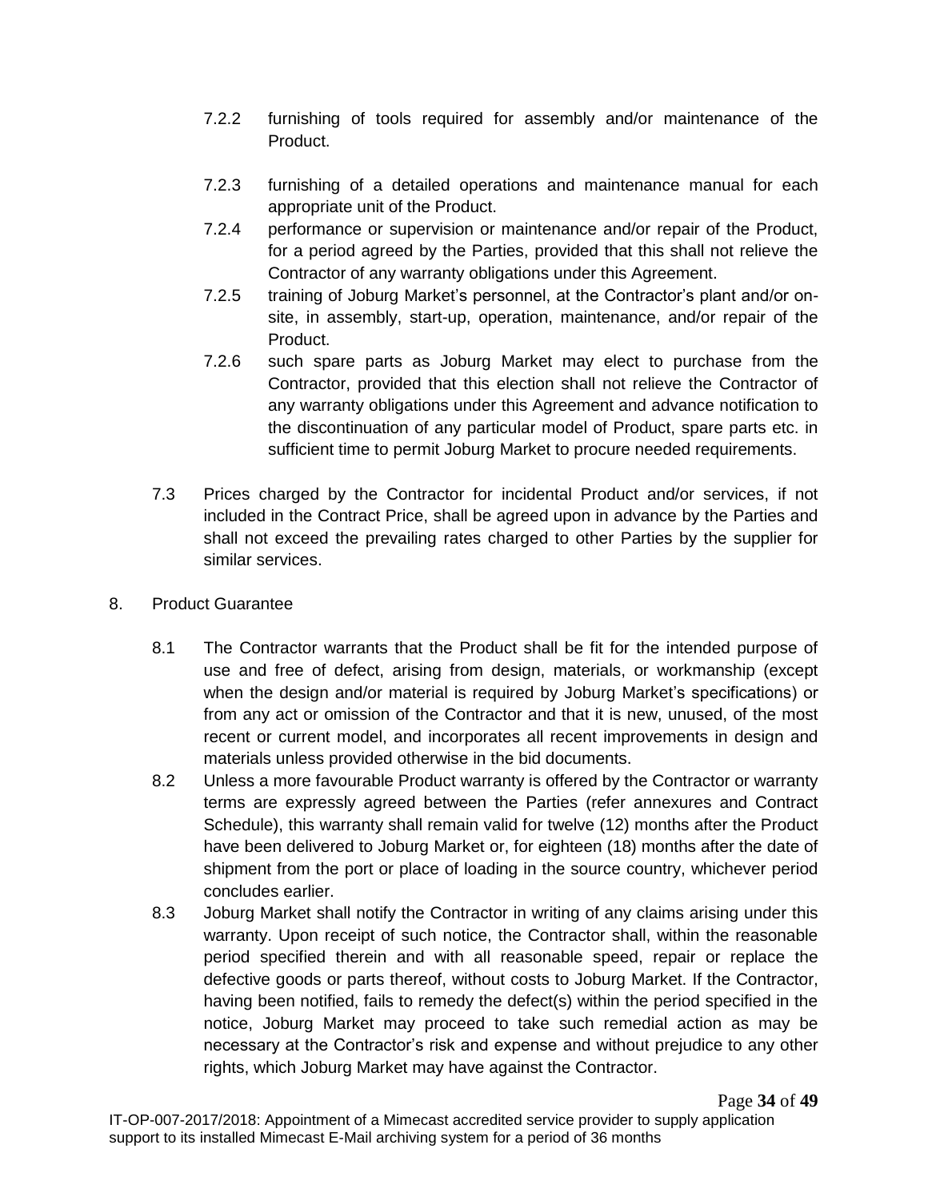7.2.2 furnishing of tools required for assembly and/or maintenance of the Product.

7.2.3 furnishing of a detailed operations and maintenance manual for each appropriate unit of the Product.

7.2.4 performance or supervision or maintenance and/or repair of the Product, for a period agreed by the Parties, provided that this shall not relieve the Contractor of any warranty obligations under this Agreement.

7.2.5 training of Joburg Market's personnel, at the Contractor's plant and/or on-site, in assembly, start-up, operation, maintenance, and/or repair of the Product.

7.2.6 such spare parts as Joburg Market may elect to purchase from the Contractor, provided that this election shall not relieve the Contractor of any warranty obligations under this Agreement and advance notification to the discontinuation of any particular model of Product, spare parts etc. in sufficient time to permit Joburg Market to procure needed requirements.

7.3 Prices charged by the Contractor for incidental Product and/or services, if not included in the Contract Price, shall be agreed upon in advance by the Parties and shall not exceed the prevailing rates charged to other Parties by the supplier for similar services.

8. Product Guarantee

8.1 The Contractor warrants that the Product shall be fit for the intended purpose of use and free of defect, arising from design, materials, or workmanship (except when the design and/or material is required by Joburg Market's specifications) or from any act or omission of the Contractor and that it is new, unused, of the most recent or current model, and incorporates all recent improvements in design and materials unless provided otherwise in the bid documents.

8.2 Unless a more favourable Product warranty is offered by the Contractor or warranty terms are expressly agreed between the Parties (refer annexures and Contract Schedule), this warranty shall remain valid for twelve (12) months after the Product have been delivered to Joburg Market or, for eighteen (18) months after the date of shipment from the port or place of loading in the source country, whichever period concludes earlier.

8.3 Joburg Market shall notify the Contractor in writing of any claims arising under this warranty. Upon receipt of such notice, the Contractor shall, within the reasonable period specified therein and with all reasonable speed, repair or replace the defective goods or parts thereof, without costs to Joburg Market. If the Contractor, having been notified, fails to remedy the defect(s) within the period specified in the notice, Joburg Market may proceed to take such remedial action as may be necessary at the Contractor's risk and expense and without prejudice to any other rights, which Joburg Market may have against the Contractor.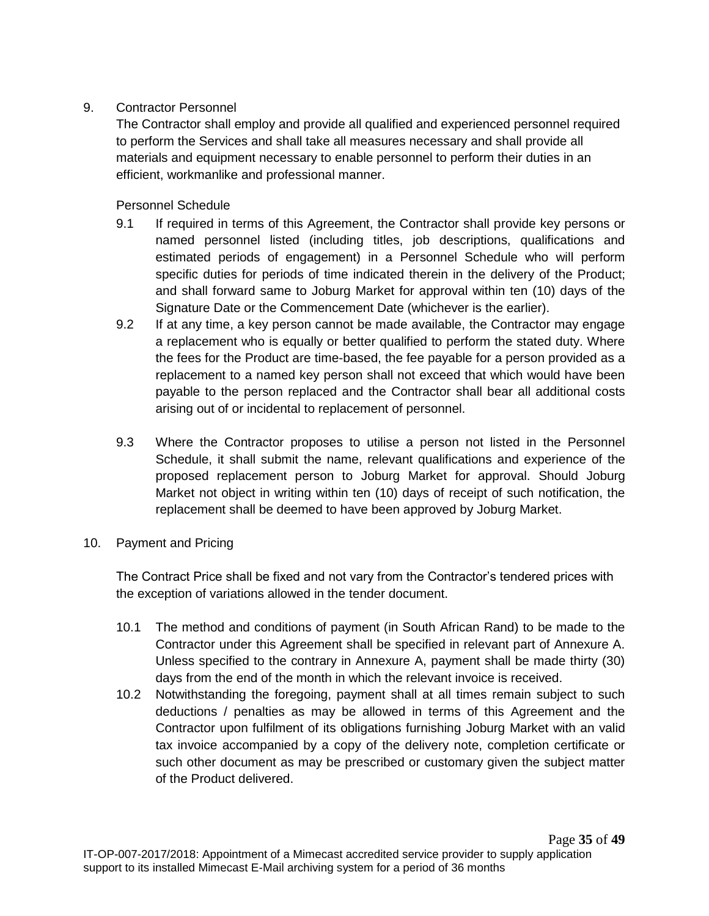9. Contractor Personnel

The Contractor shall employ and provide all qualified and experienced personnel required to perform the Services and shall take all measures necessary and shall provide all materials and equipment necessary to enable personnel to perform their duties in an efficient, workmanlike and professional manner.

Personnel Schedule

9.1 If required in terms of this Agreement, the Contractor shall provide key persons or named personnel listed (including titles, job descriptions, qualifications and estimated periods of engagement) in a Personnel Schedule who will perform specific duties for periods of time indicated therein in the delivery of the Product; and shall forward same to Joburg Market for approval within ten (10) days of the Signature Date or the Commencement Date (whichever is the earlier).

9.2 If at any time, a key person cannot be made available, the Contractor may engage a replacement who is equally or better qualified to perform the stated duty. Where the fees for the Product are time-based, the fee payable for a person provided as a replacement to a named key person shall not exceed that which would have been payable to the person replaced and the Contractor shall bear all additional costs arising out of or incidental to replacement of personnel.

9.3 Where the Contractor proposes to utilise a person not listed in the Personnel Schedule, it shall submit the name, relevant qualifications and experience of the proposed replacement person to Joburg Market for approval. Should Joburg Market not object in writing within ten (10) days of receipt of such notification, the replacement shall be deemed to have been approved by Joburg Market.

10. Payment and Pricing

The Contract Price shall be fixed and not vary from the Contractor's tendered prices with the exception of variations allowed in the tender document.

10.1 The method and conditions of payment (in South African Rand) to be made to the Contractor under this Agreement shall be specified in relevant part of Annexure A. Unless specified to the contrary in Annexure A, payment shall be made thirty (30) days from the end of the month in which the relevant invoice is received.

10.2 Notwithstanding the foregoing, payment shall at all times remain subject to such deductions / penalties as may be allowed in terms of this Agreement and the Contractor upon fulfilment of its obligations furnishing Joburg Market with an valid tax invoice accompanied by a copy of the delivery note, completion certificate or such other document as may be prescribed or customary given the subject matter of the Product delivered.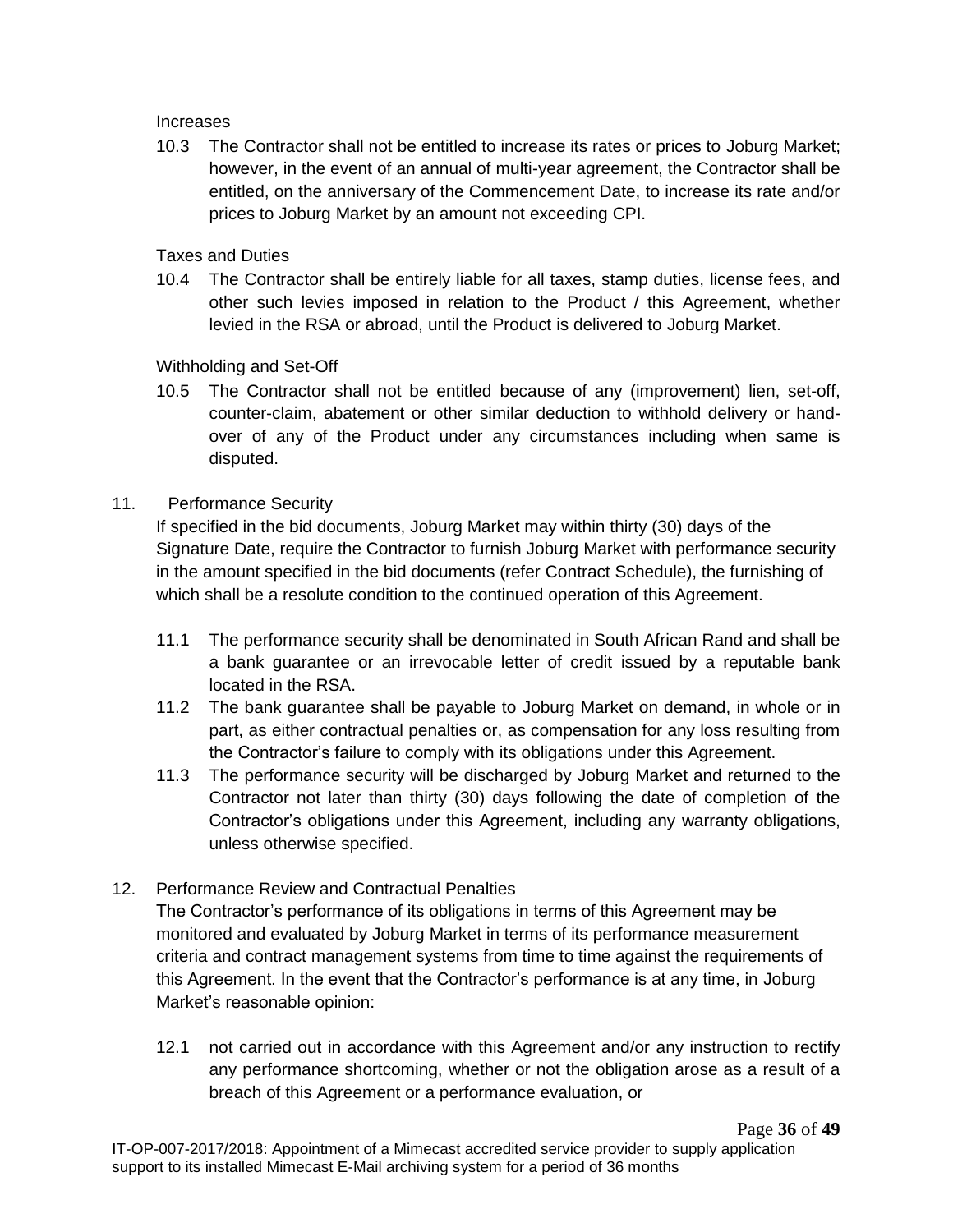Increases

10.3 The Contractor shall not be entitled to increase its rates or prices to Joburg Market; however, in the event of an annual of multi-year agreement, the Contractor shall be entitled, on the anniversary of the Commencement Date, to increase its rate and/or prices to Joburg Market by an amount not exceeding CPI.

Taxes and Duties

10.4 The Contractor shall be entirely liable for all taxes, stamp duties, license fees, and other such levies imposed in relation to the Product / this Agreement, whether levied in the RSA or abroad, until the Product is delivered to Joburg Market.

Withholding and Set-Off

10.5 The Contractor shall not be entitled because of any (improvement) lien, set-off, counter-claim, abatement or other similar deduction to withhold delivery or hand-over of any of the Product under any circumstances including when same is disputed.

11. Performance Security

If specified in the bid documents, Joburg Market may within thirty (30) days of the Signature Date, require the Contractor to furnish Joburg Market with performance security in the amount specified in the bid documents (refer Contract Schedule), the furnishing of which shall be a resolute condition to the continued operation of this Agreement.

11.1 The performance security shall be denominated in South African Rand and shall be a bank guarantee or an irrevocable letter of credit issued by a reputable bank located in the RSA.

11.2 The bank guarantee shall be payable to Joburg Market on demand, in whole or in part, as either contractual penalties or, as compensation for any loss resulting from the Contractor's failure to comply with its obligations under this Agreement.

11.3 The performance security will be discharged by Joburg Market and returned to the Contractor not later than thirty (30) days following the date of completion of the Contractor's obligations under this Agreement, including any warranty obligations, unless otherwise specified.

12. Performance Review and Contractual Penalties

The Contractor's performance of its obligations in terms of this Agreement may be monitored and evaluated by Joburg Market in terms of its performance measurement criteria and contract management systems from time to time against the requirements of this Agreement. In the event that the Contractor's performance is at any time, in Joburg Market's reasonable opinion:

12.1 not carried out in accordance with this Agreement and/or any instruction to rectify any performance shortcoming, whether or not the obligation arose as a result of a breach of this Agreement or a performance evaluation, or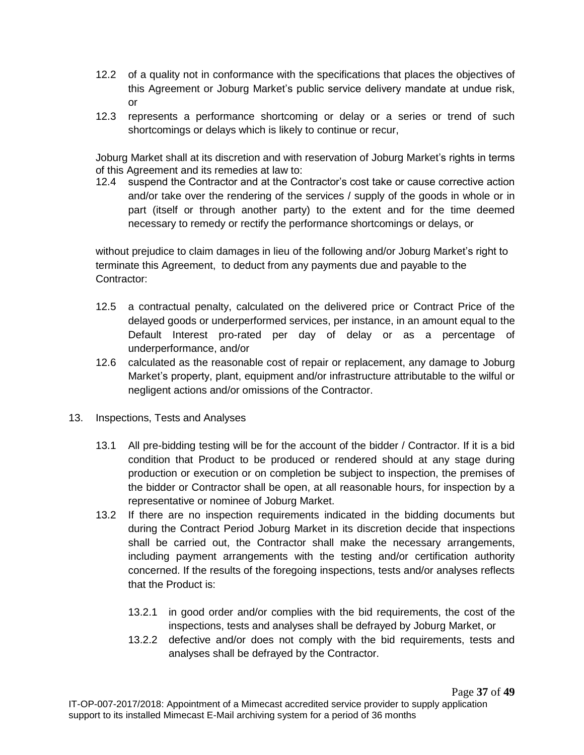12.2 of a quality not in conformance with the specifications that places the objectives of this Agreement or Joburg Market's public service delivery mandate at undue risk, or

12.3 represents a performance shortcoming or delay or a series or trend of such shortcomings or delays which is likely to continue or recur,

Joburg Market shall at its discretion and with reservation of Joburg Market's rights in terms of this Agreement and its remedies at law to:

12.4 suspend the Contractor and at the Contractor's cost take or cause corrective action and/or take over the rendering of the services / supply of the goods in whole or in part (itself or through another party) to the extent and for the time deemed necessary to remedy or rectify the performance shortcomings or delays, or

without prejudice to claim damages in lieu of the following and/or Joburg Market's right to terminate this Agreement, to deduct from any payments due and payable to the Contractor:

12.5 a contractual penalty, calculated on the delivered price or Contract Price of the delayed goods or underperformed services, per instance, in an amount equal to the Default Interest pro-rated per day of delay or as a percentage of underperformance, and/or

12.6 calculated as the reasonable cost of repair or replacement, any damage to Joburg Market's property, plant, equipment and/or infrastructure attributable to the wilful or negligent actions and/or omissions of the Contractor.

13. Inspections, Tests and Analyses

13.1 All pre-bidding testing will be for the account of the bidder / Contractor. If it is a bid condition that Product to be produced or rendered should at any stage during production or execution or on completion be subject to inspection, the premises of the bidder or Contractor shall be open, at all reasonable hours, for inspection by a representative or nominee of Joburg Market.

13.2 If there are no inspection requirements indicated in the bidding documents but during the Contract Period Joburg Market in its discretion decide that inspections shall be carried out, the Contractor shall make the necessary arrangements, including payment arrangements with the testing and/or certification authority concerned. If the results of the foregoing inspections, tests and/or analyses reflects that the Product is:

13.2.1 in good order and/or complies with the bid requirements, the cost of the inspections, tests and analyses shall be defrayed by Joburg Market, or

13.2.2 defective and/or does not comply with the bid requirements, tests and analyses shall be defrayed by the Contractor.

IT-OP-007-2017/2018: Appointment of a Mimecast accredited service provider to supply application support to its installed Mimecast E-Mail archiving system for a period of 36 months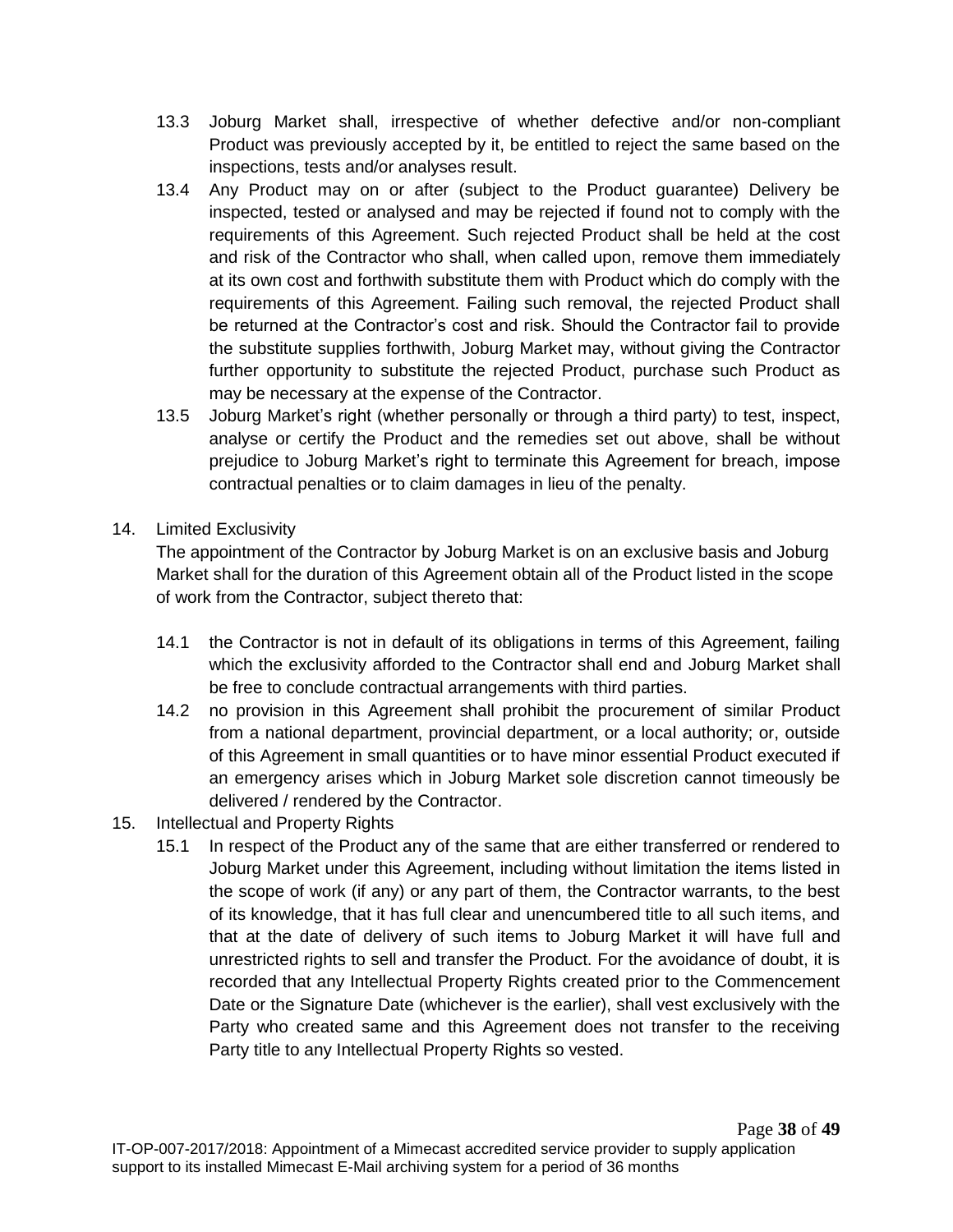13.3 Joburg Market shall, irrespective of whether defective and/or non-compliant Product was previously accepted by it, be entitled to reject the same based on the inspections, tests and/or analyses result.

13.4 Any Product may on or after (subject to the Product guarantee) Delivery be inspected, tested or analysed and may be rejected if found not to comply with the requirements of this Agreement. Such rejected Product shall be held at the cost and risk of the Contractor who shall, when called upon, remove them immediately at its own cost and forthwith substitute them with Product which do comply with the requirements of this Agreement. Failing such removal, the rejected Product shall be returned at the Contractor's cost and risk. Should the Contractor fail to provide the substitute supplies forthwith, Joburg Market may, without giving the Contractor further opportunity to substitute the rejected Product, purchase such Product as may be necessary at the expense of the Contractor.

13.5 Joburg Market's right (whether personally or through a third party) to test, inspect, analyse or certify the Product and the remedies set out above, shall be without prejudice to Joburg Market's right to terminate this Agreement for breach, impose contractual penalties or to claim damages in lieu of the penalty.

14. Limited Exclusivity

The appointment of the Contractor by Joburg Market is on an exclusive basis and Joburg Market shall for the duration of this Agreement obtain all of the Product listed in the scope of work from the Contractor, subject thereto that:

14.1 the Contractor is not in default of its obligations in terms of this Agreement, failing which the exclusivity afforded to the Contractor shall end and Joburg Market shall be free to conclude contractual arrangements with third parties.

14.2 no provision in this Agreement shall prohibit the procurement of similar Product from a national department, provincial department, or a local authority; or, outside of this Agreement in small quantities or to have minor essential Product executed if an emergency arises which in Joburg Market sole discretion cannot timeously be delivered / rendered by the Contractor.

15. Intellectual and Property Rights

15.1 In respect of the Product any of the same that are either transferred or rendered to Joburg Market under this Agreement, including without limitation the items listed in the scope of work (if any) or any part of them, the Contractor warrants, to the best of its knowledge, that it has full clear and unencumbered title to all such items, and that at the date of delivery of such items to Joburg Market it will have full and unrestricted rights to sell and transfer the Product. For the avoidance of doubt, it is recorded that any Intellectual Property Rights created prior to the Commencement Date or the Signature Date (whichever is the earlier), shall vest exclusively with the Party who created same and this Agreement does not transfer to the receiving Party title to any Intellectual Property Rights so vested.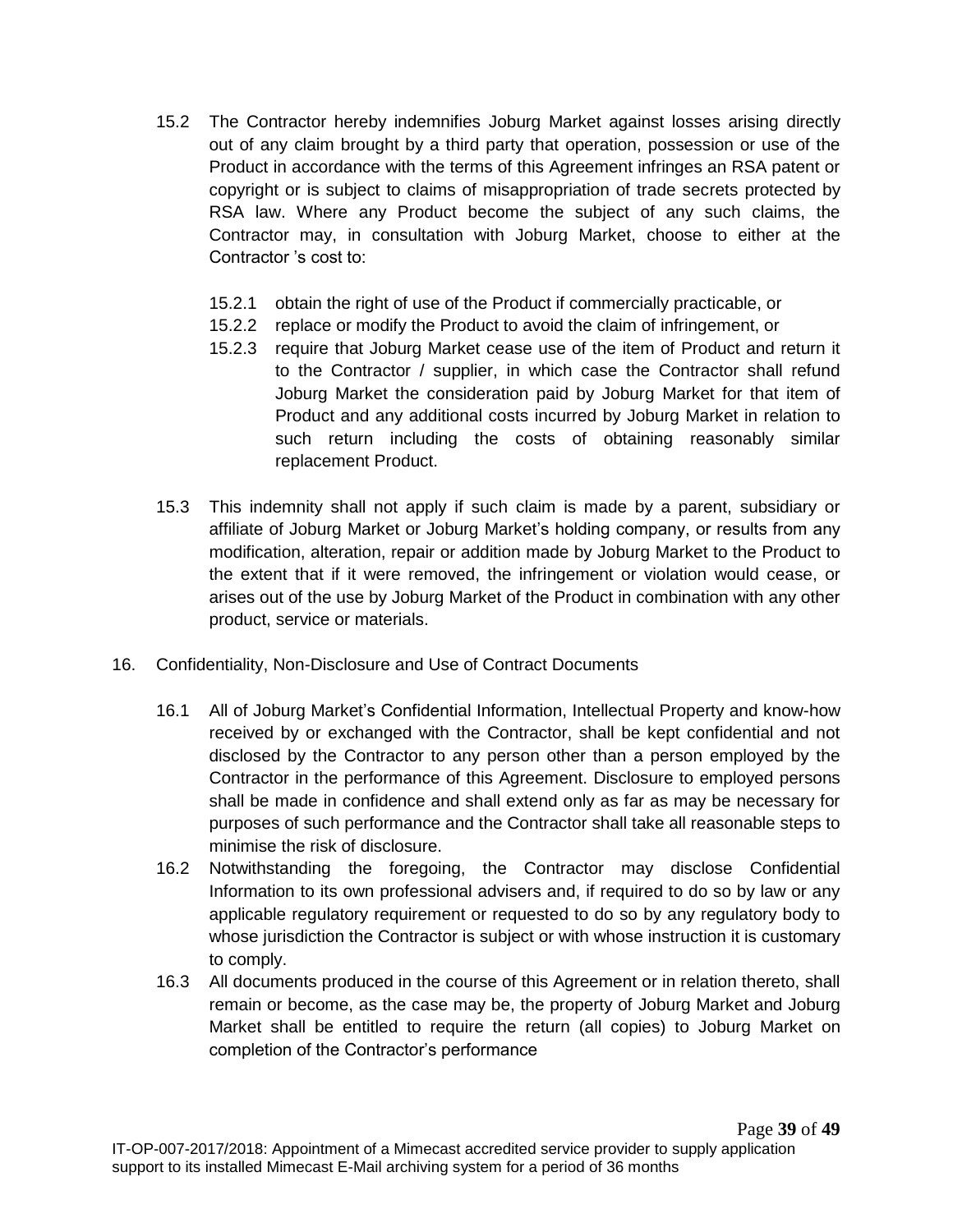15.2 The Contractor hereby indemnifies Joburg Market against losses arising directly out of any claim brought by a third party that operation, possession or use of the Product in accordance with the terms of this Agreement infringes an RSA patent or copyright or is subject to claims of misappropriation of trade secrets protected by RSA law. Where any Product become the subject of any such claims, the Contractor may, in consultation with Joburg Market, choose to either at the Contractor 's cost to:

15.2.1 obtain the right of use of the Product if commercially practicable, or

15.2.2 replace or modify the Product to avoid the claim of infringement, or

15.2.3 require that Joburg Market cease use of the item of Product and return it to the Contractor / supplier, in which case the Contractor shall refund Joburg Market the consideration paid by Joburg Market for that item of Product and any additional costs incurred by Joburg Market in relation to such return including the costs of obtaining reasonably similar replacement Product.

15.3 This indemnity shall not apply if such claim is made by a parent, subsidiary or affiliate of Joburg Market or Joburg Market's holding company, or results from any modification, alteration, repair or addition made by Joburg Market to the Product to the extent that if it were removed, the infringement or violation would cease, or arises out of the use by Joburg Market of the Product in combination with any other product, service or materials.

16. Confidentiality, Non-Disclosure and Use of Contract Documents

16.1 All of Joburg Market's Confidential Information, Intellectual Property and know-how received by or exchanged with the Contractor, shall be kept confidential and not disclosed by the Contractor to any person other than a person employed by the Contractor in the performance of this Agreement. Disclosure to employed persons shall be made in confidence and shall extend only as far as may be necessary for purposes of such performance and the Contractor shall take all reasonable steps to minimise the risk of disclosure.

16.2 Notwithstanding the foregoing, the Contractor may disclose Confidential Information to its own professional advisers and, if required to do so by law or any applicable regulatory requirement or requested to do so by any regulatory body to whose jurisdiction the Contractor is subject or with whose instruction it is customary to comply.

16.3 All documents produced in the course of this Agreement or in relation thereto, shall remain or become, as the case may be, the property of Joburg Market and Joburg Market shall be entitled to require the return (all copies) to Joburg Market on completion of the Contractor's performance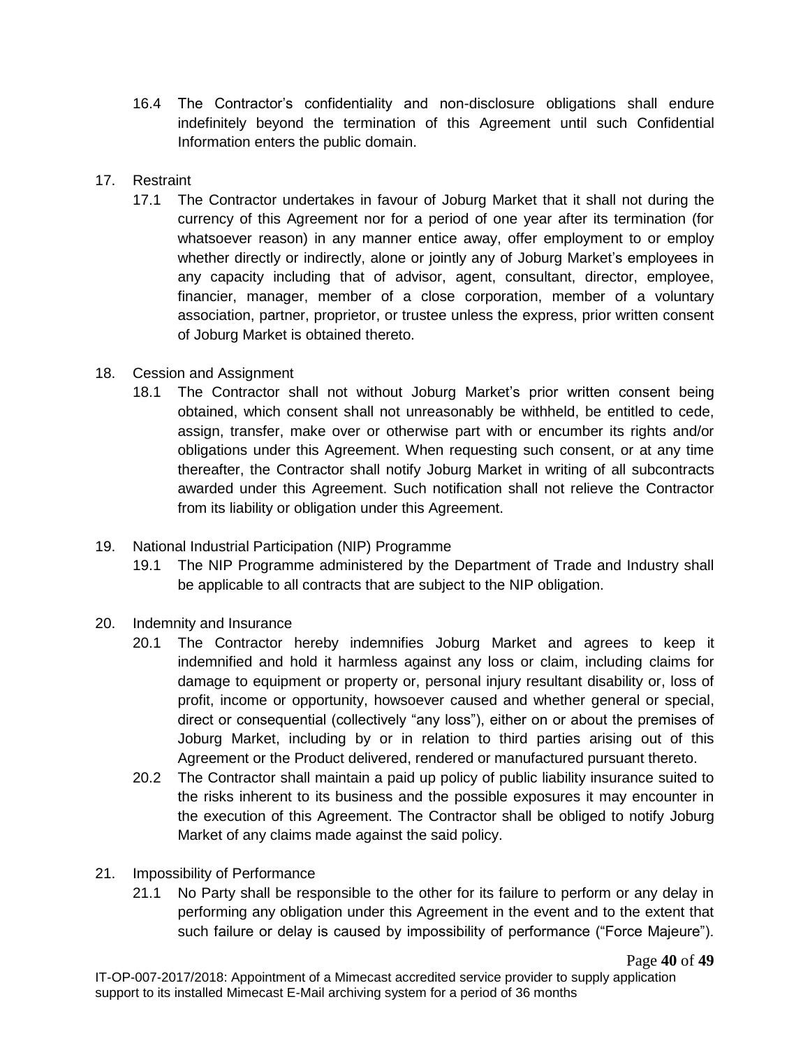16.4 The Contractor's confidentiality and non-disclosure obligations shall endure indefinitely beyond the termination of this Agreement until such Confidential Information enters the public domain.

17. Restraint

17.1 The Contractor undertakes in favour of Joburg Market that it shall not during the currency of this Agreement nor for a period of one year after its termination (for whatsoever reason) in any manner entice away, offer employment to or employ whether directly or indirectly, alone or jointly any of Joburg Market's employees in any capacity including that of advisor, agent, consultant, director, employee, financier, manager, member of a close corporation, member of a voluntary association, partner, proprietor, or trustee unless the express, prior written consent of Joburg Market is obtained thereto.

18. Cession and Assignment

18.1 The Contractor shall not without Joburg Market's prior written consent being obtained, which consent shall not unreasonably be withheld, be entitled to cede, assign, transfer, make over or otherwise part with or encumber its rights and/or obligations under this Agreement. When requesting such consent, or at any time thereafter, the Contractor shall notify Joburg Market in writing of all subcontracts awarded under this Agreement. Such notification shall not relieve the Contractor from its liability or obligation under this Agreement.

19. National Industrial Participation (NIP) Programme

19.1 The NIP Programme administered by the Department of Trade and Industry shall be applicable to all contracts that are subject to the NIP obligation.

20. Indemnity and Insurance

20.1 The Contractor hereby indemnifies Joburg Market and agrees to keep it indemnified and hold it harmless against any loss or claim, including claims for damage to equipment or property or, personal injury resultant disability or, loss of profit, income or opportunity, howsoever caused and whether general or special, direct or consequential (collectively "any loss"), either on or about the premises of Joburg Market, including by or in relation to third parties arising out of this Agreement or the Product delivered, rendered or manufactured pursuant thereto.

20.2 The Contractor shall maintain a paid up policy of public liability insurance suited to the risks inherent to its business and the possible exposures it may encounter in the execution of this Agreement. The Contractor shall be obliged to notify Joburg Market of any claims made against the said policy.

21. Impossibility of Performance

21.1 No Party shall be responsible to the other for its failure to perform or any delay in performing any obligation under this Agreement in the event and to the extent that such failure or delay is caused by impossibility of performance ("Force Majeure").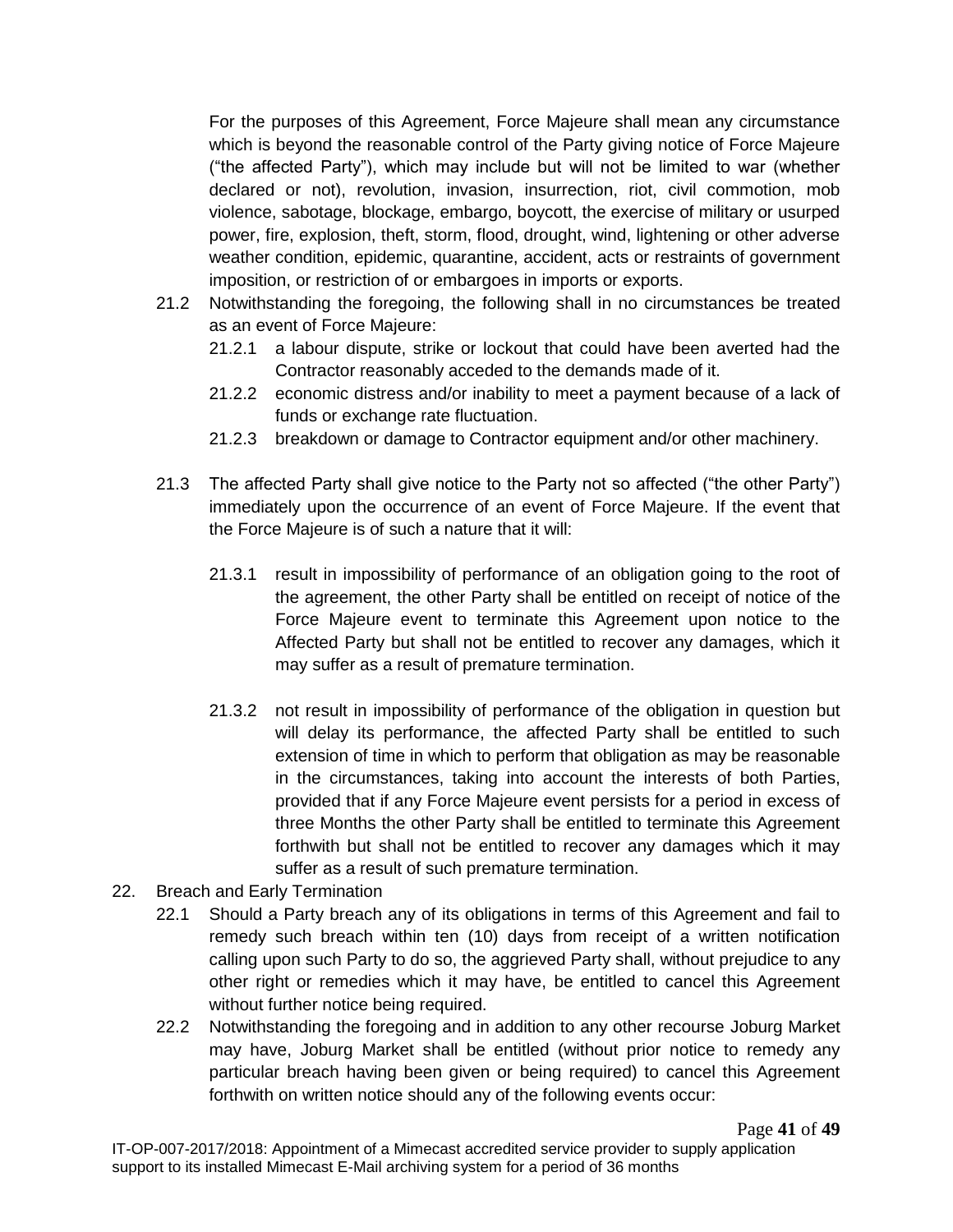For the purposes of this Agreement, Force Majeure shall mean any circumstance which is beyond the reasonable control of the Party giving notice of Force Majeure ("the affected Party"), which may include but will not be limited to war (whether declared or not), revolution, invasion, insurrection, riot, civil commotion, mob violence, sabotage, blockage, embargo, boycott, the exercise of military or usurped power, fire, explosion, theft, storm, flood, drought, wind, lightening or other adverse weather condition, epidemic, quarantine, accident, acts or restraints of government imposition, or restriction of or embargoes in imports or exports.

21.2 Notwithstanding the foregoing, the following shall in no circumstances be treated as an event of Force Majeure:

21.2.1 a labour dispute, strike or lockout that could have been averted had the Contractor reasonably acceded to the demands made of it.

21.2.2 economic distress and/or inability to meet a payment because of a lack of funds or exchange rate fluctuation.

21.2.3 breakdown or damage to Contractor equipment and/or other machinery.

21.3 The affected Party shall give notice to the Party not so affected ("the other Party") immediately upon the occurrence of an event of Force Majeure. If the event that the Force Majeure is of such a nature that it will:

21.3.1 result in impossibility of performance of an obligation going to the root of the agreement, the other Party shall be entitled on receipt of notice of the Force Majeure event to terminate this Agreement upon notice to the Affected Party but shall not be entitled to recover any damages, which it may suffer as a result of premature termination.

21.3.2 not result in impossibility of performance of the obligation in question but will delay its performance, the affected Party shall be entitled to such extension of time in which to perform that obligation as may be reasonable in the circumstances, taking into account the interests of both Parties, provided that if any Force Majeure event persists for a period in excess of three Months the other Party shall be entitled to terminate this Agreement forthwith but shall not be entitled to recover any damages which it may suffer as a result of such premature termination.

22. Breach and Early Termination

22.1 Should a Party breach any of its obligations in terms of this Agreement and fail to remedy such breach within ten (10) days from receipt of a written notification calling upon such Party to do so, the aggrieved Party shall, without prejudice to any other right or remedies which it may have, be entitled to cancel this Agreement without further notice being required.

22.2 Notwithstanding the foregoing and in addition to any other recourse Joburg Market may have, Joburg Market shall be entitled (without prior notice to remedy any particular breach having been given or being required) to cancel this Agreement forthwith on written notice should any of the following events occur: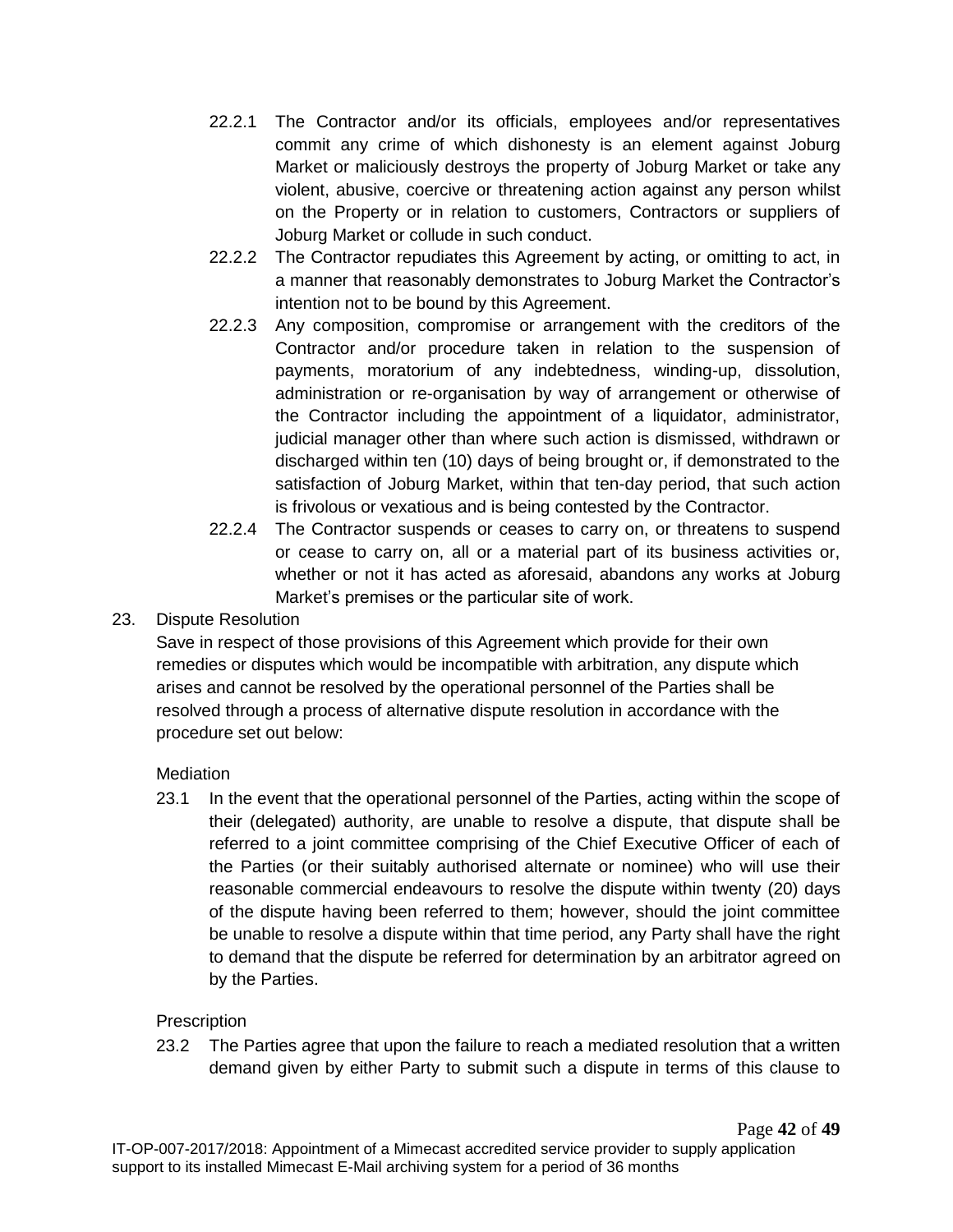22.2.1 The Contractor and/or its officials, employees and/or representatives commit any crime of which dishonesty is an element against Joburg Market or maliciously destroys the property of Joburg Market or take any violent, abusive, coercive or threatening action against any person whilst on the Property or in relation to customers, Contractors or suppliers of Joburg Market or collude in such conduct.

22.2.2 The Contractor repudiates this Agreement by acting, or omitting to act, in a manner that reasonably demonstrates to Joburg Market the Contractor's intention not to be bound by this Agreement.

22.2.3 Any composition, compromise or arrangement with the creditors of the Contractor and/or procedure taken in relation to the suspension of payments, moratorium of any indebtedness, winding-up, dissolution, administration or re-organisation by way of arrangement or otherwise of the Contractor including the appointment of a liquidator, administrator, judicial manager other than where such action is dismissed, withdrawn or discharged within ten (10) days of being brought or, if demonstrated to the satisfaction of Joburg Market, within that ten-day period, that such action is frivolous or vexatious and is being contested by the Contractor.

22.2.4 The Contractor suspends or ceases to carry on, or threatens to suspend or cease to carry on, all or a material part of its business activities or, whether or not it has acted as aforesaid, abandons any works at Joburg Market's premises or the particular site of work.

23. Dispute Resolution

Save in respect of those provisions of this Agreement which provide for their own remedies or disputes which would be incompatible with arbitration, any dispute which arises and cannot be resolved by the operational personnel of the Parties shall be resolved through a process of alternative dispute resolution in accordance with the procedure set out below:

Mediation

23.1 In the event that the operational personnel of the Parties, acting within the scope of their (delegated) authority, are unable to resolve a dispute, that dispute shall be referred to a joint committee comprising of the Chief Executive Officer of each of the Parties (or their suitably authorised alternate or nominee) who will use their reasonable commercial endeavours to resolve the dispute within twenty (20) days of the dispute having been referred to them; however, should the joint committee be unable to resolve a dispute within that time period, any Party shall have the right to demand that the dispute be referred for determination by an arbitrator agreed on by the Parties.

Prescription

23.2 The Parties agree that upon the failure to reach a mediated resolution that a written demand given by either Party to submit such a dispute in terms of this clause to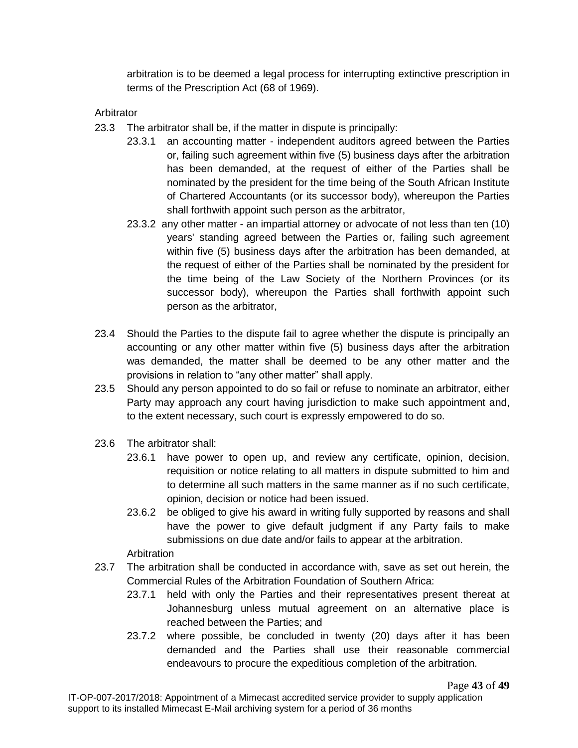arbitration is to be deemed a legal process for interrupting extinctive prescription in terms of the Prescription Act (68 of 1969).

Arbitrator

23.3 The arbitrator shall be, if the matter in dispute is principally:

- 23.3.1 an accounting matter - independent auditors agreed between the Parties or, failing such agreement within five (5) business days after the arbitration has been demanded, at the request of either of the Parties shall be nominated by the president for the time being of the South African Institute of Chartered Accountants (or its successor body), whereupon the Parties shall forthwith appoint such person as the arbitrator,
- 23.3.2 any other matter - an impartial attorney or advocate of not less than ten (10) years' standing agreed between the Parties or, failing such agreement within five (5) business days after the arbitration has been demanded, at the request of either of the Parties shall be nominated by the president for the time being of the Law Society of the Northern Provinces (or its successor body), whereupon the Parties shall forthwith appoint such person as the arbitrator,

23.4 Should the Parties to the dispute fail to agree whether the dispute is principally an accounting or any other matter within five (5) business days after the arbitration was demanded, the matter shall be deemed to be any other matter and the provisions in relation to "any other matter" shall apply.

23.5 Should any person appointed to do so fail or refuse to nominate an arbitrator, either Party may approach any court having jurisdiction to make such appointment and, to the extent necessary, such court is expressly empowered to do so.

23.6 The arbitrator shall:

- 23.6.1 have power to open up, and review any certificate, opinion, decision, requisition or notice relating to all matters in dispute submitted to him and to determine all such matters in the same manner as if no such certificate, opinion, decision or notice had been issued.
- 23.6.2 be obliged to give his award in writing fully supported by reasons and shall have the power to give default judgment if any Party fails to make submissions on due date and/or fails to appear at the arbitration.

Arbitration

23.7 The arbitration shall be conducted in accordance with, save as set out herein, the Commercial Rules of the Arbitration Foundation of Southern Africa:

- 23.7.1 held with only the Parties and their representatives present thereat at Johannesburg unless mutual agreement on an alternative place is reached between the Parties; and
- 23.7.2 where possible, be concluded in twenty (20) days after it has been demanded and the Parties shall use their reasonable commercial endeavours to procure the expeditious completion of the arbitration.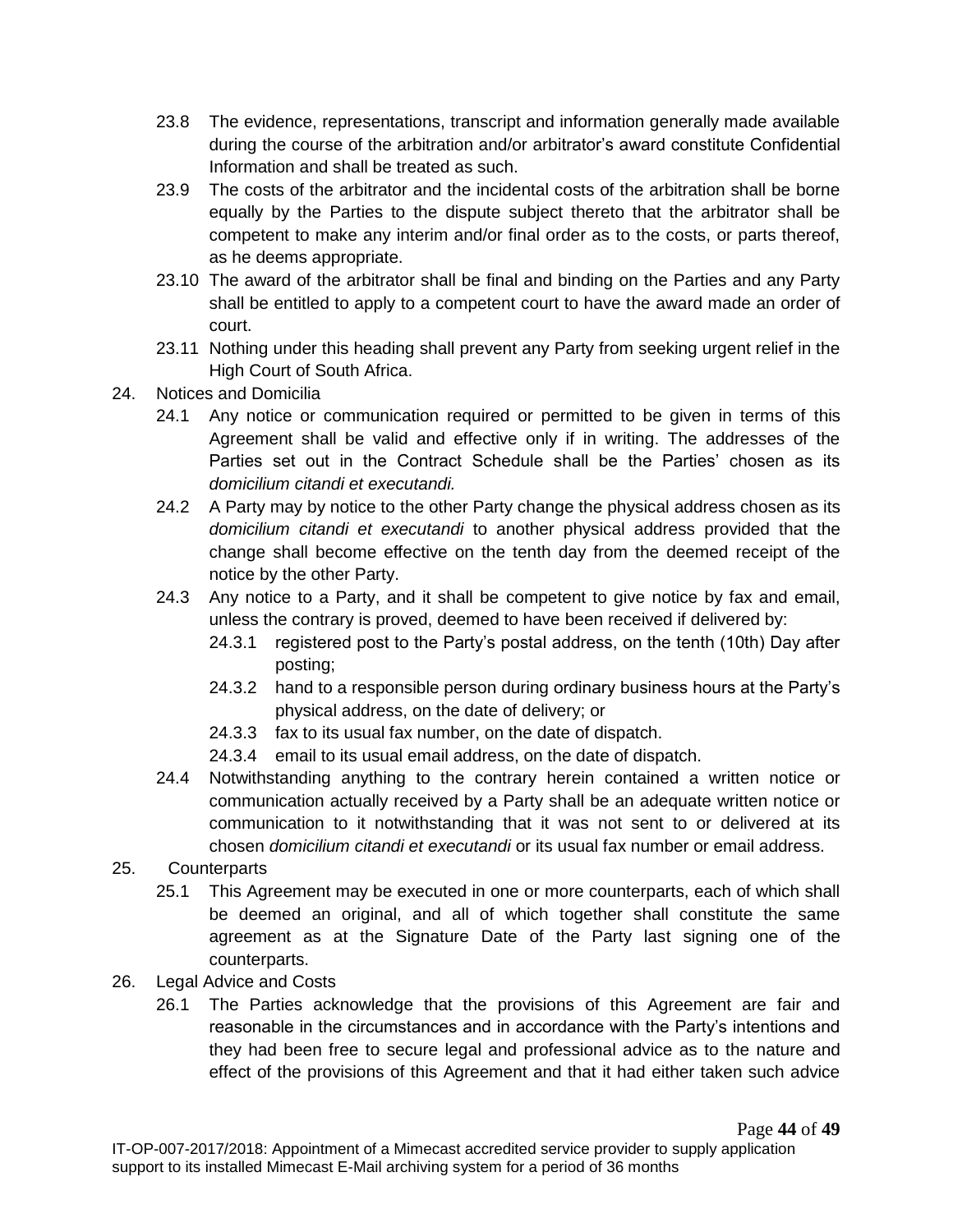23.8 The evidence, representations, transcript and information generally made available during the course of the arbitration and/or arbitrator's award constitute Confidential Information and shall be treated as such.

23.9 The costs of the arbitrator and the incidental costs of the arbitration shall be borne equally by the Parties to the dispute subject thereto that the arbitrator shall be competent to make any interim and/or final order as to the costs, or parts thereof, as he deems appropriate.

23.10 The award of the arbitrator shall be final and binding on the Parties and any Party shall be entitled to apply to a competent court to have the award made an order of court.

23.11 Nothing under this heading shall prevent any Party from seeking urgent relief in the High Court of South Africa.

24. Notices and Domicilia

24.1 Any notice or communication required or permitted to be given in terms of this Agreement shall be valid and effective only if in writing. The addresses of the Parties set out in the Contract Schedule shall be the Parties' chosen as its *domicilium citandi et executandi.*

24.2 A Party may by notice to the other Party change the physical address chosen as its *domicilium citandi et executandi* to another physical address provided that the change shall become effective on the tenth day from the deemed receipt of the notice by the other Party.

24.3 Any notice to a Party, and it shall be competent to give notice by fax and email, unless the contrary is proved, deemed to have been received if delivered by:

24.3.1 registered post to the Party's postal address, on the tenth (10th) Day after posting;

24.3.2 hand to a responsible person during ordinary business hours at the Party's physical address, on the date of delivery; or

24.3.3 fax to its usual fax number, on the date of dispatch.

24.3.4 email to its usual email address, on the date of dispatch.

24.4 Notwithstanding anything to the contrary herein contained a written notice or communication actually received by a Party shall be an adequate written notice or communication to it notwithstanding that it was not sent to or delivered at its chosen *domicilium citandi et executandi* or its usual fax number or email address.

25. Counterparts

25.1 This Agreement may be executed in one or more counterparts, each of which shall be deemed an original, and all of which together shall constitute the same agreement as at the Signature Date of the Party last signing one of the counterparts.

26. Legal Advice and Costs

26.1 The Parties acknowledge that the provisions of this Agreement are fair and reasonable in the circumstances and in accordance with the Party's intentions and they had been free to secure legal and professional advice as to the nature and effect of the provisions of this Agreement and that it had either taken such advice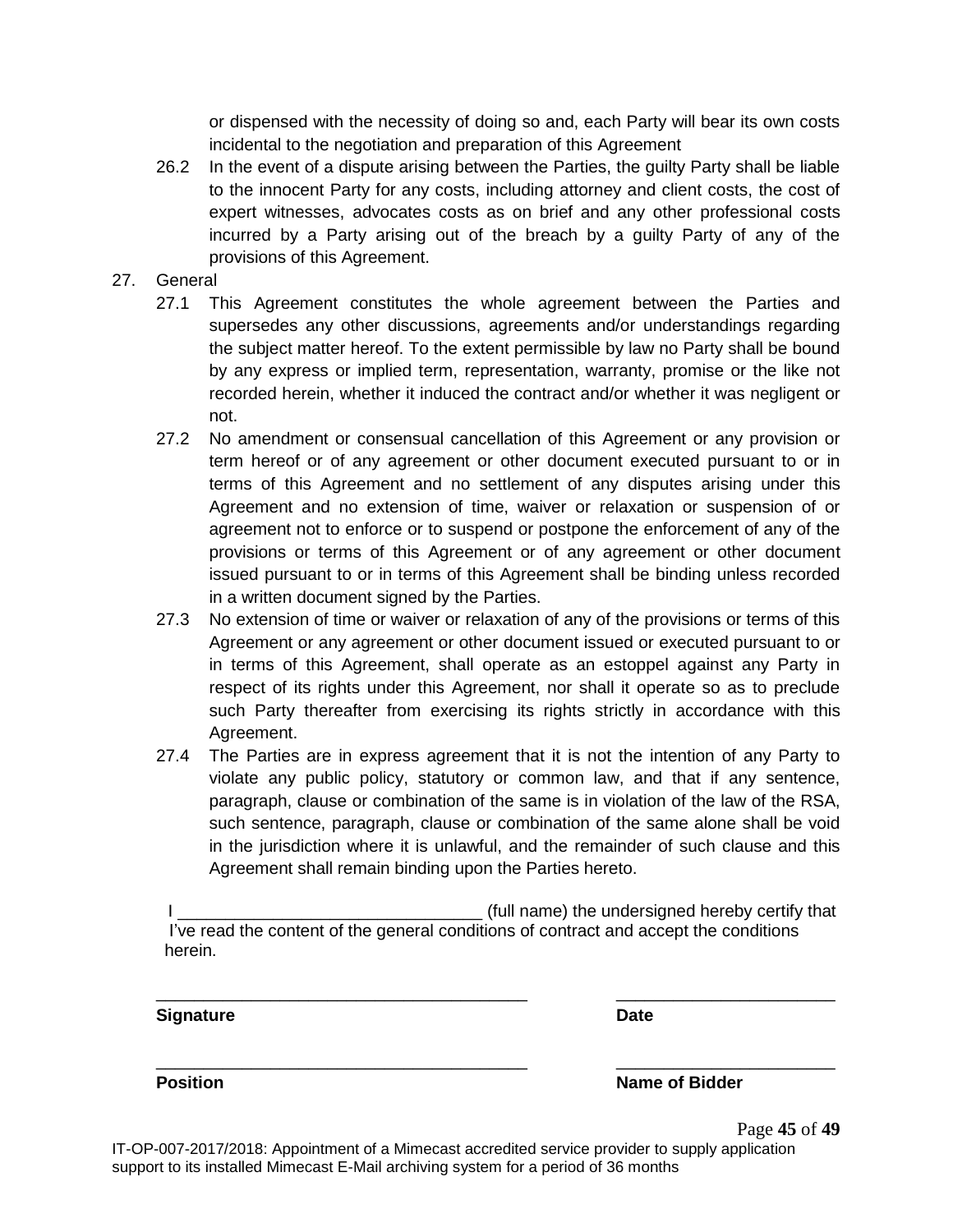or dispensed with the necessity of doing so and, each Party will bear its own costs incidental to the negotiation and preparation of this Agreement

26.2 In the event of a dispute arising between the Parties, the guilty Party shall be liable to the innocent Party for any costs, including attorney and client costs, the cost of expert witnesses, advocates costs as on brief and any other professional costs incurred by a Party arising out of the breach by a guilty Party of any of the provisions of this Agreement.

27. General

27.1 This Agreement constitutes the whole agreement between the Parties and supersedes any other discussions, agreements and/or understandings regarding the subject matter hereof. To the extent permissible by law no Party shall be bound by any express or implied term, representation, warranty, promise or the like not recorded herein, whether it induced the contract and/or whether it was negligent or not.

27.2 No amendment or consensual cancellation of this Agreement or any provision or term hereof or of any agreement or other document executed pursuant to or in terms of this Agreement and no settlement of any disputes arising under this Agreement and no extension of time, waiver or relaxation or suspension of or agreement not to enforce or to suspend or postpone the enforcement of any of the provisions or terms of this Agreement or of any agreement or other document issued pursuant to or in terms of this Agreement shall be binding unless recorded in a written document signed by the Parties.

27.3 No extension of time or waiver or relaxation of any of the provisions or terms of this Agreement or any agreement or other document issued or executed pursuant to or in terms of this Agreement, shall operate as an estoppel against any Party in respect of its rights under this Agreement, nor shall it operate so as to preclude such Party thereafter from exercising its rights strictly in accordance with this Agreement.

27.4 The Parties are in express agreement that it is not the intention of any Party to violate any public policy, statutory or common law, and that if any sentence, paragraph, clause or combination of the same is in violation of the law of the RSA, such sentence, paragraph, clause or combination of the same alone shall be void in the jurisdiction where it is unlawful, and the remainder of such clause and this Agreement shall remain binding upon the Parties hereto.

I ________________________________ (full name) the undersigned hereby certify that I've read the content of the general conditions of contract and accept the conditions herein.

________________________________________  ________________________

**Signature** **Date**

________________________________________  ________________________

**Position** **Name of Bidder**

IT-OP-007-2017/2018: Appointment of a Mimecast accredited service provider to supply application support to its installed Mimecast E-Mail archiving system for a period of 36 months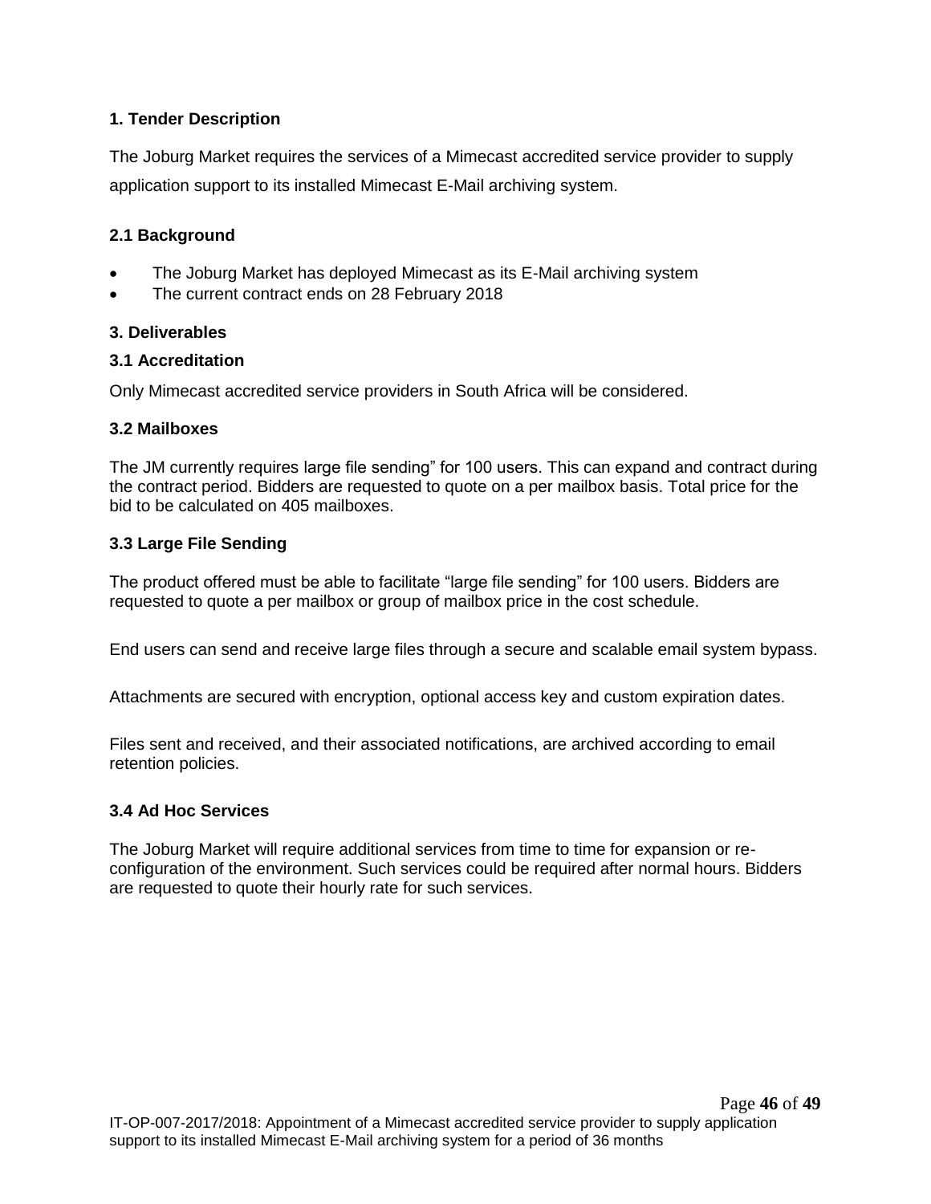**1. Tender Description**

The Joburg Market requires the services of a Mimecast accredited service provider to supply application support to its installed Mimecast E-Mail archiving system.

**2.1 Background**

- The Joburg Market has deployed Mimecast as its E-Mail archiving system
- The current contract ends on 28 February 2018

**3. Deliverables**

**3.1 Accreditation**

Only Mimecast accredited service providers in South Africa will be considered.

**3.2 Mailboxes**

The JM currently requires large file sending" for 100 users. This can expand and contract during the contract period. Bidders are requested to quote on a per mailbox basis. Total price for the bid to be calculated on 405 mailboxes.

**3.3 Large File Sending**

The product offered must be able to facilitate "large file sending" for 100 users. Bidders are requested to quote a per mailbox or group of mailbox price in the cost schedule.

End users can send and receive large files through a secure and scalable email system bypass.

Attachments are secured with encryption, optional access key and custom expiration dates.

Files sent and received, and their associated notifications, are archived according to email retention policies.

**3.4 Ad Hoc Services**

The Joburg Market will require additional services from time to time for expansion or re-configuration of the environment. Such services could be required after normal hours. Bidders are requested to quote their hourly rate for such services.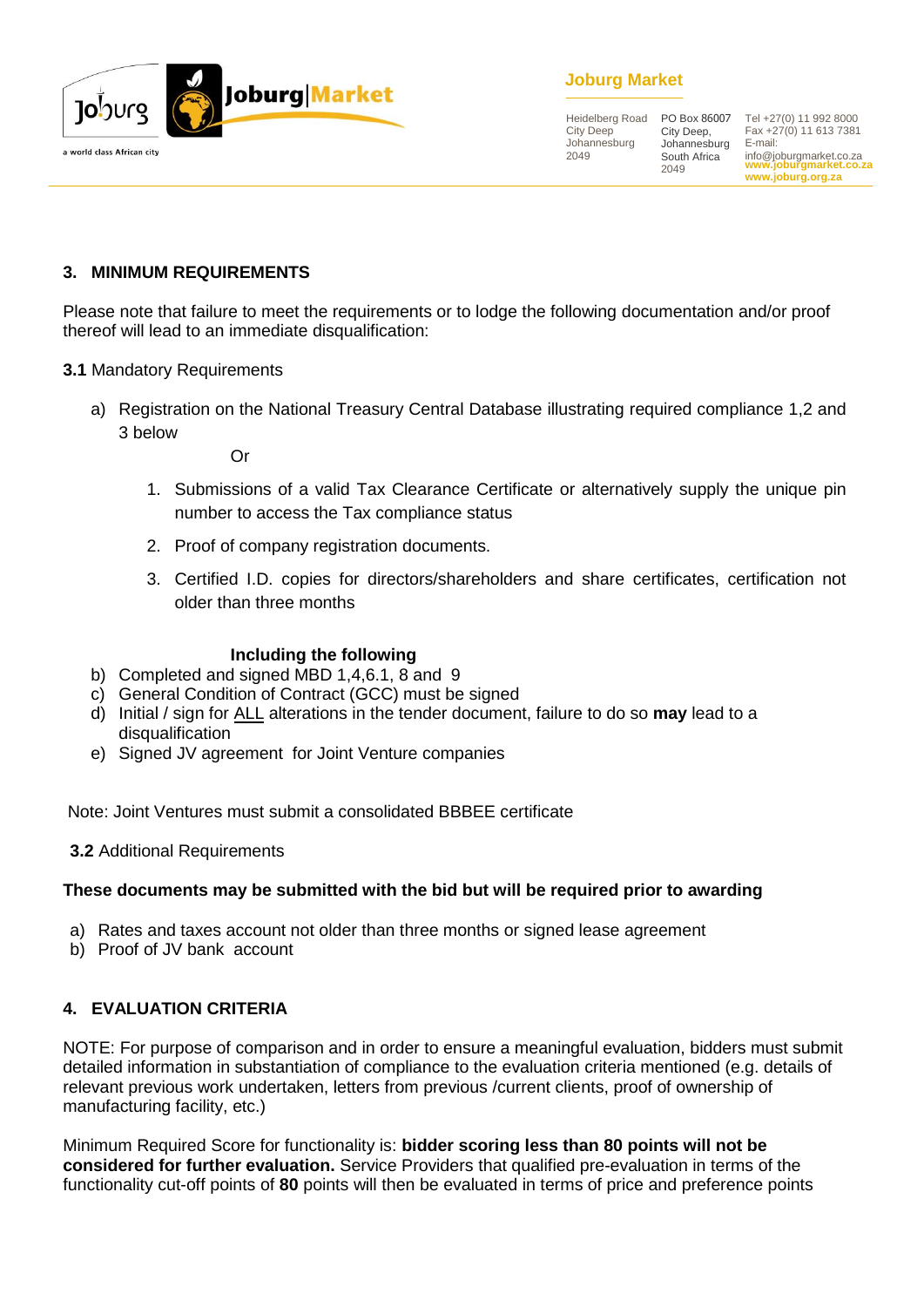## 3. MINIMUM REQUIREMENTS

Please note that failure to meet the requirements or to lodge the following documentation and/or proof thereof will lead to an immediate disqualification:

**3.1** Mandatory Requirements

a) Registration on the National Treasury Central Database illustrating required compliance 1,2 and 3 below

Or

1. Submissions of a valid Tax Clearance Certificate or alternatively supply the unique pin number to access the Tax compliance status
2. Proof of company registration documents.
3. Certified I.D. copies for directors/shareholders and share certificates, certification not older than three months

**Including the following**

b) Completed and signed MBD 1,4,6.1, 8 and 9
c) General Condition of Contract (GCC) must be signed
d) Initial / sign for <u>ALL</u> alterations in the tender document, failure to do so **may** lead to a disqualification
e) Signed JV agreement for Joint Venture companies

Note: Joint Ventures must submit a consolidated BBBEE certificate

**3.2** Additional Requirements

**These documents may be submitted with the bid but will be required prior to awarding**

a) Rates and taxes account not older than three months or signed lease agreement
b) Proof of JV bank account

## 4. EVALUATION CRITERIA

NOTE: For purpose of comparison and in order to ensure a meaningful evaluation, bidders must submit detailed information in substantiation of compliance to the evaluation criteria mentioned (e.g. details of relevant previous work undertaken, letters from previous /current clients, proof of ownership of manufacturing facility, etc.)

Minimum Required Score for functionality is: **bidder scoring less than 80 points will not be considered for further evaluation.** Service Providers that qualified pre-evaluation in terms of the functionality cut-off points of **80** points will then be evaluated in terms of price and preference points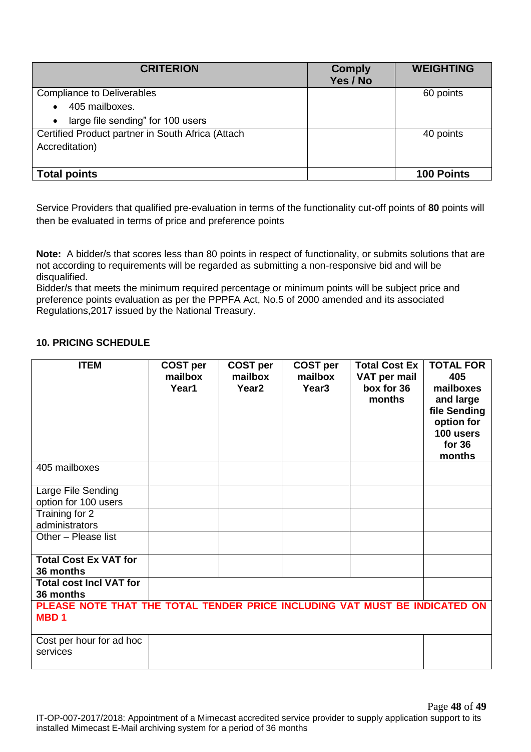| CRITERION | Comply Yes / No | WEIGHTING |
|---|---|---|
| Compliance to Deliverables<br>• 405 mailboxes.<br>• large file sending" for 100 users | | 60 points |
| Certified Product partner in South Africa (Attach Accreditation) | | 40 points |
| **Total points** | | **100 Points** |

Service Providers that qualified pre-evaluation in terms of the functionality cut-off points of **80** points will then be evaluated in terms of price and preference points

**Note:** A bidder/s that scores less than 80 points in respect of functionality, or submits solutions that are not according to requirements will be regarded as submitting a non-responsive bid and will be disqualified.
Bidder/s that meets the minimum required percentage or minimum points will be subject price and preference points evaluation as per the PPPFA Act, No.5 of 2000 amended and its associated Regulations,2017 issued by the National Treasury.

### 10. PRICING SCHEDULE

| ITEM | COST per mailbox Year1 | COST per mailbox Year2 | COST per mailbox Year3 | Total Cost Ex VAT per mail box for 36 months | TOTAL FOR 405 mailboxes and large file Sending option for 100 users for 36 months |
|---|---|---|---|---|---|
| 405 mailboxes | | | | | |
| Large File Sending option for 100 users | | | | | |
| Training for 2 administrators | | | | | |
| Other – Please list | | | | | |
| **Total Cost Ex VAT for 36 months** | | | | | |
| **Total cost Incl VAT for 36 months** | | | | | |
| **PLEASE NOTE THAT THE TOTAL TENDER PRICE INCLUDING VAT MUST BE INDICATED ON MBD 1** | | | | | |
| Cost per hour for ad hoc services | | | | | |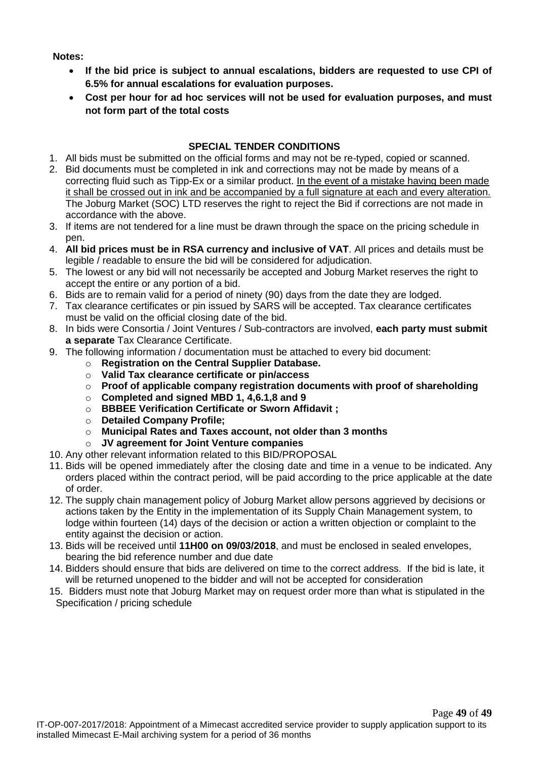**Notes:**

- **If the bid price is subject to annual escalations, bidders are requested to use CPI of 6.5% for annual escalations for evaluation purposes.**
- **Cost per hour for ad hoc services will not be used for evaluation purposes, and must not form part of the total costs**

## SPECIAL TENDER CONDITIONS

1. All bids must be submitted on the official forms and may not be re-typed, copied or scanned.
2. Bid documents must be completed in ink and corrections may not be made by means of a correcting fluid such as Tipp-Ex or a similar product. <u>In the event of a mistake having been made it shall be crossed out in ink and be accompanied by a full signature at each and every alteration.</u> The Joburg Market (SOC) LTD reserves the right to reject the Bid if corrections are not made in accordance with the above.
3. If items are not tendered for a line must be drawn through the space on the pricing schedule in pen.
4. **All bid prices must be in RSA currency and inclusive of VAT**. All prices and details must be legible / readable to ensure the bid will be considered for adjudication.
5. The lowest or any bid will not necessarily be accepted and Joburg Market reserves the right to accept the entire or any portion of a bid.
6. Bids are to remain valid for a period of ninety (90) days from the date they are lodged.
7. Tax clearance certificates or pin issued by SARS will be accepted. Tax clearance certificates must be valid on the official closing date of the bid.
8. In bids were Consortia / Joint Ventures / Sub-contractors are involved, **each party must submit a separate** Tax Clearance Certificate.
9. The following information / documentation must be attached to every bid document:
   - **Registration on the Central Supplier Database.**
   - **Valid Tax clearance certificate or pin/access**
   - **Proof of applicable company registration documents with proof of shareholding**
   - **Completed and signed MBD 1, 4,6.1,8 and 9**
   - **BBBEE Verification Certificate or Sworn Affidavit ;**
   - **Detailed Company Profile;**
   - **Municipal Rates and Taxes account, not older than 3 months**
   - **JV agreement for Joint Venture companies**
10. Any other relevant information related to this BID/PROPOSAL
11. Bids will be opened immediately after the closing date and time in a venue to be indicated. Any orders placed within the contract period, will be paid according to the price applicable at the date of order.
12. The supply chain management policy of Joburg Market allow persons aggrieved by decisions or actions taken by the Entity in the implementation of its Supply Chain Management system, to lodge within fourteen (14) days of the decision or action a written objection or complaint to the entity against the decision or action.
13. Bids will be received until **11H00 on 09/03/2018**, and must be enclosed in sealed envelopes, bearing the bid reference number and due date
14. Bidders should ensure that bids are delivered on time to the correct address. If the bid is late, it will be returned unopened to the bidder and will not be accepted for consideration
15. Bidders must note that Joburg Market may on request order more than what is stipulated in the Specification / pricing schedule